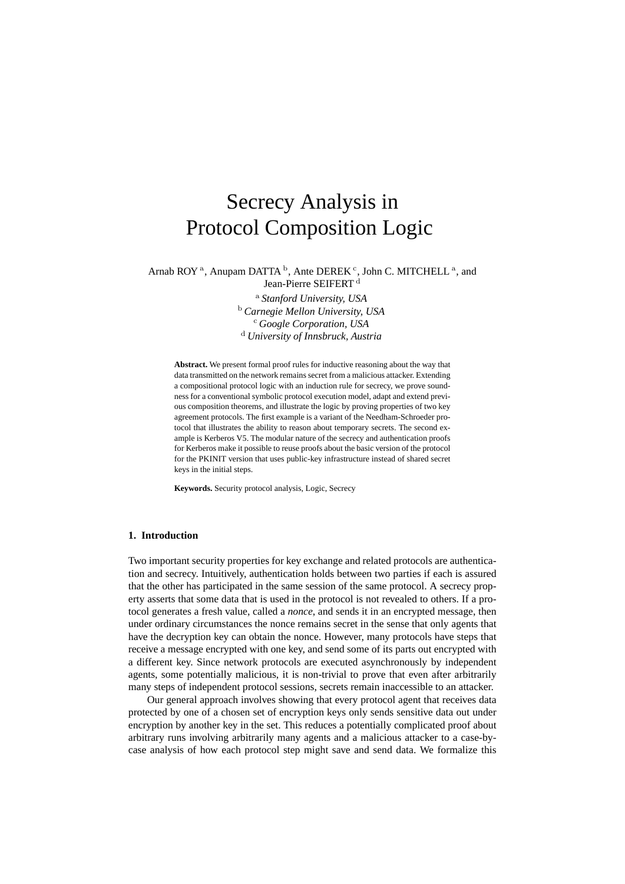# Secrecy Analysis in Protocol Composition Logic

Arnab ROY [a], Anupam DATTA [b], Ante DEREK [c], John C. MITCHELL [a], and Jean-Pierre SEIFERT [d]

[a] *Stanford University, USA*
[b] *Carnegie Mellon University, USA*
[c] *Google Corporation, USA*
[d] *University of Innsbruck, Austria*

**Abstract.** We present formal proof rules for inductive reasoning about the way that data transmitted on the network remains secret from a malicious attacker. Extending a compositional protocol logic with an induction rule for secrecy, we prove soundness for a conventional symbolic protocol execution model, adapt and extend previous composition theorems, and illustrate the logic by proving properties of two key agreement protocols. The first example is a variant of the Needham-Schroeder protocol that illustrates the ability to reason about temporary secrets. The second example is Kerberos V5. The modular nature of the secrecy and authentication proofs for Kerberos make it possible to reuse proofs about the basic version of the protocol for the PKINIT version that uses public-key infrastructure instead of shared secret keys in the initial steps.

**Keywords.** Security protocol analysis, Logic, Secrecy

## 1. Introduction

Two important security properties for key exchange and related protocols are authentication and secrecy. Intuitively, authentication holds between two parties if each is assured that the other has participated in the same session of the same protocol. A secrecy property asserts that some data that is used in the protocol is not revealed to others. If a protocol generates a fresh value, called a *nonce*, and sends it in an encrypted message, then under ordinary circumstances the nonce remains secret in the sense that only agents that have the decryption key can obtain the nonce. However, many protocols have steps that receive a message encrypted with one key, and send some of its parts out encrypted with a different key. Since network protocols are executed asynchronously by independent agents, some potentially malicious, it is non-trivial to prove that even after arbitrarily many steps of independent protocol sessions, secrets remain inaccessible to an attacker.

Our general approach involves showing that every protocol agent that receives data protected by one of a chosen set of encryption keys only sends sensitive data out under encryption by another key in the set. This reduces a potentially complicated proof about arbitrary runs involving arbitrarily many agents and a malicious attacker to a case-by-case analysis of how each protocol step might save and send data. We formalize this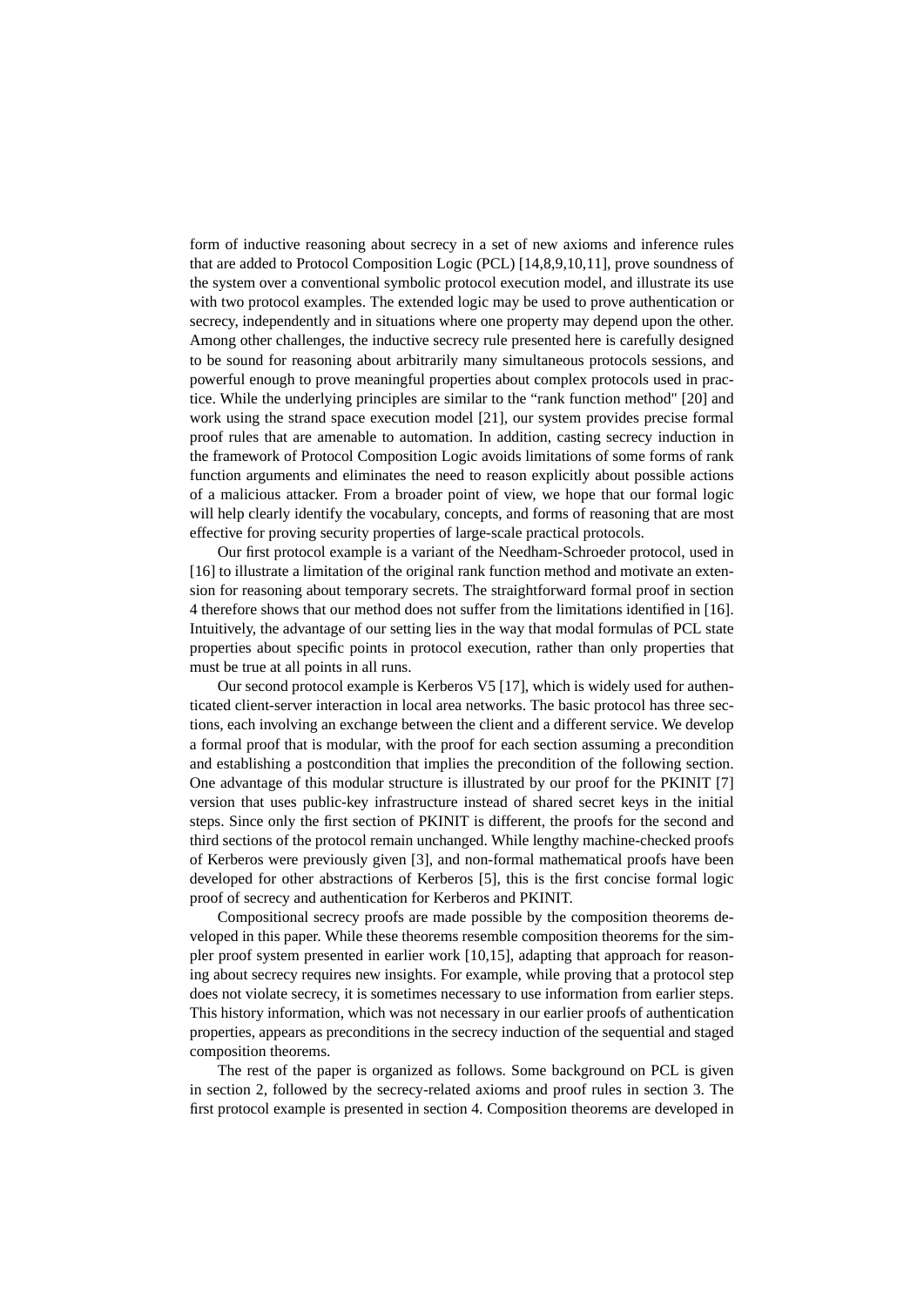form of inductive reasoning about secrecy in a set of new axioms and inference rules that are added to Protocol Composition Logic (PCL) [14,8,9,10,11], prove soundness of the system over a conventional symbolic protocol execution model, and illustrate its use with two protocol examples. The extended logic may be used to prove authentication or secrecy, independently and in situations where one property may depend upon the other. Among other challenges, the inductive secrecy rule presented here is carefully designed to be sound for reasoning about arbitrarily many simultaneous protocols sessions, and powerful enough to prove meaningful properties about complex protocols used in practice. While the underlying principles are similar to the "rank function method" [20] and work using the strand space execution model [21], our system provides precise formal proof rules that are amenable to automation. In addition, casting secrecy induction in the framework of Protocol Composition Logic avoids limitations of some forms of rank function arguments and eliminates the need to reason explicitly about possible actions of a malicious attacker. From a broader point of view, we hope that our formal logic will help clearly identify the vocabulary, concepts, and forms of reasoning that are most effective for proving security properties of large-scale practical protocols.

Our first protocol example is a variant of the Needham-Schroeder protocol, used in [16] to illustrate a limitation of the original rank function method and motivate an extension for reasoning about temporary secrets. The straightforward formal proof in section 4 therefore shows that our method does not suffer from the limitations identified in [16]. Intuitively, the advantage of our setting lies in the way that modal formulas of PCL state properties about specific points in protocol execution, rather than only properties that must be true at all points in all runs.

Our second protocol example is Kerberos V5 [17], which is widely used for authenticated client-server interaction in local area networks. The basic protocol has three sections, each involving an exchange between the client and a different service. We develop a formal proof that is modular, with the proof for each section assuming a precondition and establishing a postcondition that implies the precondition of the following section. One advantage of this modular structure is illustrated by our proof for the PKINIT [7] version that uses public-key infrastructure instead of shared secret keys in the initial steps. Since only the first section of PKINIT is different, the proofs for the second and third sections of the protocol remain unchanged. While lengthy machine-checked proofs of Kerberos were previously given [3], and non-formal mathematical proofs have been developed for other abstractions of Kerberos [5], this is the first concise formal logic proof of secrecy and authentication for Kerberos and PKINIT.

Compositional secrecy proofs are made possible by the composition theorems developed in this paper. While these theorems resemble composition theorems for the simpler proof system presented in earlier work [10,15], adapting that approach for reasoning about secrecy requires new insights. For example, while proving that a protocol step does not violate secrecy, it is sometimes necessary to use information from earlier steps. This history information, which was not necessary in our earlier proofs of authentication properties, appears as preconditions in the secrecy induction of the sequential and staged composition theorems.

The rest of the paper is organized as follows. Some background on PCL is given in section 2, followed by the secrecy-related axioms and proof rules in section 3. The first protocol example is presented in section 4. Composition theorems are developed in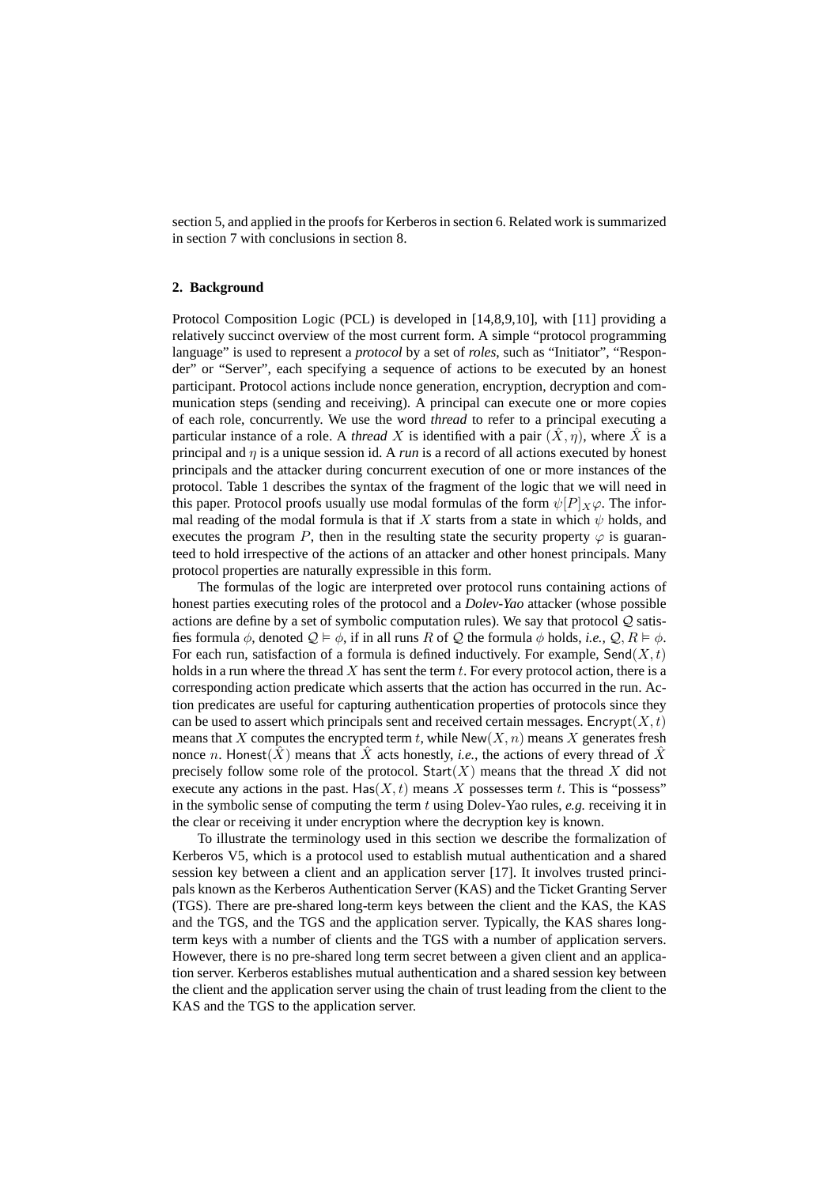section 5, and applied in the proofs for Kerberos in section 6. Related work is summarized in section 7 with conclusions in section 8.

## 2. Background

Protocol Composition Logic (PCL) is developed in [14,8,9,10], with [11] providing a relatively succinct overview of the most current form. A simple "protocol programming language" is used to represent a *protocol* by a set of *roles*, such as "Initiator", "Responder" or "Server", each specifying a sequence of actions to be executed by an honest participant. Protocol actions include nonce generation, encryption, decryption and communication steps (sending and receiving). A principal can execute one or more copies of each role, concurrently. We use the word *thread* to refer to a principal executing a particular instance of a role. A *thread* $X$ is identified with a pair $(\hat{X}, \eta)$, where $\hat{X}$ is a principal and $\eta$ is a unique session id. A *run* is a record of all actions executed by honest principals and the attacker during concurrent execution of one or more instances of the protocol. Table 1 describes the syntax of the fragment of the logic that we will need in this paper. Protocol proofs usually use modal formulas of the form $\psi[P]_X\varphi$. The informal reading of the modal formula is that if $X$ starts from a state in which $\psi$ holds, and executes the program $P$, then in the resulting state the security property $\varphi$ is guaranteed to hold irrespective of the actions of an attacker and other honest principals. Many protocol properties are naturally expressible in this form.

The formulas of the logic are interpreted over protocol runs containing actions of honest parties executing roles of the protocol and a *Dolev-Yao* attacker (whose possible actions are define by a set of symbolic computation rules). We say that protocol $\mathcal{Q}$ satisfies formula $\phi$, denoted $\mathcal{Q} \vDash \phi$, if in all runs $R$ of $\mathcal{Q}$ the formula $\phi$ holds, *i.e.*, $\mathcal{Q}, R \vDash \phi$. For each run, satisfaction of a formula is defined inductively. For example, $\mathsf{Send}(X, t)$ holds in a run where the thread $X$ has sent the term $t$. For every protocol action, there is a corresponding action predicate which asserts that the action has occurred in the run. Action predicates are useful for capturing authentication properties of protocols since they can be used to assert which principals sent and received certain messages. $\mathsf{Encrypt}(X, t)$ means that $X$ computes the encrypted term $t$, while $\mathsf{New}(X, n)$ means $X$ generates fresh nonce $n$. $\mathsf{Honest}(\hat{X})$ means that $\hat{X}$ acts honestly, *i.e.*, the actions of every thread of $\hat{X}$ precisely follow some role of the protocol. $\mathsf{Start}(X)$ means that the thread $X$ did not execute any actions in the past. $\mathsf{Has}(X, t)$ means $X$ possesses term $t$. This is "possess" in the symbolic sense of computing the term $t$ using Dolev-Yao rules, *e.g.* receiving it in the clear or receiving it under encryption where the decryption key is known.

To illustrate the terminology used in this section we describe the formalization of Kerberos V5, which is a protocol used to establish mutual authentication and a shared session key between a client and an application server [17]. It involves trusted principals known as the Kerberos Authentication Server (KAS) and the Ticket Granting Server (TGS). There are pre-shared long-term keys between the client and the KAS, the KAS and the TGS, and the TGS and the application server. Typically, the KAS shares long-term keys with a number of clients and the TGS with a number of application servers. However, there is no pre-shared long term secret between a given client and an application server. Kerberos establishes mutual authentication and a shared session key between the client and the application server using the chain of trust leading from the client to the KAS and the TGS to the application server.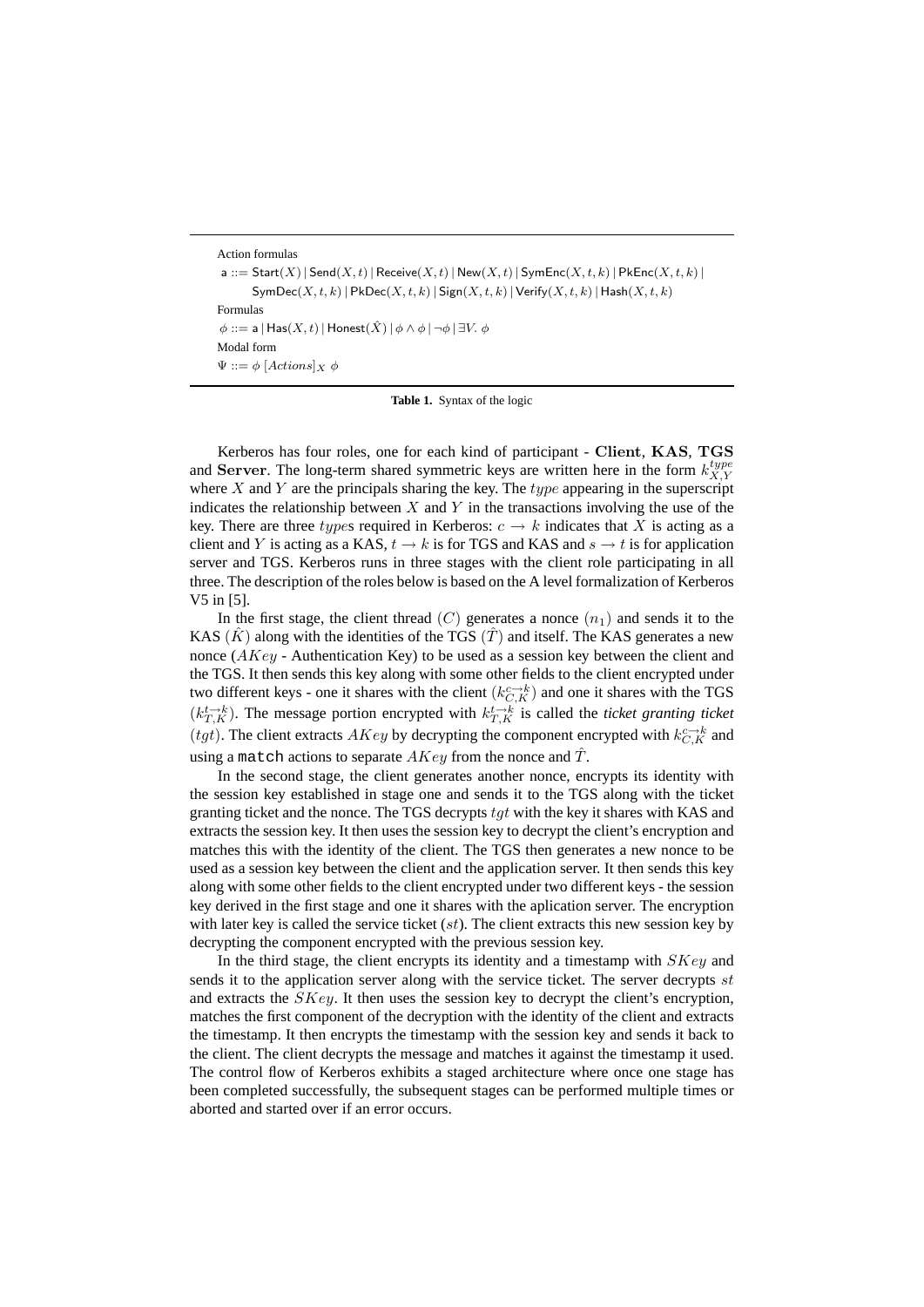Action formulas

$$\mathsf{a} ::= \mathsf{Start}(X) \,|\, \mathsf{Send}(X,t) \,|\, \mathsf{Receive}(X,t) \,|\, \mathsf{New}(X,t) \,|\, \mathsf{SymEnc}(X,t,k) \,|\, \mathsf{PkEnc}(X,t,k) \,|$$
$$\mathsf{SymDec}(X,t,k) \,|\, \mathsf{PkDec}(X,t,k) \,|\, \mathsf{Sign}(X,t,k) \,|\, \mathsf{Verify}(X,t,k) \,|\, \mathsf{Hash}(X,t,k)$$

Formulas

$$\phi ::= \mathsf{a} \,|\, \mathsf{Has}(X,t) \,|\, \mathsf{Honest}(\hat{X}) \,|\, \phi \wedge \phi \,|\, \neg\phi \,|\, \exists V.\ \phi$$

Modal form

$$\Psi ::= \phi\ [Actions]_X\ \phi$$

**Table 1.** Syntax of the logic

Kerberos has four roles, one for each kind of participant - **Client**, **KAS**, **TGS** and **Server**. The long-term shared symmetric keys are written here in the form $k_{X,Y}^{type}$ where $X$ and $Y$ are the principals sharing the key. The $type$ appearing in the superscript indicates the relationship between $X$ and $Y$ in the transactions involving the use of the key. There are three $type$s required in Kerberos: $c \rightarrow k$ indicates that $X$ is acting as a client and $Y$ is acting as a KAS, $t \rightarrow k$ is for TGS and KAS and $s \rightarrow t$ is for application server and TGS. Kerberos runs in three stages with the client role participating in all three. The description of the roles below is based on the A level formalization of Kerberos V5 in [5].

In the first stage, the client thread $(C)$ generates a nonce $(n_1)$ and sends it to the KAS $(\hat{K})$ along with the identities of the TGS $(\hat{T})$ and itself. The KAS generates a new nonce ($AKey$ - Authentication Key) to be used as a session key between the client and the TGS. It then sends this key along with some other fields to the client encrypted under two different keys - one it shares with the client $(k_{C,K}^{c\rightarrow k})$ and one it shares with the TGS $(k_{T,K}^{t\rightarrow k})$. The message portion encrypted with $k_{T,K}^{t\rightarrow k}$ is called the *ticket granting ticket* $(tgt)$. The client extracts $AKey$ by decrypting the component encrypted with $k_{C,K}^{c\rightarrow k}$ and using a `match` actions to separate $AKey$ from the nonce and $\hat{T}$.

In the second stage, the client generates another nonce, encrypts its identity with the session key established in stage one and sends it to the TGS along with the ticket granting ticket and the nonce. The TGS decrypts $tgt$ with the key it shares with KAS and extracts the session key. It then uses the session key to decrypt the client's encryption and matches this with the identity of the client. The TGS then generates a new nonce to be used as a session key between the client and the application server. It then sends this key along with some other fields to the client encrypted under two different keys - the session key derived in the first stage and one it shares with the aplication server. The encryption with later key is called the service ticket $(st)$. The client extracts this new session key by decrypting the component encrypted with the previous session key.

In the third stage, the client encrypts its identity and a timestamp with $SKey$ and sends it to the application server along with the service ticket. The server decrypts $st$ and extracts the $SKey$. It then uses the session key to decrypt the client's encryption, matches the first component of the decryption with the identity of the client and extracts the timestamp. It then encrypts the timestamp with the session key and sends it back to the client. The client decrypts the message and matches it against the timestamp it used. The control flow of Kerberos exhibits a staged architecture where once one stage has been completed successfully, the subsequent stages can be performed multiple times or aborted and started over if an error occurs.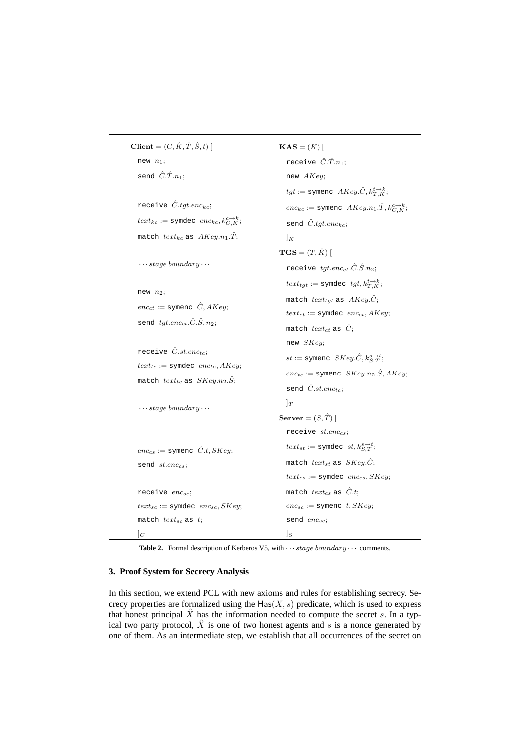```
Client = (C, K̂, T̂, Ŝ, t) [
  new n_1;
  send Ĉ.T̂.n_1;

  receive Ĉ.tgt.enc_kc;
  text_kc := symdec enc_kc, k^{c→k}_{C,K};
  match text_kc as AKey.n_1.T̂;

  ··· stage boundary ···

  new n_2;
  enc_ct := symenc Ĉ, AKey;
  send tgt.enc_ct.Ĉ.Ŝ, n_2;

  receive Ĉ.st.enc_tc;
  text_tc := symdec enc_tc, AKey;
  match text_tc as SKey.n_2.Ŝ;

  ··· stage boundary ···

  enc_cs := symenc Ĉ.t, SKey;
  send st.enc_cs;

  receive enc_sc;
  text_sc := symdec enc_sc, SKey;
  match text_sc as t;
]_C
```

```
KAS = (K) [
  receive Ĉ.T̂.n_1;
  new AKey;
  tgt := symenc AKey.Ĉ, k^{t→k}_{T,K};
  enc_kc := symenc AKey.n_1.T̂, k^{c→k}_{C,K};
  send Ĉ.tgt.enc_kc;
]_K

TGS = (T, K̂) [
  receive tgt.enc_ct.Ĉ.Ŝ.n_2;
  text_tgt := symdec tgt, k^{t→k}_{T,K};
  match text_tgt as AKey.Ĉ;
  text_ct := symdec enc_ct, AKey;
  match text_ct as Ĉ;
  new SKey;
  st := symenc SKey.Ĉ, k^{s→t}_{S,T};
  enc_tc := symenc SKey.n_2.Ŝ, AKey;
  send Ĉ.st.enc_tc;
]_T

Server = (S, T̂) [
  receive st.enc_cs;
  text_st := symdec st, k^{s→t}_{S,T};
  match text_st as SKey.Ĉ;
  text_cs := symdec enc_cs, SKey;
  match text_cs as Ĉ.t;
  enc_sc := symenc t, SKey;
  send enc_sc;
]_S
```

**Table 2.** Formal description of Kerberos V5, with $\cdots$ *stage boundary* $\cdots$ comments.

## 3. Proof System for Secrecy Analysis

In this section, we extend PCL with new axioms and rules for establishing secrecy. Secrecy properties are formalized using the $\mathsf{Has}(X, s)$ predicate, which is used to express that honest principal $\hat{X}$ has the information needed to compute the secret $s$. In a typical two party protocol, $\hat{X}$ is one of two honest agents and $s$ is a nonce generated by one of them. As an intermediate step, we establish that all occurrences of the secret on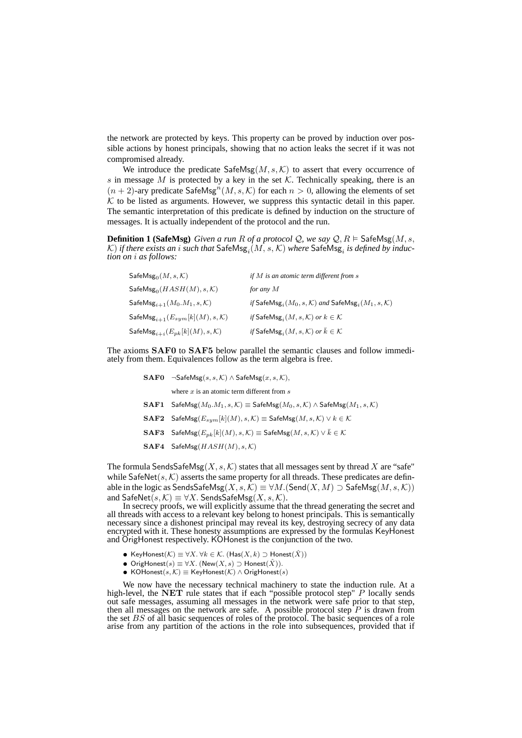the network are protected by keys. This property can be proved by induction over possible actions by honest principals, showing that no action leaks the secret if it was not compromised already.

We introduce the predicate $\mathsf{SafeMsg}(M, s, \mathcal{K})$ to assert that every occurrence of $s$ in message $M$ is protected by a key in the set $\mathcal{K}$. Technically speaking, there is an $(n+2)$-ary predicate $\mathsf{SafeMsg}^n(M, s, \mathcal{K})$ for each $n > 0$, allowing the elements of set $\mathcal{K}$ to be listed as arguments. However, we suppress this syntactic detail in this paper. The semantic interpretation of this predicate is defined by induction on the structure of messages. It is actually independent of the protocol and the run.

**Definition 1 (SafeMsg)** *Given a run $R$ of a protocol $\mathcal{Q}$, we say $\mathcal{Q}, R \vDash \mathsf{SafeMsg}(M, s, \mathcal{K})$ if there exists an $i$ such that $\mathsf{SafeMsg}_i(M, s, \mathcal{K})$ where $\mathsf{SafeMsg}_i$ is defined by induction on $i$ as follows:*

| | |
|---|---|
| $\mathsf{SafeMsg}_0(M, s, \mathcal{K})$ | *if $M$ is an atomic term different from $s$* |
| $\mathsf{SafeMsg}_0(HASH(M), s, \mathcal{K})$ | *for any $M$* |
| $\mathsf{SafeMsg}_{i+1}(M_0.M_1, s, \mathcal{K})$ | *if $\mathsf{SafeMsg}_i(M_0, s, \mathcal{K})$ and $\mathsf{SafeMsg}_i(M_1, s, \mathcal{K})$* |
| $\mathsf{SafeMsg}_{i+1}(E_{sym}[k](M), s, \mathcal{K})$ | *if $\mathsf{SafeMsg}_i(M, s, \mathcal{K})$ or $k \in \mathcal{K}$* |
| $\mathsf{SafeMsg}_{i+i}(E_{pk}[k](M), s, \mathcal{K})$ | *if $\mathsf{SafeMsg}_i(M, s, \mathcal{K})$ or $\bar{k} \in \mathcal{K}$* |

The axioms **SAF0** to **SAF5** below parallel the semantic clauses and follow immediately from them. Equivalences follow as the term algebra is free.

**SAF0** $\neg\mathsf{SafeMsg}(s, s, \mathcal{K}) \wedge \mathsf{SafeMsg}(x, s, \mathcal{K})$,

where $x$ is an atomic term different from $s$

**SAF1** $\mathsf{SafeMsg}(M_0.M_1, s, \mathcal{K}) \equiv \mathsf{SafeMsg}(M_0, s, \mathcal{K}) \wedge \mathsf{SafeMsg}(M_1, s, \mathcal{K})$

**SAF2** $\mathsf{SafeMsg}(E_{sym}[k](M), s, \mathcal{K}) \equiv \mathsf{SafeMsg}(M, s, \mathcal{K}) \vee k \in \mathcal{K}$

**SAF3** $\mathsf{SafeMsg}(E_{pk}[k](M), s, \mathcal{K}) \equiv \mathsf{SafeMsg}(M, s, \mathcal{K}) \vee \bar{k} \in \mathcal{K}$

**SAF4** $\mathsf{SafeMsg}(HASH(M), s, \mathcal{K})$

The formula $\mathsf{SendsSafeMsg}(X, s, \mathcal{K})$ states that all messages sent by thread $X$ are "safe" while $\mathsf{SafeNet}(s, \mathcal{K})$ asserts the same property for all threads. These predicates are definable in the logic as $\mathsf{SendsSafeMsg}(X, s, \mathcal{K}) \equiv \forall M.(\mathsf{Send}(X, M) \supset \mathsf{SafeMsg}(M, s, \mathcal{K}))$ and $\mathsf{SafeNet}(s, \mathcal{K}) \equiv \forall X.\ \mathsf{SendsSafeMsg}(X, s, \mathcal{K})$.

In secrecy proofs, we will explicitly assume that the thread generating the secret and all threads with access to a relevant key belong to honest principals. This is semantically necessary since a dishonest principal may reveal its key, destroying secrecy of any data encrypted with it. These honesty assumptions are expressed by the formulas KeyHonest and OrigHonest respectively. KOHonest is the conjunction of the two.

- $\mathsf{KeyHonest}(\mathcal{K}) \equiv \forall X.\ \forall k \in \mathcal{K}.\ (\mathsf{Has}(X, k) \supset \mathsf{Honest}(\hat{X}))$
- $\mathsf{OrigHonest}(s) \equiv \forall X.\ (\mathsf{New}(X, s) \supset \mathsf{Honest}(\hat{X}))$.
- $\mathsf{KOHonest}(s, \mathcal{K}) \equiv \mathsf{KeyHonest}(\mathcal{K}) \wedge \mathsf{OrigHonest}(s)$

We now have the necessary technical machinery to state the induction rule. At a high-level, the **NET** rule states that if each "possible protocol step" $P$ locally sends out safe messages, assuming all messages in the network were safe prior to that step, then all messages on the network are safe. A possible protocol step $P$ is drawn from the set $BS$ of all basic sequences of roles of the protocol. The basic sequences of a role arise from any partition of the actions in the role into subsequences, provided that if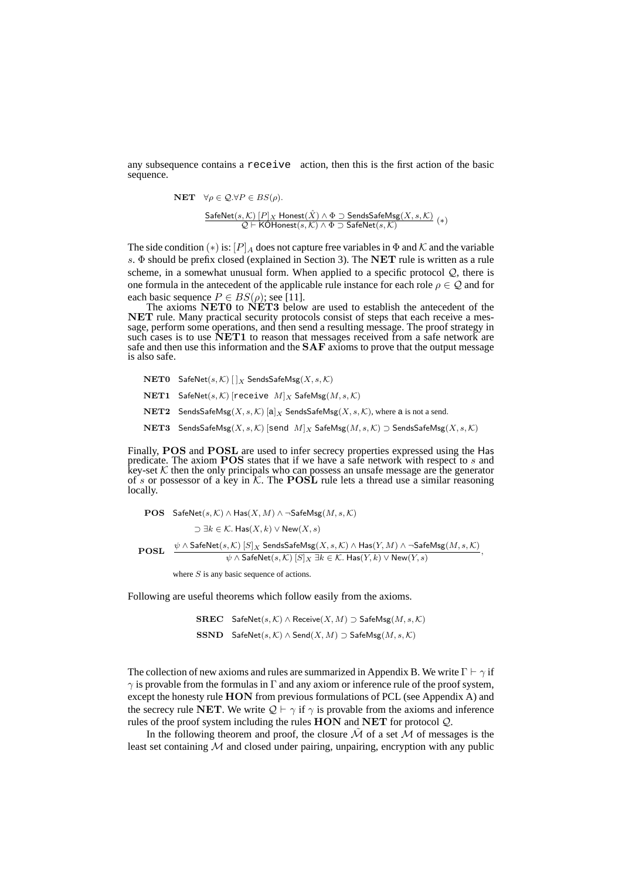any subsequence contains a `receive` action, then this is the first action of the basic sequence.

$$\textbf{NET} \quad \forall \rho \in \mathcal{Q}.\forall P \in BS(\rho).$$

$$\frac{\mathsf{SafeNet}(s, \mathcal{K})\, [P]_X\, \mathsf{Honest}(\hat{X}) \wedge \Phi \supset \mathsf{SendsSafeMsg}(X, s, \mathcal{K})}{\mathcal{Q} \vdash \mathsf{KOHonest}(s, \mathcal{K}) \wedge \Phi \supset \mathsf{SafeNet}(s, \mathcal{K})} \; (*)$$

The side condition $(*)$ is: $[P]_A$ does not capture free variables in $\Phi$ and $\mathcal{K}$ and the variable $s$. $\Phi$ should be prefix closed (explained in Section 3). The **NET** rule is written as a rule scheme, in a somewhat unusual form. When applied to a specific protocol $\mathcal{Q}$, there is one formula in the antecedent of the applicable rule instance for each role $\rho \in \mathcal{Q}$ and for each basic sequence $P \in BS(\rho)$; see [11].

The axioms **NET0** to **NET3** below are used to establish the antecedent of the **NET** rule. Many practical security protocols consist of steps that each receive a message, perform some operations, and then send a resulting message. The proof strategy in such cases is to use **NET1** to reason that messages received from a safe network are safe and then use this information and the **SAF** axioms to prove that the output message is also safe.

**NET0** $\quad \mathsf{SafeNet}(s, \mathcal{K})\, [\,]_X\, \mathsf{SendsSafeMsg}(X, s, \mathcal{K})$

**NET1** $\quad \mathsf{SafeNet}(s, \mathcal{K})\, [\texttt{receive}\ M]_X\, \mathsf{SafeMsg}(M, s, \mathcal{K})$

**NET2** $\quad \mathsf{SendsSafeMsg}(X, s, \mathcal{K})\, [\mathsf{a}]_X\, \mathsf{SendsSafeMsg}(X, s, \mathcal{K})$, where $\mathsf{a}$ is not a send.

**NET3** $\quad \mathsf{SendsSafeMsg}(X, s, \mathcal{K})\, [\texttt{send}\ M]_X\, \mathsf{SafeMsg}(M, s, \mathcal{K}) \supset \mathsf{SendsSafeMsg}(X, s, \mathcal{K})$

Finally, **POS** and **POSL** are used to infer secrecy properties expressed using the Has predicate. The axiom **POS** states that if we have a safe network with respect to $s$ and key-set $\mathcal{K}$ then the only principals who can possess an unsafe message are the generator of $s$ or possessor of a key in $\mathcal{K}$. The **POSL** rule lets a thread use a similar reasoning locally.

**POS** $\quad \mathsf{SafeNet}(s, \mathcal{K}) \wedge \mathsf{Has}(X, M) \wedge \neg\mathsf{SafeMsg}(M, s, \mathcal{K})$

$\quad\quad \supset \exists k \in \mathcal{K}.\, \mathsf{Has}(X, k) \vee \mathsf{New}(X, s)$

$$\textbf{POSL} \quad \frac{\psi \wedge \mathsf{SafeNet}(s, \mathcal{K})\, [S]_X\, \mathsf{SendsSafeMsg}(X, s, \mathcal{K}) \wedge \mathsf{Has}(Y, M) \wedge \neg\mathsf{SafeMsg}(M, s, \mathcal{K})}{\psi \wedge \mathsf{SafeNet}(s, \mathcal{K})\, [S]_X\, \exists k \in \mathcal{K}.\, \mathsf{Has}(Y, k) \vee \mathsf{New}(Y, s)},$$

where $S$ is any basic sequence of actions.

Following are useful theorems which follow easily from the axioms.

**SREC** $\quad \mathsf{SafeNet}(s, \mathcal{K}) \wedge \mathsf{Receive}(X, M) \supset \mathsf{SafeMsg}(M, s, \mathcal{K})$

**SSND** $\quad \mathsf{SafeNet}(s, \mathcal{K}) \wedge \mathsf{Send}(X, M) \supset \mathsf{SafeMsg}(M, s, \mathcal{K})$

The collection of new axioms and rules are summarized in Appendix B. We write $\Gamma \vdash \gamma$ if $\gamma$ is provable from the formulas in $\Gamma$ and any axiom or inference rule of the proof system, except the honesty rule **HON** from previous formulations of PCL (see Appendix A) and the secrecy rule **NET**. We write $\mathcal{Q} \vdash \gamma$ if $\gamma$ is provable from the axioms and inference rules of the proof system including the rules **HON** and **NET** for protocol $\mathcal{Q}$.

In the following theorem and proof, the closure $\tilde{\mathcal{M}}$ of a set $\mathcal{M}$ of messages is the least set containing $\mathcal{M}$ and closed under pairing, unpairing, encryption with any public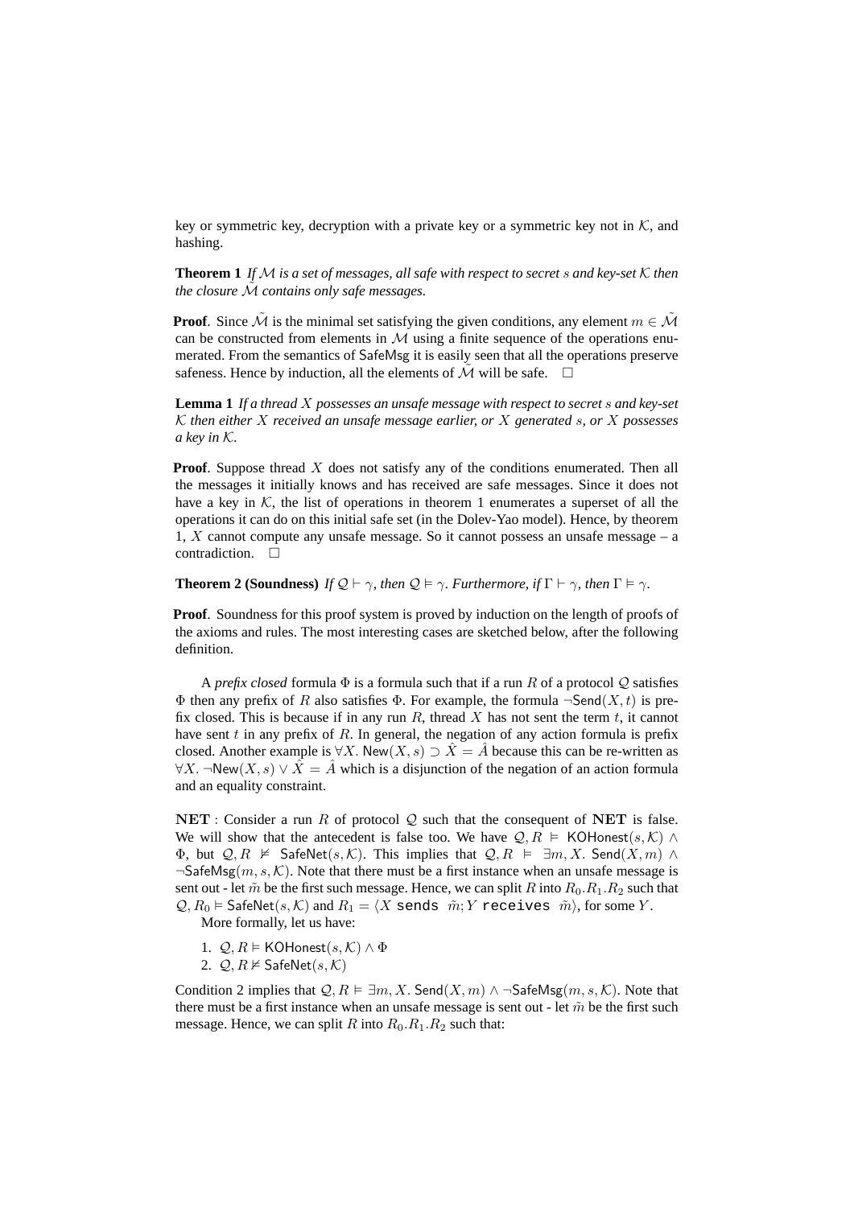key or symmetric key, decryption with a private key or a symmetric key not in $\mathcal{K}$, and hashing.

**Theorem 1** *If $\mathcal{M}$ is a set of messages, all safe with respect to secret $s$ and key-set $\mathcal{K}$ then the closure $\tilde{\mathcal{M}}$ contains only safe messages.*

**Proof**. Since $\tilde{\mathcal{M}}$ is the minimal set satisfying the given conditions, any element $m \in \tilde{\mathcal{M}}$ can be constructed from elements in $\mathcal{M}$ using a finite sequence of the operations enumerated. From the semantics of $\mathsf{SafeMsg}$ it is easily seen that all the operations preserve safeness. Hence by induction, all the elements of $\tilde{\mathcal{M}}$ will be safe. □

**Lemma 1** *If a thread $X$ possesses an unsafe message with respect to secret $s$ and key-set $\mathcal{K}$ then either $X$ received an unsafe message earlier, or $X$ generated $s$, or $X$ possesses a key in $\mathcal{K}$.*

**Proof**. Suppose thread $X$ does not satisfy any of the conditions enumerated. Then all the messages it initially knows and has received are safe messages. Since it does not have a key in $\mathcal{K}$, the list of operations in theorem 1 enumerates a superset of all the operations it can do on this initial safe set (in the Dolev-Yao model). Hence, by theorem 1, $X$ cannot compute any unsafe message. So it cannot possess an unsafe message – a contradiction. □

**Theorem 2 (Soundness)** *If $\mathcal{Q} \vdash \gamma$, then $\mathcal{Q} \models \gamma$. Furthermore, if $\Gamma \vdash \gamma$, then $\Gamma \models \gamma$.*

**Proof**. Soundness for this proof system is proved by induction on the length of proofs of the axioms and rules. The most interesting cases are sketched below, after the following definition.

A *prefix closed* formula $\Phi$ is a formula such that if a run $R$ of a protocol $\mathcal{Q}$ satisfies $\Phi$ then any prefix of $R$ also satisfies $\Phi$. For example, the formula $\neg\mathsf{Send}(X, t)$ is prefix closed. This is because if in any run $R$, thread $X$ has not sent the term $t$, it cannot have sent $t$ in any prefix of $R$. In general, the negation of any action formula is prefix closed. Another example is $\forall X.\ \mathsf{New}(X, s) \supset \hat{X} = \hat{A}$ because this can be re-written as $\forall X.\ \neg\mathsf{New}(X, s) \vee \hat{X} = \hat{A}$ which is a disjunction of the negation of an action formula and an equality constraint.

**NET** : Consider a run $R$ of protocol $\mathcal{Q}$ such that the consequent of **NET** is false. We will show that the antecedent is false too. We have $\mathcal{Q}, R \models \mathsf{KOHonest}(s, \mathcal{K}) \wedge \Phi$, but $\mathcal{Q}, R \not\models \mathsf{SafeNet}(s, \mathcal{K})$. This implies that $\mathcal{Q}, R \models \exists m, X.\ \mathsf{Send}(X, m) \wedge \neg\mathsf{SafeMsg}(m, s, \mathcal{K})$. Note that there must be a first instance when an unsafe message is sent out - let $\tilde{m}$ be the first such message. Hence, we can split $R$ into $R_0.R_1.R_2$ such that $\mathcal{Q}, R_0 \models \mathsf{SafeNet}(s, \mathcal{K})$ and $R_1 = \langle X$ `sends` $\tilde{m}; Y$ `receives` $\tilde{m}\rangle$, for some $Y$.

More formally, let us have:

1. $\mathcal{Q}, R \models \mathsf{KOHonest}(s, \mathcal{K}) \wedge \Phi$
2. $\mathcal{Q}, R \not\models \mathsf{SafeNet}(s, \mathcal{K})$

Condition 2 implies that $\mathcal{Q}, R \models \exists m, X.\ \mathsf{Send}(X, m) \wedge \neg\mathsf{SafeMsg}(m, s, \mathcal{K})$. Note that there must be a first instance when an unsafe message is sent out - let $\tilde{m}$ be the first such message. Hence, we can split $R$ into $R_0.R_1.R_2$ such that: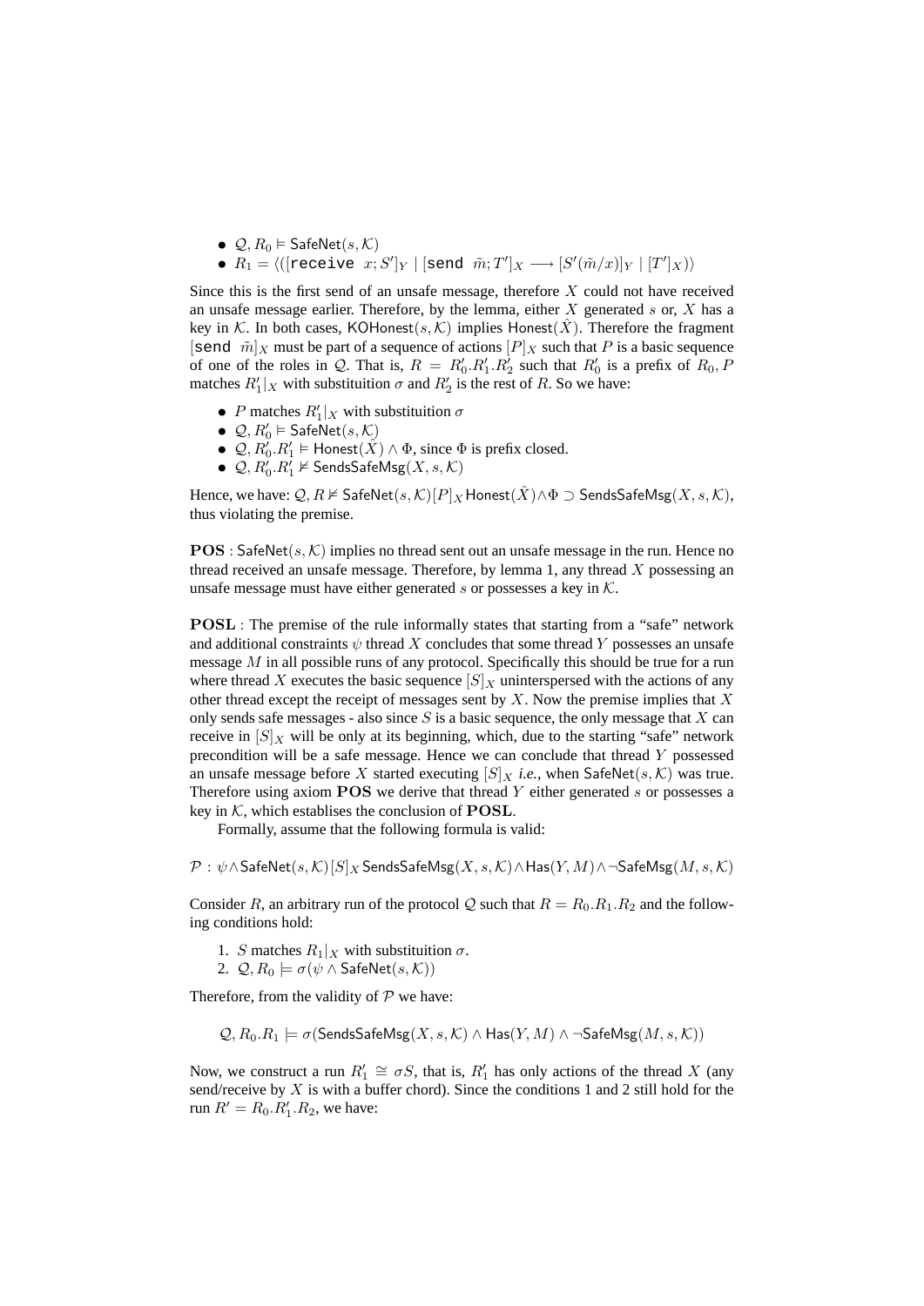- $\mathcal{Q}, R_0 \vDash \mathsf{SafeNet}(s, \mathcal{K})$
- $R_1 = \langle\langle[\texttt{receive}\ \ x; S']_Y \mid [\texttt{send}\ \ \tilde{m}; T']_X \longrightarrow [S'(\tilde{m}/x)]_Y \mid [T']_X\rangle\rangle$

Since this is the first send of an unsafe message, therefore $X$ could not have received an unsafe message earlier. Therefore, by the lemma, either $X$ generated $s$ or, $X$ has a key in $\mathcal{K}$. In both cases, $\mathsf{KOHonest}(s, \mathcal{K})$ implies $\mathsf{Honest}(\hat{X})$. Therefore the fragment $[\texttt{send}\ \ \tilde{m}]_X$ must be part of a sequence of actions $[P]_X$ such that $P$ is a basic sequence of one of the roles in $\mathcal{Q}$. That is, $R = R'_0.R'_1.R'_2$ such that $R'_0$ is a prefix of $R_0, P$ matches $R'_1|_X$ with substituition $\sigma$ and $R'_2$ is the rest of $R$. So we have:

- $P$ matches $R'_1|_X$ with substituition $\sigma$
- $\mathcal{Q}, R'_0 \vDash \mathsf{SafeNet}(s, \mathcal{K})$
- $\mathcal{Q}, R'_0.R'_1 \vDash \mathsf{Honest}(\hat{X}) \wedge \Phi$, since $\Phi$ is prefix closed.
- $\mathcal{Q}, R'_0.R'_1 \nvDash \mathsf{SendsSafeMsg}(X, s, \mathcal{K})$

Hence, we have: $\mathcal{Q}, R \nvDash \mathsf{SafeNet}(s, \mathcal{K})[P]_X \mathsf{Honest}(\hat{X}) \wedge \Phi \supset \mathsf{SendsSafeMsg}(X, s, \mathcal{K})$, thus violating the premise.

$\mathbf{POS}$ : $\mathsf{SafeNet}(s, \mathcal{K})$ implies no thread sent out an unsafe message in the run. Hence no thread received an unsafe message. Therefore, by lemma 1, any thread $X$ possessing an unsafe message must have either generated $s$ or possesses a key in $\mathcal{K}$.

$\mathbf{POSL}$ : The premise of the rule informally states that starting from a "safe" network and additional constraints $\psi$ thread $X$ concludes that some thread $Y$ possesses an unsafe message $M$ in all possible runs of any protocol. Specifically this should be true for a run where thread $X$ executes the basic sequence $[S]_X$ uninterspersed with the actions of any other thread except the receipt of messages sent by $X$. Now the premise implies that $X$ only sends safe messages - also since $S$ is a basic sequence, the only message that $X$ can receive in $[S]_X$ will be only at its beginning, which, due to the starting "safe" network precondition will be a safe message. Hence we can conclude that thread $Y$ possessed an unsafe message before $X$ started executing $[S]_X$ *i.e.*, when $\mathsf{SafeNet}(s, \mathcal{K})$ was true. Therefore using axiom $\mathbf{POS}$ we derive that thread $Y$ either generated $s$ or possesses a key in $\mathcal{K}$, which establises the conclusion of $\mathbf{POSL}$.

Formally, assume that the following formula is valid:

$$\mathcal{P} : \psi \wedge \mathsf{SafeNet}(s, \mathcal{K})[S]_X \mathsf{SendsSafeMsg}(X, s, \mathcal{K}) \wedge \mathsf{Has}(Y, M) \wedge \neg\mathsf{SafeMsg}(M, s, \mathcal{K})$$

Consider $R$, an arbitrary run of the protocol $\mathcal{Q}$ such that $R = R_0.R_1.R_2$ and the following conditions hold:

1. $S$ matches $R_1|_X$ with substituition $\sigma$.
2. $\mathcal{Q}, R_0 \models \sigma(\psi \wedge \mathsf{SafeNet}(s, \mathcal{K}))$

Therefore, from the validity of $\mathcal{P}$ we have:

$$\mathcal{Q}, R_0.R_1 \models \sigma(\mathsf{SendsSafeMsg}(X, s, \mathcal{K}) \wedge \mathsf{Has}(Y, M) \wedge \neg\mathsf{SafeMsg}(M, s, \mathcal{K}))$$

Now, we construct a run $R'_1 \cong \sigma S$, that is, $R'_1$ has only actions of the thread $X$ (any send/receive by $X$ is with a buffer chord). Since the conditions 1 and 2 still hold for the run $R' = R_0.R'_1.R_2$, we have: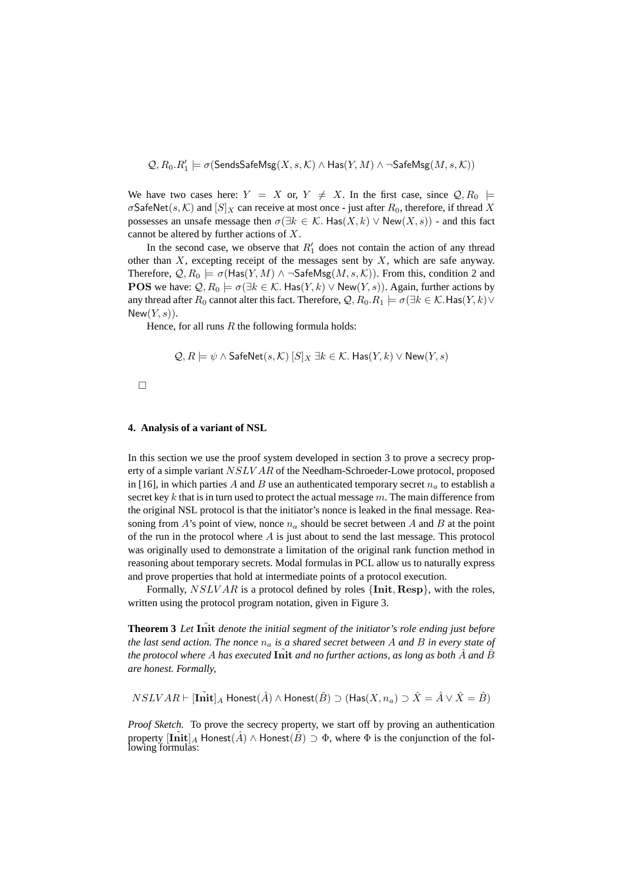$$\mathcal{Q}, R_0.R_1' \models \sigma(\mathsf{SendsSafeMsg}(X, s, \mathcal{K}) \wedge \mathsf{Has}(Y, M) \wedge \neg\mathsf{SafeMsg}(M, s, \mathcal{K}))$$

We have two cases here: $Y = X$ or, $Y \neq X$. In the first case, since $\mathcal{Q}, R_0 \models \sigma\mathsf{SafeNet}(s, \mathcal{K})$ and $[S]_X$ can receive at most once - just after $R_0$, therefore, if thread $X$ possesses an unsafe message then $\sigma(\exists k \in \mathcal{K}.\ \mathsf{Has}(X, k) \vee \mathsf{New}(X, s))$ - and this fact cannot be altered by further actions of $X$.

In the second case, we observe that $R_1'$ does not contain the action of any thread other than $X$, excepting receipt of the messages sent by $X$, which are safe anyway. Therefore, $\mathcal{Q}, R_0 \models \sigma(\mathsf{Has}(Y, M) \wedge \neg\mathsf{SafeMsg}(M, s, \mathcal{K}))$. From this, condition 2 and **POS** we have: $\mathcal{Q}, R_0 \models \sigma(\exists k \in \mathcal{K}.\ \mathsf{Has}(Y, k) \vee \mathsf{New}(Y, s))$. Again, further actions by any thread after $R_0$ cannot alter this fact. Therefore, $\mathcal{Q}, R_0.R_1 \models \sigma(\exists k \in \mathcal{K}.\mathsf{Has}(Y, k) \vee \mathsf{New}(Y, s))$.

Hence, for all runs $R$ the following formula holds:

$$\mathcal{Q}, R \models \psi \wedge \mathsf{SafeNet}(s, \mathcal{K})\ [S]_X\ \exists k \in \mathcal{K}.\ \mathsf{Has}(Y, k) \vee \mathsf{New}(Y, s)$$

□

## 4. Analysis of a variant of NSL

In this section we use the proof system developed in section 3 to prove a secrecy property of a simple variant $NSLVAR$ of the Needham-Schroeder-Lowe protocol, proposed in [16], in which parties $A$ and $B$ use an authenticated temporary secret $n_a$ to establish a secret key $k$ that is in turn used to protect the actual message $m$. The main difference from the original NSL protocol is that the initiator's nonce is leaked in the final message. Reasoning from $A$'s point of view, nonce $n_a$ should be secret between $A$ and $B$ at the point of the run in the protocol where $A$ is just about to send the last message. This protocol was originally used to demonstrate a limitation of the original rank function method in reasoning about temporary secrets. Modal formulas in PCL allow us to naturally express and prove properties that hold at intermediate points of a protocol execution.

Formally, $NSLVAR$ is a protocol defined by roles $\{\mathbf{Init}, \mathbf{Resp}\}$, with the roles, written using the protocol program notation, given in Figure 3.

**Theorem 3** *Let $\tilde{\mathbf{Init}}$ denote the initial segment of the initiator's role ending just before the last send action. The nonce $n_a$ is a shared secret between $A$ and $B$ in every state of the protocol where $A$ has executed $\tilde{\mathbf{Init}}$ and no further actions, as long as both $\hat{A}$ and $\hat{B}$ are honest. Formally,*

$$NSLVAR \vdash [\tilde{\mathbf{Init}}]_A\ \mathsf{Honest}(\hat{A}) \wedge \mathsf{Honest}(\hat{B}) \supset (\mathsf{Has}(X, n_a) \supset \hat{X} = \hat{A} \vee \hat{X} = \hat{B})$$

*Proof Sketch.* To prove the secrecy property, we start off by proving an authentication property $[\tilde{\mathbf{Init}}]_A\ \mathsf{Honest}(\hat{A}) \wedge \mathsf{Honest}(\hat{B}) \supset \Phi$, where $\Phi$ is the conjunction of the following formulas: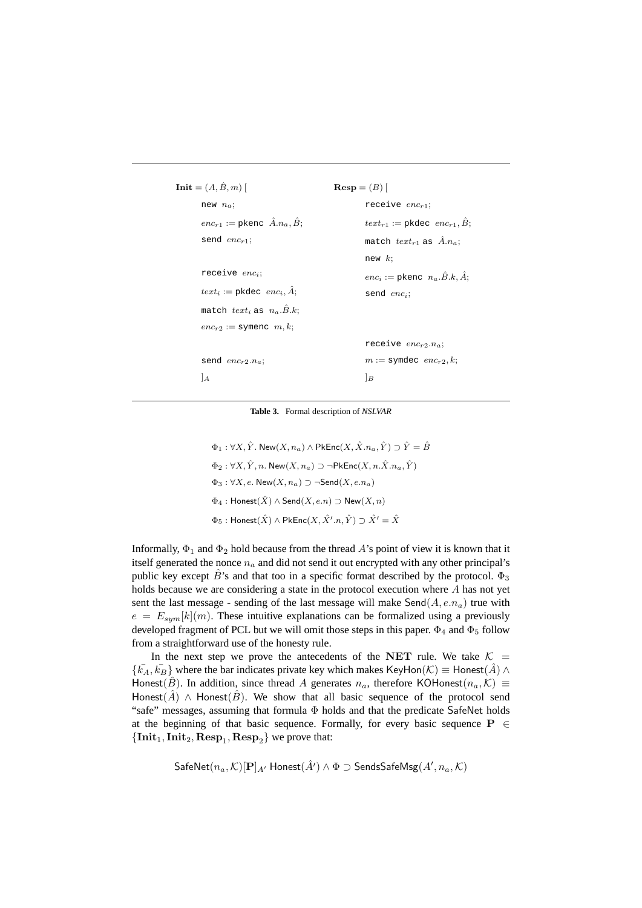| **Init** $= (A, \hat{B}, m)$ [ | **Resp** $= (B)$ [ |
|---|---|
| new $n_a$; | receive $enc_{r1}$; |
| $enc_{r1} :=$ pkenc $\hat{A}.n_a, \hat{B}$; | $text_{r1} :=$ pkdec $enc_{r1}, \hat{B}$; |
| send $enc_{r1}$; | match $text_{r1}$ as $\hat{A}.n_a$; |
| | new $k$; |
| receive $enc_i$; | $enc_i :=$ pkenc $n_a.\hat{B}.k, \hat{A}$; |
| $text_i :=$ pkdec $enc_i, \hat{A}$; | send $enc_i$; |
| match $text_i$ as $n_a.\hat{B}.k$; | |
| $enc_{r2} :=$ symenc $m, k$; | |
| | receive $enc_{r2}.n_a$; |
| send $enc_{r2}.n_a$; | $m :=$ symdec $enc_{r2}, k$; |
| $]_A$ | $]_B$ |

**Table 3.** Formal description of *NSLVAR*

$$\Phi_1 : \forall X, \hat{Y}.\ \mathsf{New}(X, n_a) \wedge \mathsf{PkEnc}(X, \hat{X}.n_a, \hat{Y}) \supset \hat{Y} = \hat{B}$$

$$\Phi_2 : \forall X, \hat{Y}, n.\ \mathsf{New}(X, n_a) \supset \neg\mathsf{PkEnc}(X, n.\hat{X}.n_a, \hat{Y})$$

$$\Phi_3 : \forall X, e.\ \mathsf{New}(X, n_a) \supset \neg\mathsf{Send}(X, e.n_a)$$

$$\Phi_4 : \mathsf{Honest}(\hat{X}) \wedge \mathsf{Send}(X, e.n) \supset \mathsf{New}(X, n)$$

$$\Phi_5 : \mathsf{Honest}(\hat{X}) \wedge \mathsf{PkEnc}(X, \hat{X}'.n, \hat{Y}) \supset \hat{X}' = \hat{X}$$

Informally, $\Phi_1$ and $\Phi_2$ hold because from the thread $A$'s point of view it is known that it itself generated the nonce $n_a$ and did not send it out encrypted with any other principal's public key except $\hat{B}$'s and that too in a specific format described by the protocol. $\Phi_3$ holds because we are considering a state in the protocol execution where $A$ has not yet sent the last message - sending of the last message will make $\mathsf{Send}(A, e.n_a)$ true with $e = E_{sym}[k](m)$. These intuitive explanations can be formalized using a previously developed fragment of PCL but we will omit those steps in this paper. $\Phi_4$ and $\Phi_5$ follow from a straightforward use of the honesty rule.

In the next step we prove the antecedents of the **NET** rule. We take $\mathcal{K} = \{\bar{k_A}, \bar{k_B}\}$ where the bar indicates private key which makes $\mathsf{KeyHon}(\mathcal{K}) \equiv \mathsf{Honest}(\hat{A}) \wedge \mathsf{Honest}(\hat{B})$. In addition, since thread $A$ generates $n_a$, therefore $\mathsf{KOHonest}(n_a, \mathcal{K}) \equiv \mathsf{Honest}(\hat{A}) \wedge \mathsf{Honest}(\hat{B})$. We show that all basic sequence of the protocol send "safe" messages, assuming that formula $\Phi$ holds and that the predicate $\mathsf{SafeNet}$ holds at the beginning of that basic sequence. Formally, for every basic sequence $\mathbf{P} \in \{\mathbf{Init}_1, \mathbf{Init}_2, \mathbf{Resp}_1, \mathbf{Resp}_2\}$ we prove that:

$$\mathsf{SafeNet}(n_a, \mathcal{K})[\mathbf{P}]_{A'}\ \mathsf{Honest}(\hat{A}') \wedge \Phi \supset \mathsf{SendsSafeMsg}(A', n_a, \mathcal{K})$$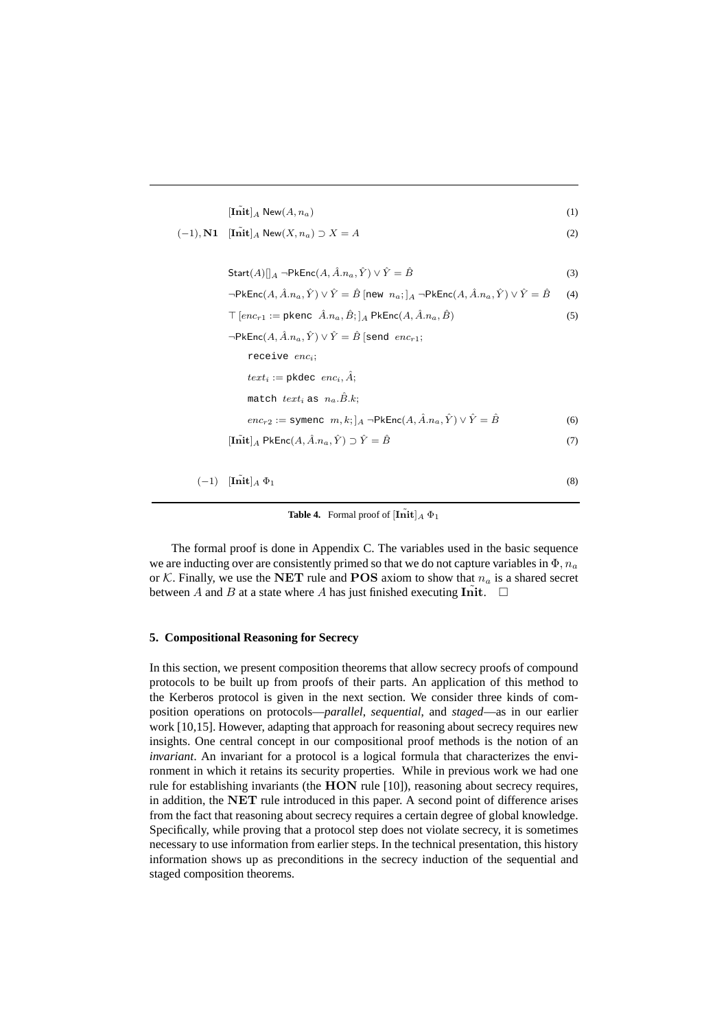$$[\tilde{\mathbf{Init}}]_A \; \mathsf{New}(A, n_a) \tag{1}$$

$$(-1), \mathbf{N1} \quad [\tilde{\mathbf{Init}}]_A \; \mathsf{New}(X, n_a) \supset X = A \tag{2}$$

$$\mathsf{Start}(A)[]_A \; \neg\mathsf{PkEnc}(A, \hat{A}.n_a, \hat{Y}) \vee \hat{Y} = \hat{B} \tag{3}$$

$$\neg\mathsf{PkEnc}(A, \hat{A}.n_a, \hat{Y}) \vee \hat{Y} = \hat{B} \; [\texttt{new} \; n_a;]_A \; \neg\mathsf{PkEnc}(A, \hat{A}.n_a, \hat{Y}) \vee \hat{Y} = \hat{B} \tag{4}$$

$$\top \; [enc_{r1} := \mathsf{pkenc} \; \hat{A}.n_a, \hat{B};]_A \; \mathsf{PkEnc}(A, \hat{A}.n_a, \hat{B}) \tag{5}$$

$$\begin{aligned} &\neg\mathsf{PkEnc}(A, \hat{A}.n_a, \hat{Y}) \vee \hat{Y} = \hat{B} \; [\texttt{send} \; enc_{r1}; \\ &\quad \texttt{receive} \; enc_i; \\ &\quad text_i := \mathsf{pkdec} \; enc_i, \hat{A}; \\ &\quad \texttt{match} \; text_i \; \texttt{as} \; n_a.\hat{B}.k; \\ &\quad enc_{r2} := \mathsf{symenc} \; m, k;]_A \; \neg\mathsf{PkEnc}(A, \hat{A}.n_a, \hat{Y}) \vee \hat{Y} = \hat{B} \end{aligned} \tag{6}$$

$$[\tilde{\mathbf{Init}}]_A \; \mathsf{PkEnc}(A, \hat{A}.n_a, \hat{Y}) \supset \hat{Y} = \hat{B} \tag{7}$$

$$(-1) \quad [\tilde{\mathbf{Init}}]_A \; \Phi_1 \tag{8}$$

**Table 4.** Formal proof of $[\tilde{\mathbf{Init}}]_A \; \Phi_1$

The formal proof is done in Appendix C. The variables used in the basic sequence we are inducting over are consistently primed so that we do not capture variables in $\Phi$, $n_a$ or $\mathcal{K}$. Finally, we use the **NET** rule and **POS** axiom to show that $n_a$ is a shared secret between $A$ and $B$ at a state where $A$ has just finished executing $\tilde{\mathbf{Init}}$. $\square$

### 5. Compositional Reasoning for Secrecy

In this section, we present composition theorems that allow secrecy proofs of compound protocols to be built up from proofs of their parts. An application of this method to the Kerberos protocol is given in the next section. We consider three kinds of composition operations on protocols—*parallel*, *sequential*, and *staged*—as in our earlier work [10,15]. However, adapting that approach for reasoning about secrecy requires new insights. One central concept in our compositional proof methods is the notion of an *invariant*. An invariant for a protocol is a logical formula that characterizes the environment in which it retains its security properties. While in previous work we had one rule for establishing invariants (the **HON** rule [10]), reasoning about secrecy requires, in addition, the **NET** rule introduced in this paper. A second point of difference arises from the fact that reasoning about secrecy requires a certain degree of global knowledge. Specifically, while proving that a protocol step does not violate secrecy, it is sometimes necessary to use information from earlier steps. In the technical presentation, this history information shows up as preconditions in the secrecy induction of the sequential and staged composition theorems.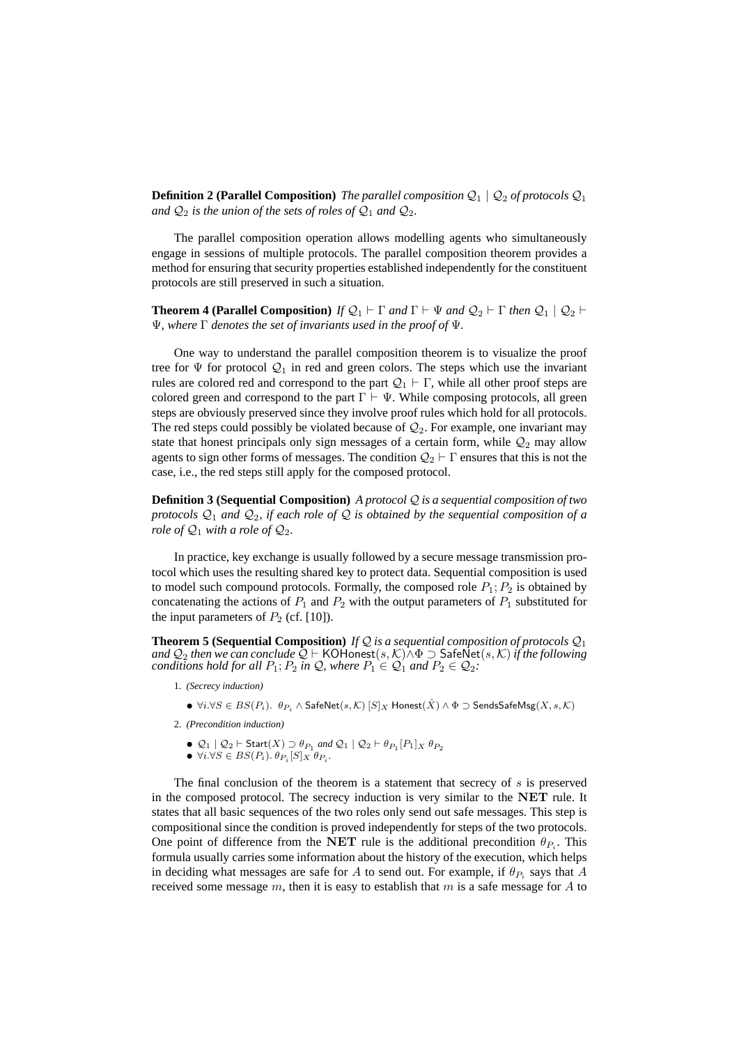**Definition 2 (Parallel Composition)** *The parallel composition $\mathcal{Q}_1 \mid \mathcal{Q}_2$ of protocols $\mathcal{Q}_1$ and $\mathcal{Q}_2$ is the union of the sets of roles of $\mathcal{Q}_1$ and $\mathcal{Q}_2$.*

The parallel composition operation allows modelling agents who simultaneously engage in sessions of multiple protocols. The parallel composition theorem provides a method for ensuring that security properties established independently for the constituent protocols are still preserved in such a situation.

**Theorem 4 (Parallel Composition)** *If $\mathcal{Q}_1 \vdash \Gamma$ and $\Gamma \vdash \Psi$ and $\mathcal{Q}_2 \vdash \Gamma$ then $\mathcal{Q}_1 \mid \mathcal{Q}_2 \vdash \Psi$, where $\Gamma$ denotes the set of invariants used in the proof of $\Psi$.*

One way to understand the parallel composition theorem is to visualize the proof tree for $\Psi$ for protocol $\mathcal{Q}_1$ in red and green colors. The steps which use the invariant rules are colored red and correspond to the part $\mathcal{Q}_1 \vdash \Gamma$, while all other proof steps are colored green and correspond to the part $\Gamma \vdash \Psi$. While composing protocols, all green steps are obviously preserved since they involve proof rules which hold for all protocols. The red steps could possibly be violated because of $\mathcal{Q}_2$. For example, one invariant may state that honest principals only sign messages of a certain form, while $\mathcal{Q}_2$ may allow agents to sign other forms of messages. The condition $\mathcal{Q}_2 \vdash \Gamma$ ensures that this is not the case, i.e., the red steps still apply for the composed protocol.

**Definition 3 (Sequential Composition)** *A protocol $\mathcal{Q}$ is a sequential composition of two protocols $\mathcal{Q}_1$ and $\mathcal{Q}_2$, if each role of $\mathcal{Q}$ is obtained by the sequential composition of a role of $\mathcal{Q}_1$ with a role of $\mathcal{Q}_2$.*

In practice, key exchange is usually followed by a secure message transmission protocol which uses the resulting shared key to protect data. Sequential composition is used to model such compound protocols. Formally, the composed role $P_1; P_2$ is obtained by concatenating the actions of $P_1$ and $P_2$ with the output parameters of $P_1$ substituted for the input parameters of $P_2$ (cf. [10]).

**Theorem 5 (Sequential Composition)** *If $\mathcal{Q}$ is a sequential composition of protocols $\mathcal{Q}_1$ and $\mathcal{Q}_2$ then we can conclude $\mathcal{Q} \vdash \mathsf{KOHonest}(s, \mathcal{K}) \wedge \Phi \supset \mathsf{SafeNet}(s, \mathcal{K})$ if the following conditions hold for all $P_1; P_2$ in $\mathcal{Q}$, where $P_1 \in \mathcal{Q}_1$ and $P_2 \in \mathcal{Q}_2$:*

1. *(Secrecy induction)*
   - $\forall i. \forall S \in BS(P_i).\ \theta_{P_i} \wedge \mathsf{SafeNet}(s, \mathcal{K})\ [S]_X\ \mathsf{Honest}(\hat{X}) \wedge \Phi \supset \mathsf{SendsSafeMsg}(X, s, \mathcal{K})$
2. *(Precondition induction)*
   - $\mathcal{Q}_1 \mid \mathcal{Q}_2 \vdash \mathsf{Start}(X) \supset \theta_{P_1}$ *and* $\mathcal{Q}_1 \mid \mathcal{Q}_2 \vdash \theta_{P_1} [P_1]_X\ \theta_{P_2}$
   - $\forall i. \forall S \in BS(P_i).\ \theta_{P_i} [S]_X\ \theta_{P_i}$.

The final conclusion of the theorem is a statement that secrecy of $s$ is preserved in the composed protocol. The secrecy induction is very similar to the **NET** rule. It states that all basic sequences of the two roles only send out safe messages. This step is compositional since the condition is proved independently for steps of the two protocols. One point of difference from the **NET** rule is the additional precondition $\theta_{P_i}$. This formula usually carries some information about the history of the execution, which helps in deciding what messages are safe for $A$ to send out. For example, if $\theta_{P_i}$ says that $A$ received some message $m$, then it is easy to establish that $m$ is a safe message for $A$ to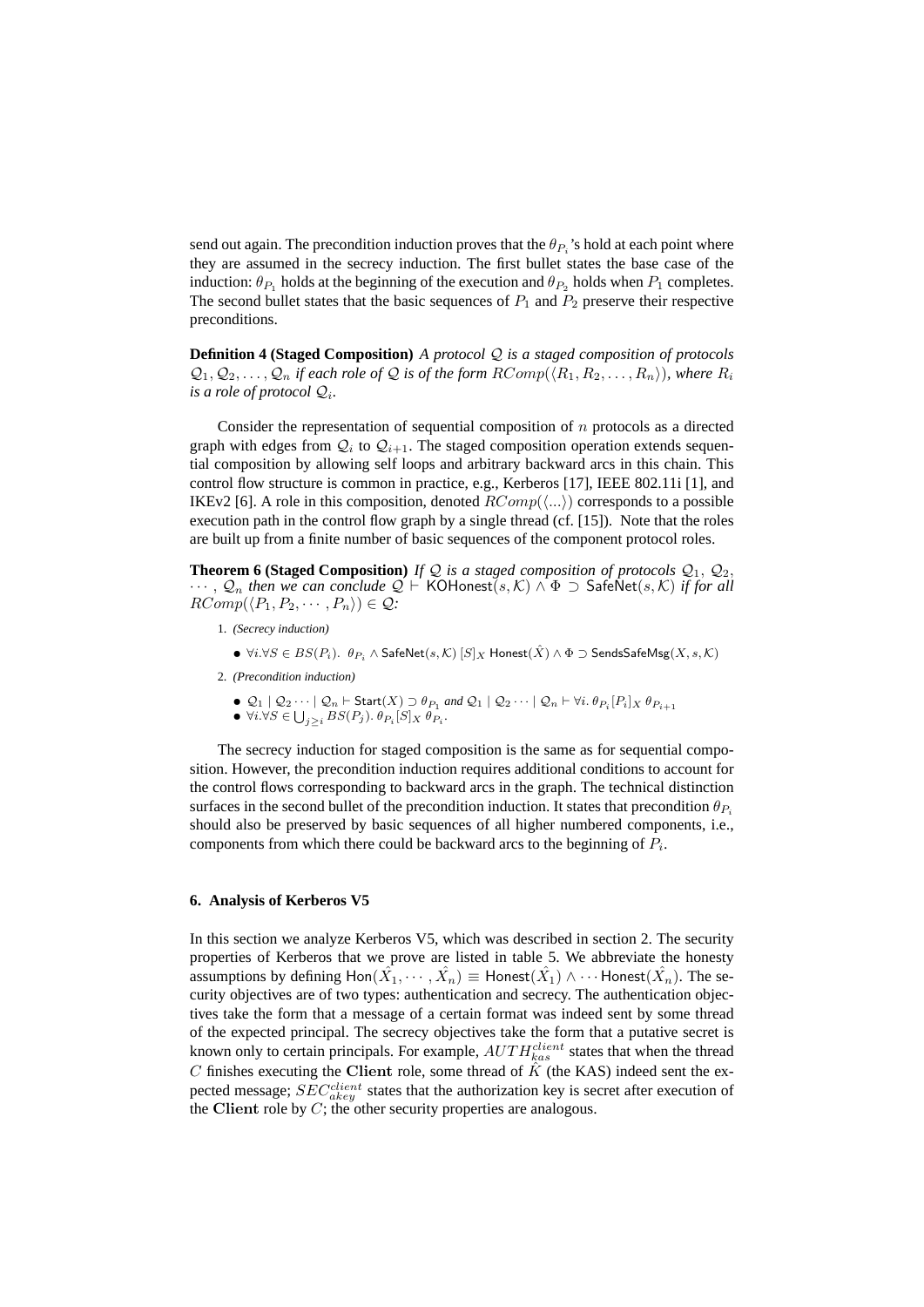send out again. The precondition induction proves that the $\theta_{P_i}$'s hold at each point where they are assumed in the secrecy induction. The first bullet states the base case of the induction: $\theta_{P_1}$ holds at the beginning of the execution and $\theta_{P_2}$ holds when $P_1$ completes. The second bullet states that the basic sequences of $P_1$ and $P_2$ preserve their respective preconditions.

**Definition 4 (Staged Composition)** *A protocol $\mathcal{Q}$ is a staged composition of protocols $\mathcal{Q}_1, \mathcal{Q}_2, \ldots, \mathcal{Q}_n$ if each role of $\mathcal{Q}$ is of the form $RComp(\langle R_1, R_2, \ldots, R_n \rangle)$, where $R_i$ is a role of protocol $\mathcal{Q}_i$.*

Consider the representation of sequential composition of $n$ protocols as a directed graph with edges from $\mathcal{Q}_i$ to $\mathcal{Q}_{i+1}$. The staged composition operation extends sequential composition by allowing self loops and arbitrary backward arcs in this chain. This control flow structure is common in practice, e.g., Kerberos [17], IEEE 802.11i [1], and IKEv2 [6]. A role in this composition, denoted $RComp(\langle \ldots \rangle)$ corresponds to a possible execution path in the control flow graph by a single thread (cf. [15]). Note that the roles are built up from a finite number of basic sequences of the component protocol roles.

**Theorem 6 (Staged Composition)** *If $\mathcal{Q}$ is a staged composition of protocols $\mathcal{Q}_1$, $\mathcal{Q}_2$, $\cdots$, $\mathcal{Q}_n$ then we can conclude $\mathcal{Q} \vdash \mathsf{KOHonest}(s, \mathcal{K}) \wedge \Phi \supset \mathsf{SafeNet}(s, \mathcal{K})$ if for all $RComp(\langle P_1, P_2, \cdots, P_n \rangle) \in \mathcal{Q}$:*

1. *(Secrecy induction)*
   - $\forall i. \forall S \in BS(P_i).\ \theta_{P_i} \wedge \mathsf{SafeNet}(s, \mathcal{K})\ [S]_X\ \mathsf{Honest}(\hat{X}) \wedge \Phi \supset \mathsf{SendsSafeMsg}(X, s, \mathcal{K})$
2. *(Precondition induction)*
   - $\mathcal{Q}_1 \mid \mathcal{Q}_2 \cdots \mid \mathcal{Q}_n \vdash \mathsf{Start}(X) \supset \theta_{P_1}$ *and* $\mathcal{Q}_1 \mid \mathcal{Q}_2 \cdots \mid \mathcal{Q}_n \vdash \forall i.\ \theta_{P_i} [P_i]_X\ \theta_{P_{i+1}}$
   - $\forall i. \forall S \in \bigcup_{j \geq i} BS(P_j).\ \theta_{P_i} [S]_X\ \theta_{P_i}$.

The secrecy induction for staged composition is the same as for sequential composition. However, the precondition induction requires additional conditions to account for the control flows corresponding to backward arcs in the graph. The technical distinction surfaces in the second bullet of the precondition induction. It states that precondition $\theta_{P_i}$ should also be preserved by basic sequences of all higher numbered components, i.e., components from which there could be backward arcs to the beginning of $P_i$.

## 6. Analysis of Kerberos V5

In this section we analyze Kerberos V5, which was described in section 2. The security properties of Kerberos that we prove are listed in table 5. We abbreviate the honesty assumptions by defining $\mathsf{Hon}(\hat{X}_1, \cdots, \hat{X}_n) \equiv \mathsf{Honest}(\hat{X}_1) \wedge \cdots \mathsf{Honest}(\hat{X}_n)$. The security objectives are of two types: authentication and secrecy. The authentication objectives take the form that a message of a certain format was indeed sent by some thread of the expected principal. The secrecy objectives take the form that a putative secret is known only to certain principals. For example, $AUTH_{kas}^{client}$ states that when the thread $C$ finishes executing the $\mathbf{Client}$ role, some thread of $\hat{K}$ (the KAS) indeed sent the expected message; $SEC_{akey}^{client}$ states that the authorization key is secret after execution of the $\mathbf{Client}$ role by $C$; the other security properties are analogous.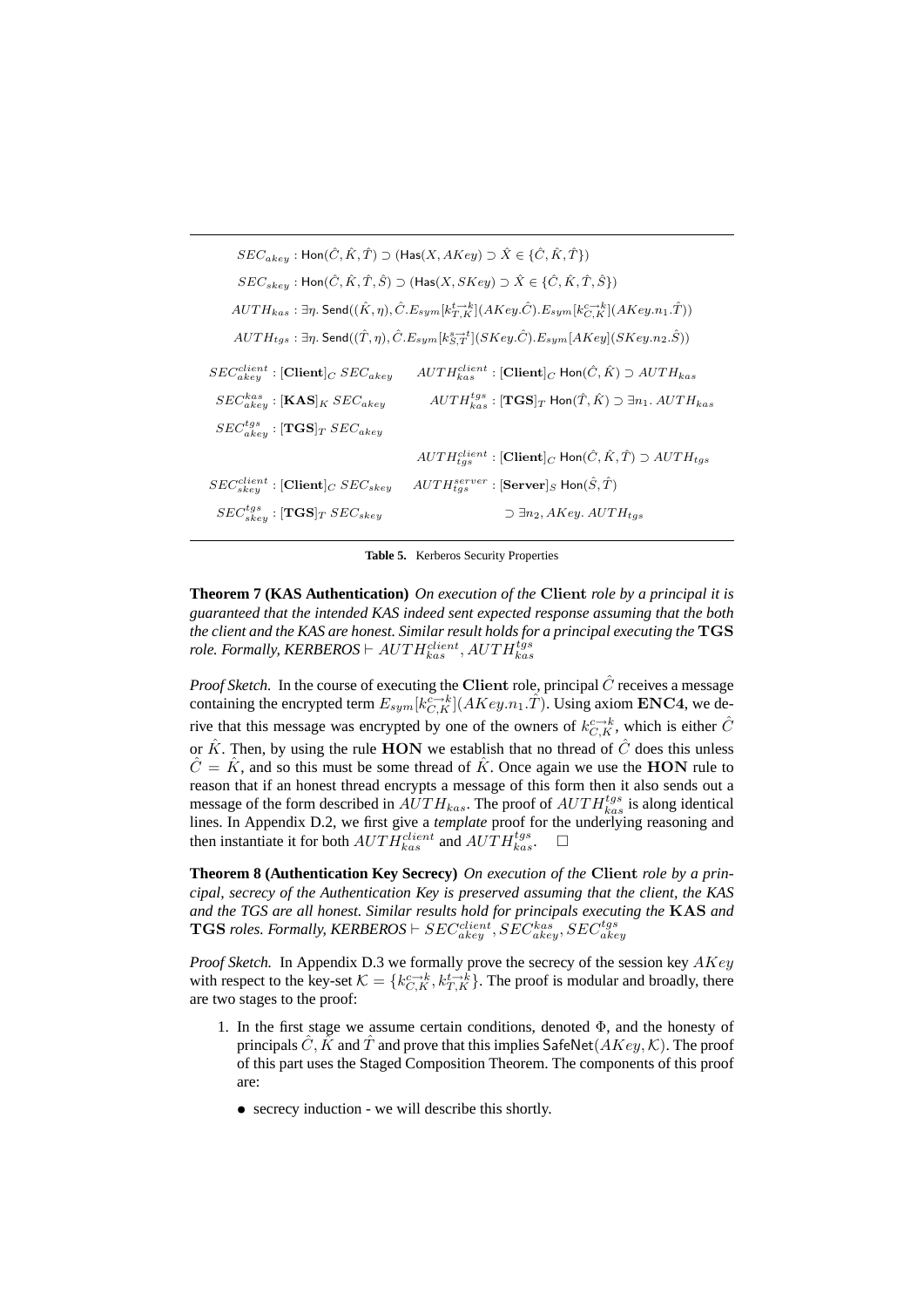$$SEC_{akey} : \mathsf{Hon}(\hat{C}, \hat{K}, \hat{T}) \supset (\mathsf{Has}(X, AKey) \supset \hat{X} \in \{\hat{C}, \hat{K}, \hat{T}\})$$

$$SEC_{skey} : \mathsf{Hon}(\hat{C}, \hat{K}, \hat{T}, \hat{S}) \supset (\mathsf{Has}(X, SKey) \supset \hat{X} \in \{\hat{C}, \hat{K}, \hat{T}, \hat{S}\})$$

$$AUTH_{kas} : \exists \eta.\ \mathsf{Send}((\hat{K}, \eta), \hat{C}.E_{sym}[k_{T,K}^{t \rightarrow k}](AKey.\hat{C}).E_{sym}[k_{C,K}^{c \rightarrow k}](AKey.n_1.\hat{T}))$$

$$AUTH_{tgs} : \exists \eta.\ \mathsf{Send}((\hat{T}, \eta), \hat{C}.E_{sym}[k_{S,T}^{s \rightarrow t}](SKey.\hat{C}).E_{sym}[AKey](SKey.n_2.\hat{S}))$$

| | |
|---|---|
| $SEC_{akey}^{client} : [\mathbf{Client}]_C\ SEC_{akey}$ | $AUTH_{kas}^{client} : [\mathbf{Client}]_C\ \mathsf{Hon}(\hat{C}, \hat{K}) \supset AUTH_{kas}$ |
| $SEC_{akey}^{kas} : [\mathbf{KAS}]_K\ SEC_{akey}$ | $AUTH_{kas}^{tgs} : [\mathbf{TGS}]_T\ \mathsf{Hon}(\hat{T}, \hat{K}) \supset \exists n_1.\ AUTH_{kas}$ |
| $SEC_{akey}^{tgs} : [\mathbf{TGS}]_T\ SEC_{akey}$ | |
| | $AUTH_{tgs}^{client} : [\mathbf{Client}]_C\ \mathsf{Hon}(\hat{C}, \hat{K}, \hat{T}) \supset AUTH_{tgs}$ |
| $SEC_{skey}^{client} : [\mathbf{Client}]_C\ SEC_{skey}$ | $AUTH_{tgs}^{server} : [\mathbf{Server}]_S\ \mathsf{Hon}(\hat{S}, \hat{T})$ |
| $SEC_{skey}^{tgs} : [\mathbf{TGS}]_T\ SEC_{skey}$ | $\supset \exists n_2, AKey.\ AUTH_{tgs}$ |

**Table 5.** Kerberos Security Properties

**Theorem 7 (KAS Authentication)** *On execution of the* $\mathbf{Client}$ *role by a principal it is guaranteed that the intended KAS indeed sent expected response assuming that the both the client and the KAS are honest. Similar result holds for a principal executing the* $\mathbf{TGS}$ *role. Formally, KERBEROS* $\vdash AUTH_{kas}^{client}, AUTH_{kas}^{tgs}$

*Proof Sketch.* In the course of executing the $\mathbf{Client}$ role, principal $\hat{C}$ receives a message containing the encrypted term $E_{sym}[k_{C,K}^{c \rightarrow k}](AKey.n_1.\hat{T})$. Using axiom $\mathbf{ENC4}$, we derive that this message was encrypted by one of the owners of $k_{C,K}^{c \rightarrow k}$, which is either $\hat{C}$ or $\hat{K}$. Then, by using the rule $\mathbf{HON}$ we establish that no thread of $\hat{C}$ does this unless $\hat{C} = \hat{K}$, and so this must be some thread of $\hat{K}$. Once again we use the $\mathbf{HON}$ rule to reason that if an honest thread encrypts a message of this form then it also sends out a message of the form described in $AUTH_{kas}$. The proof of $AUTH_{kas}^{tgs}$ is along identical lines. In Appendix D.2, we first give a *template* proof for the underlying reasoning and then instantiate it for both $AUTH_{kas}^{client}$ and $AUTH_{kas}^{tgs}$. □

**Theorem 8 (Authentication Key Secrecy)** *On execution of the* $\mathbf{Client}$ *role by a principal, secrecy of the Authentication Key is preserved assuming that the client, the KAS and the TGS are all honest. Similar results hold for principals executing the* $\mathbf{KAS}$ *and* $\mathbf{TGS}$ *roles. Formally, KERBEROS* $\vdash SEC_{akey}^{client}, SEC_{akey}^{kas}, SEC_{akey}^{tgs}$

*Proof Sketch.* In Appendix D.3 we formally prove the secrecy of the session key $AKey$ with respect to the key-set $\mathcal{K} = \{k_{C,K}^{c \rightarrow k}, k_{T,K}^{t \rightarrow k}\}$. The proof is modular and broadly, there are two stages to the proof:

1. In the first stage we assume certain conditions, denoted $\Phi$, and the honesty of principals $\hat{C}, \hat{K}$ and $\hat{T}$ and prove that this implies $\mathsf{SafeNet}(AKey, \mathcal{K})$. The proof of this part uses the Staged Composition Theorem. The components of this proof are:
   - secrecy induction - we will describe this shortly.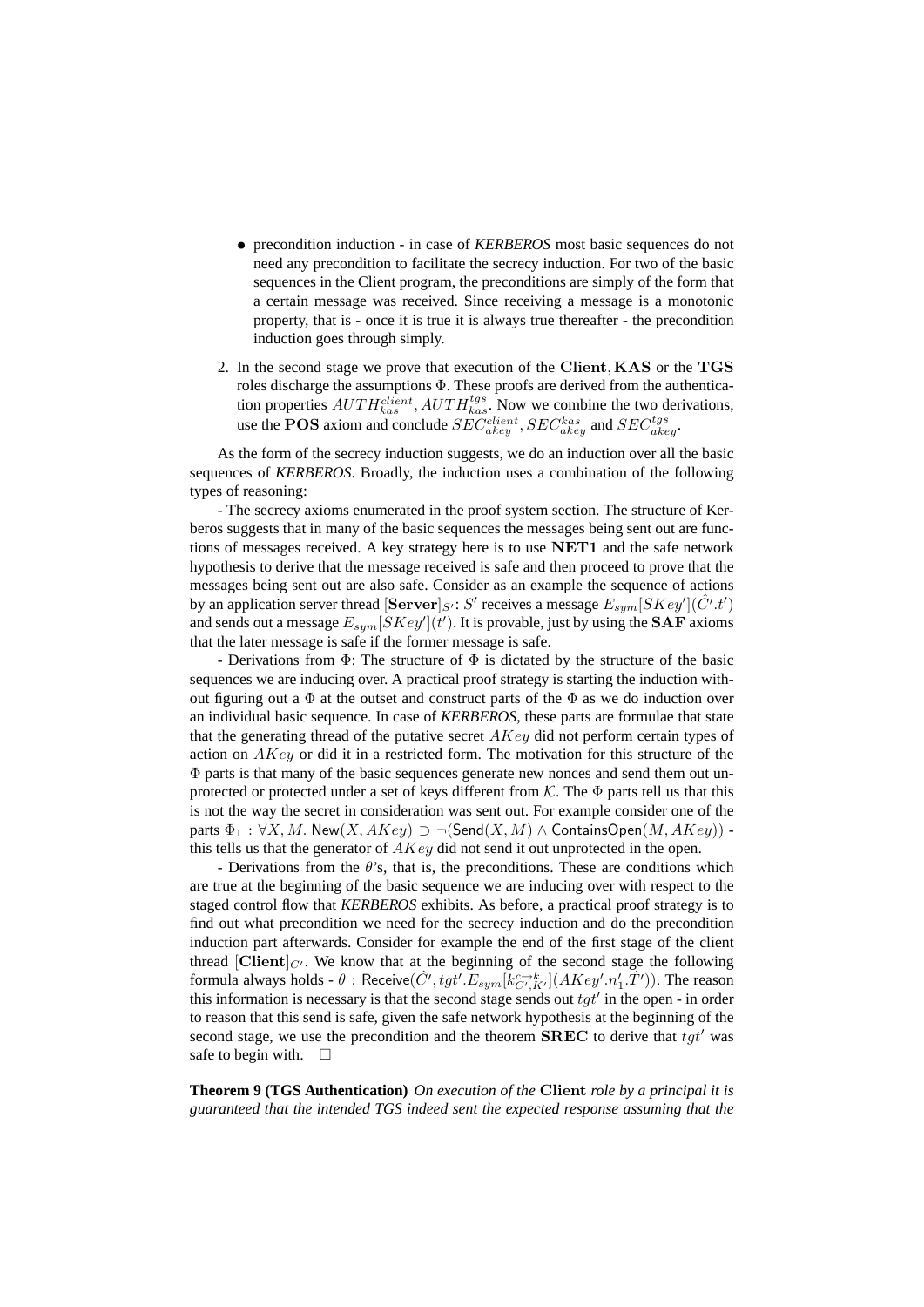- precondition induction - in case of *KERBEROS* most basic sequences do not need any precondition to facilitate the secrecy induction. For two of the basic sequences in the Client program, the preconditions are simply of the form that a certain message was received. Since receiving a message is a monotonic property, that is - once it is true it is always true thereafter - the precondition induction goes through simply.

2. In the second stage we prove that execution of the $\mathbf{Client}, \mathbf{KAS}$ or the $\mathbf{TGS}$ roles discharge the assumptions $\Phi$. These proofs are derived from the authentication properties $AUTH_{kas}^{client}, AUTH_{kas}^{tgs}$. Now we combine the two derivations, use the $\mathbf{POS}$ axiom and conclude $SEC_{akey}^{client}, SEC_{akey}^{kas}$ and $SEC_{akey}^{tgs}$.

As the form of the secrecy induction suggests, we do an induction over all the basic sequences of *KERBEROS*. Broadly, the induction uses a combination of the following types of reasoning:

- The secrecy axioms enumerated in the proof system section. The structure of Kerberos suggests that in many of the basic sequences the messages being sent out are functions of messages received. A key strategy here is to use $\mathbf{NET1}$ and the safe network hypothesis to derive that the message received is safe and then proceed to prove that the messages being sent out are also safe. Consider as an example the sequence of actions by an application server thread $[\mathbf{Server}]_{S'}$: $S'$ receives a message $E_{sym}[SKey'](\hat{C}'.t')$ and sends out a message $E_{sym}[SKey'](t')$. It is provable, just by using the $\mathbf{SAF}$ axioms that the later message is safe if the former message is safe.

- Derivations from $\Phi$: The structure of $\Phi$ is dictated by the structure of the basic sequences we are inducing over. A practical proof strategy is starting the induction without figuring out a $\Phi$ at the outset and construct parts of the $\Phi$ as we do induction over an individual basic sequence. In case of *KERBEROS*, these parts are formulae that state that the generating thread of the putative secret $AKey$ did not perform certain types of action on $AKey$ or did it in a restricted form. The motivation for this structure of the $\Phi$ parts is that many of the basic sequences generate new nonces and send them out unprotected or protected under a set of keys different from $\mathcal{K}$. The $\Phi$ parts tell us that this is not the way the secret in consideration was sent out. For example consider one of the parts $\Phi_1 : \forall X, M.\ \mathsf{New}(X, AKey) \supset \neg(\mathsf{Send}(X, M) \wedge \mathsf{ContainsOpen}(M, AKey))$ - this tells us that the generator of $AKey$ did not send it out unprotected in the open.

- Derivations from the $\theta$'s, that is, the preconditions. These are conditions which are true at the beginning of the basic sequence we are inducing over with respect to the staged control flow that *KERBEROS* exhibits. As before, a practical proof strategy is to find out what precondition we need for the secrecy induction and do the precondition induction part afterwards. Consider for example the end of the first stage of the client thread $[\mathbf{Client}]_{C'}$. We know that at the beginning of the second stage the following formula always holds - $\theta : \mathsf{Receive}(\hat{C}', tgt'.E_{sym}[k_{C',K'}^{c\rightarrow k}](AKey'.n_1'.\hat{T}'))$. The reason this information is necessary is that the second stage sends out $tgt'$ in the open - in order to reason that this send is safe, given the safe network hypothesis at the beginning of the second stage, we use the precondition and the theorem $\mathbf{SREC}$ to derive that $tgt'$ was safe to begin with. $\square$

**Theorem 9 (TGS Authentication)** *On execution of the* $\mathbf{Client}$ *role by a principal it is guaranteed that the intended TGS indeed sent the expected response assuming that the*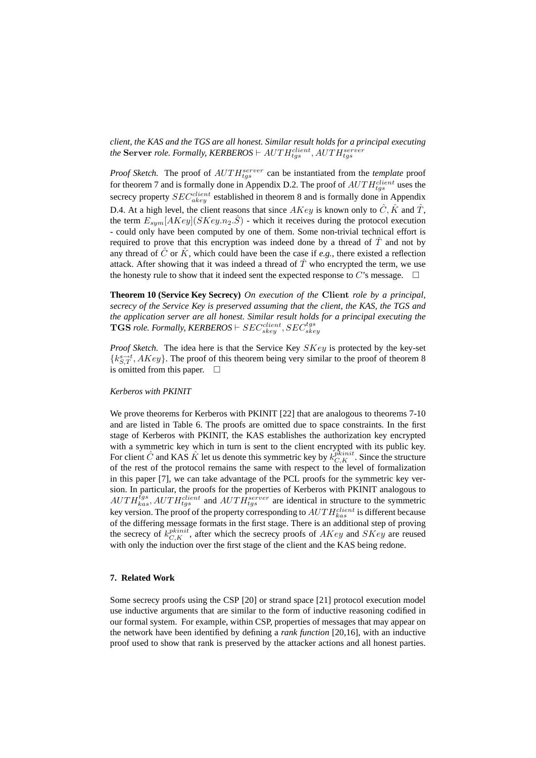*client, the KAS and the TGS are all honest. Similar result holds for a principal executing the* $\mathbf{Server}$ *role. Formally, KERBEROS* $\vdash AUTH_{tgs}^{client}, AUTH_{tgs}^{server}$

*Proof Sketch.* The proof of $AUTH_{tgs}^{server}$ can be instantiated from the *template* proof for theorem 7 and is formally done in Appendix D.2. The proof of $AUTH_{tgs}^{client}$ uses the secrecy property $SEC_{akey}^{client}$ established in theorem 8 and is formally done in Appendix D.4. At a high level, the client reasons that since $AKey$ is known only to $\hat{C}, \hat{K}$ and $\hat{T}$, the term $E_{sym}[AKey](SKey.n_2.\hat{S})$ - which it receives during the protocol execution - could only have been computed by one of them. Some non-trivial technical effort is required to prove that this encryption was indeed done by a thread of $\hat{T}$ and not by any thread of $\hat{C}$ or $\hat{K}$, which could have been the case if *e.g.*, there existed a reflection attack. After showing that it was indeed a thread of $\hat{T}$ who encrypted the term, we use the honesty rule to show that it indeed sent the expected response to $C$'s message. □

**Theorem 10 (Service Key Secrecy)** *On execution of the* $\mathbf{Client}$ *role by a principal, secrecy of the Service Key is preserved assuming that the client, the KAS, the TGS and the application server are all honest. Similar result holds for a principal executing the* $\mathbf{TGS}$ *role. Formally, KERBEROS* $\vdash SEC_{skey}^{client}, SEC_{skey}^{tgs}$

*Proof Sketch.* The idea here is that the Service Key $SKey$ is protected by the key-set $\{k_{S,T}^{s\to t}, AKey\}$. The proof of this theorem being very similar to the proof of theorem 8 is omitted from this paper. □

*Kerberos with PKINIT*

We prove theorems for Kerberos with PKINIT [22] that are analogous to theorems 7-10 and are listed in Table 6. The proofs are omitted due to space constraints. In the first stage of Kerberos with PKINIT, the KAS establishes the authorization key encrypted with a symmetric key which in turn is sent to the client encrypted with its public key. For client $\hat{C}$ and KAS $\hat{K}$ let us denote this symmetric key by $k_{C,K}^{pkinit}$. Since the structure of the rest of the protocol remains the same with respect to the level of formalization in this paper [7], we can take advantage of the PCL proofs for the symmetric key version. In particular, the proofs for the properties of Kerberos with PKINIT analogous to $AUTH_{kas}^{tgs}$, $AUTH_{tgs}^{client}$ and $AUTH_{tgs}^{server}$ are identical in structure to the symmetric key version. The proof of the property corresponding to $AUTH_{kas}^{client}$ is different because of the differing message formats in the first stage. There is an additional step of proving the secrecy of $k_{C,K}^{pkinit}$, after which the secrecy proofs of $AKey$ and $SKey$ are reused with only the induction over the first stage of the client and the KAS being redone.

## 7. Related Work

Some secrecy proofs using the CSP [20] or strand space [21] protocol execution model use inductive arguments that are similar to the form of inductive reasoning codified in our formal system. For example, within CSP, properties of messages that may appear on the network have been identified by defining a *rank function* [20,16], with an inductive proof used to show that rank is preserved by the attacker actions and all honest parties.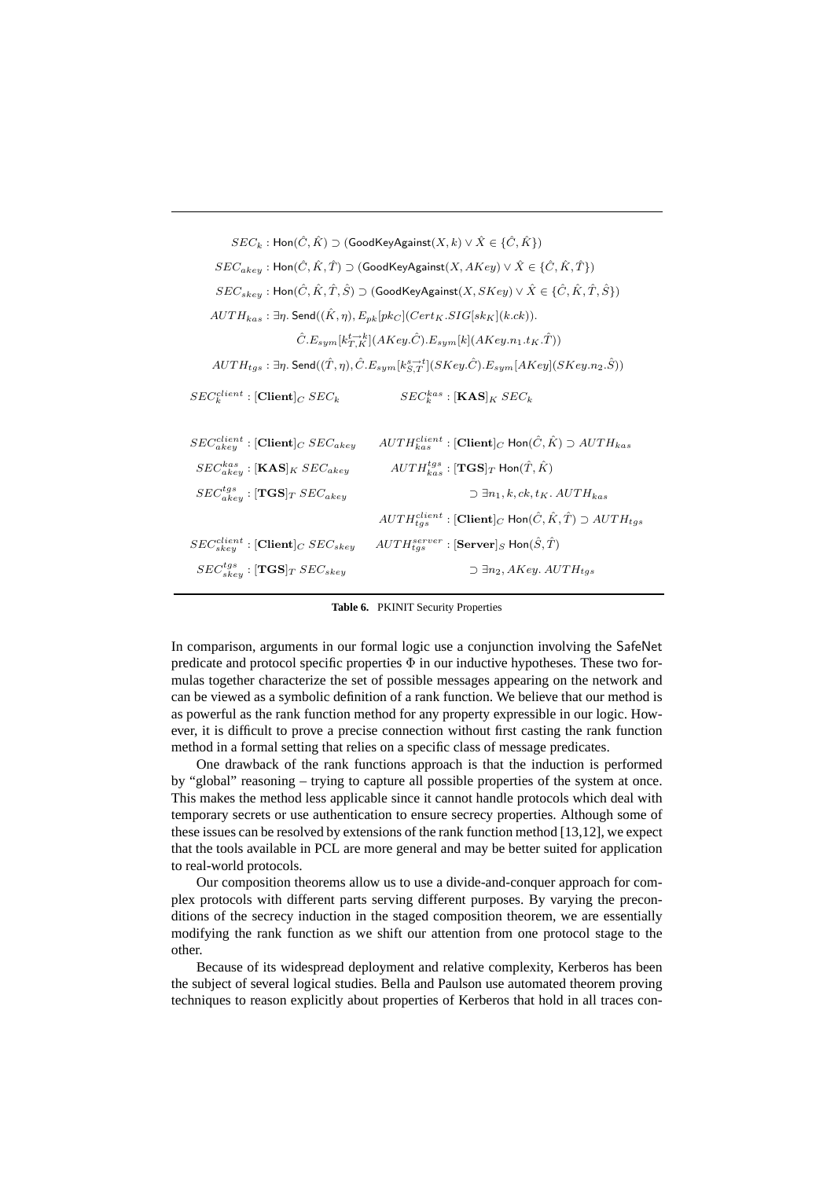$SEC_k : \mathsf{Hon}(\hat{C}, \hat{K}) \supset (\mathsf{GoodKeyAgainst}(X, k) \vee \hat{X} \in \{\hat{C}, \hat{K}\})$

$SEC_{akey} : \mathsf{Hon}(\hat{C}, \hat{K}, \hat{T}) \supset (\mathsf{GoodKeyAgainst}(X, AKey) \vee \hat{X} \in \{\hat{C}, \hat{K}, \hat{T}\})$

$SEC_{skey} : \mathsf{Hon}(\hat{C}, \hat{K}, \hat{T}, \hat{S}) \supset (\mathsf{GoodKeyAgainst}(X, SKey) \vee \hat{X} \in \{\hat{C}, \hat{K}, \hat{T}, \hat{S}\})$

$AUTH_{kas} : \exists \eta.\ \mathsf{Send}((\hat{K}, \eta), E_{pk}[pk_C](Cert_K.SIG[sk_K](k.ck)).$
$\hat{C}.E_{sym}[k^{t \to k}_{T,K}](AKey.\hat{C}).E_{sym}[k](AKey.n_1.t_K.\hat{T}))$

$AUTH_{tgs} : \exists \eta.\ \mathsf{Send}((\hat{T}, \eta), \hat{C}.E_{sym}[k^{s \to t}_{S,T}](SKey.\hat{C}).E_{sym}[AKey](SKey.n_2.\hat{S}))$

$SEC^{client}_k : [\mathbf{Client}]_C\ SEC_k \qquad SEC^{kas}_k : [\mathbf{KAS}]_K\ SEC_k$

$SEC^{client}_{akey} : [\mathbf{Client}]_C\ SEC_{akey} \qquad AUTH^{client}_{kas} : [\mathbf{Client}]_C\ \mathsf{Hon}(\hat{C}, \hat{K}) \supset AUTH_{kas}$

$SEC^{kas}_{akey} : [\mathbf{KAS}]_K\ SEC_{akey} \qquad AUTH^{tgs}_{kas} : [\mathbf{TGS}]_T\ \mathsf{Hon}(\hat{T}, \hat{K})$

$SEC^{tgs}_{akey} : [\mathbf{TGS}]_T\ SEC_{akey} \qquad \supset \exists n_1, k, ck, t_K.\ AUTH_{kas}$

$AUTH^{client}_{tgs} : [\mathbf{Client}]_C\ \mathsf{Hon}(\hat{C}, \hat{K}, \hat{T}) \supset AUTH_{tgs}$

$SEC^{client}_{skey} : [\mathbf{Client}]_C\ SEC_{skey} \qquad AUTH^{server}_{tgs} : [\mathbf{Server}]_S\ \mathsf{Hon}(\hat{S}, \hat{T})$

$SEC^{tgs}_{skey} : [\mathbf{TGS}]_T\ SEC_{skey} \qquad \supset \exists n_2, AKey.\ AUTH_{tgs}$

**Table 6.** PKINIT Security Properties

In comparison, arguments in our formal logic use a conjunction involving the SafeNet predicate and protocol specific properties $\Phi$ in our inductive hypotheses. These two formulas together characterize the set of possible messages appearing on the network and can be viewed as a symbolic definition of a rank function. We believe that our method is as powerful as the rank function method for any property expressible in our logic. However, it is difficult to prove a precise connection without first casting the rank function method in a formal setting that relies on a specific class of message predicates.

One drawback of the rank functions approach is that the induction is performed by "global" reasoning – trying to capture all possible properties of the system at once. This makes the method less applicable since it cannot handle protocols which deal with temporary secrets or use authentication to ensure secrecy properties. Although some of these issues can be resolved by extensions of the rank function method [13,12], we expect that the tools available in PCL are more general and may be better suited for application to real-world protocols.

Our composition theorems allow us to use a divide-and-conquer approach for complex protocols with different parts serving different purposes. By varying the preconditions of the secrecy induction in the staged composition theorem, we are essentially modifying the rank function as we shift our attention from one protocol stage to the other.

Because of its widespread deployment and relative complexity, Kerberos has been the subject of several logical studies. Bella and Paulson use automated theorem proving techniques to reason explicitly about properties of Kerberos that hold in all traces con-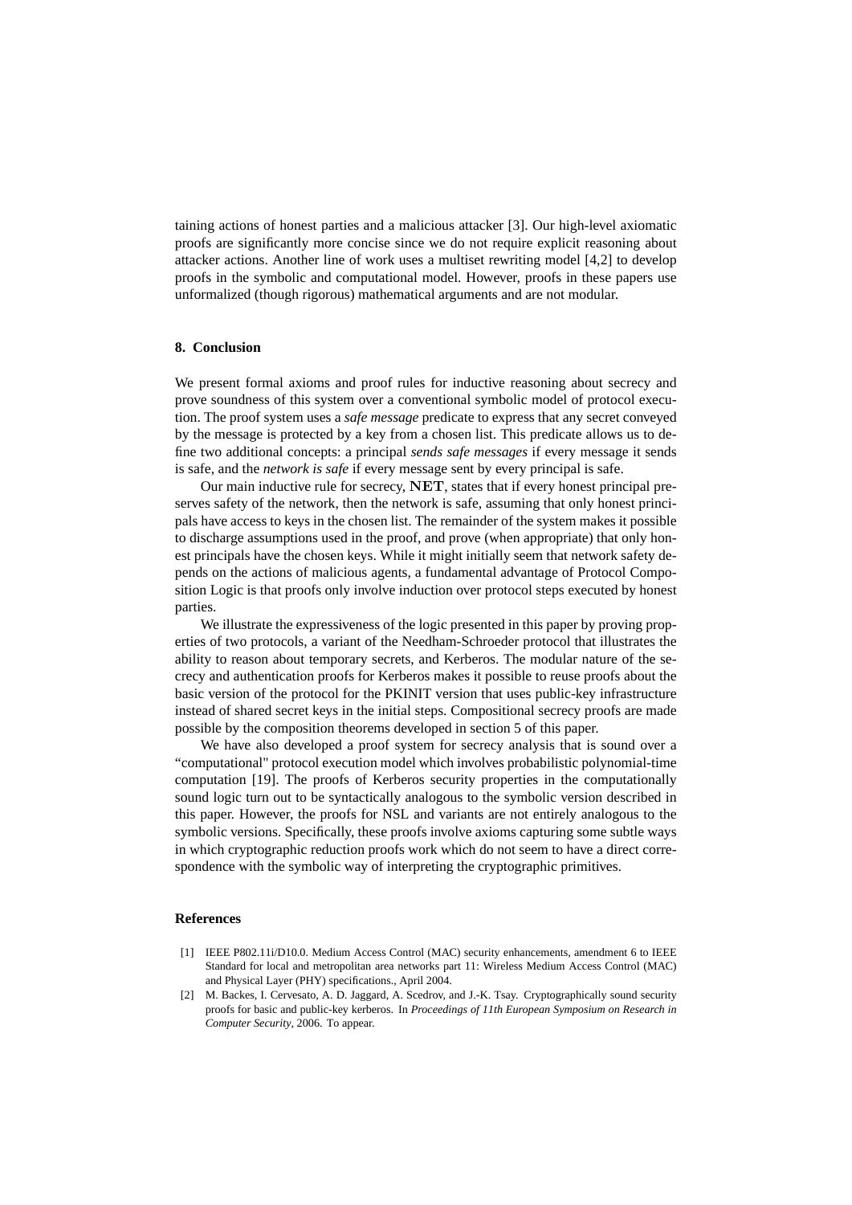taining actions of honest parties and a malicious attacker [3]. Our high-level axiomatic proofs are significantly more concise since we do not require explicit reasoning about attacker actions. Another line of work uses a multiset rewriting model [4,2] to develop proofs in the symbolic and computational model. However, proofs in these papers use unformalized (though rigorous) mathematical arguments and are not modular.

## 8. Conclusion

We present formal axioms and proof rules for inductive reasoning about secrecy and prove soundness of this system over a conventional symbolic model of protocol execution. The proof system uses a *safe message* predicate to express that any secret conveyed by the message is protected by a key from a chosen list. This predicate allows us to define two additional concepts: a principal *sends safe messages* if every message it sends is safe, and the *network is safe* if every message sent by every principal is safe.

Our main inductive rule for secrecy, **NET**, states that if every honest principal preserves safety of the network, then the network is safe, assuming that only honest principals have access to keys in the chosen list. The remainder of the system makes it possible to discharge assumptions used in the proof, and prove (when appropriate) that only honest principals have the chosen keys. While it might initially seem that network safety depends on the actions of malicious agents, a fundamental advantage of Protocol Composition Logic is that proofs only involve induction over protocol steps executed by honest parties.

We illustrate the expressiveness of the logic presented in this paper by proving properties of two protocols, a variant of the Needham-Schroeder protocol that illustrates the ability to reason about temporary secrets, and Kerberos. The modular nature of the secrecy and authentication proofs for Kerberos makes it possible to reuse proofs about the basic version of the protocol for the PKINIT version that uses public-key infrastructure instead of shared secret keys in the initial steps. Compositional secrecy proofs are made possible by the composition theorems developed in section 5 of this paper.

We have also developed a proof system for secrecy analysis that is sound over a "computational" protocol execution model which involves probabilistic polynomial-time computation [19]. The proofs of Kerberos security properties in the computationally sound logic turn out to be syntactically analogous to the symbolic version described in this paper. However, the proofs for NSL and variants are not entirely analogous to the symbolic versions. Specifically, these proofs involve axioms capturing some subtle ways in which cryptographic reduction proofs work which do not seem to have a direct correspondence with the symbolic way of interpreting the cryptographic primitives.

## References

[1] IEEE P802.11i/D10.0. Medium Access Control (MAC) security enhancements, amendment 6 to IEEE Standard for local and metropolitan area networks part 11: Wireless Medium Access Control (MAC) and Physical Layer (PHY) specifications., April 2004.

[2] M. Backes, I. Cervesato, A. D. Jaggard, A. Scedrov, and J.-K. Tsay. Cryptographically sound security proofs for basic and public-key kerberos. In *Proceedings of 11th European Symposium on Research in Computer Security*, 2006. To appear.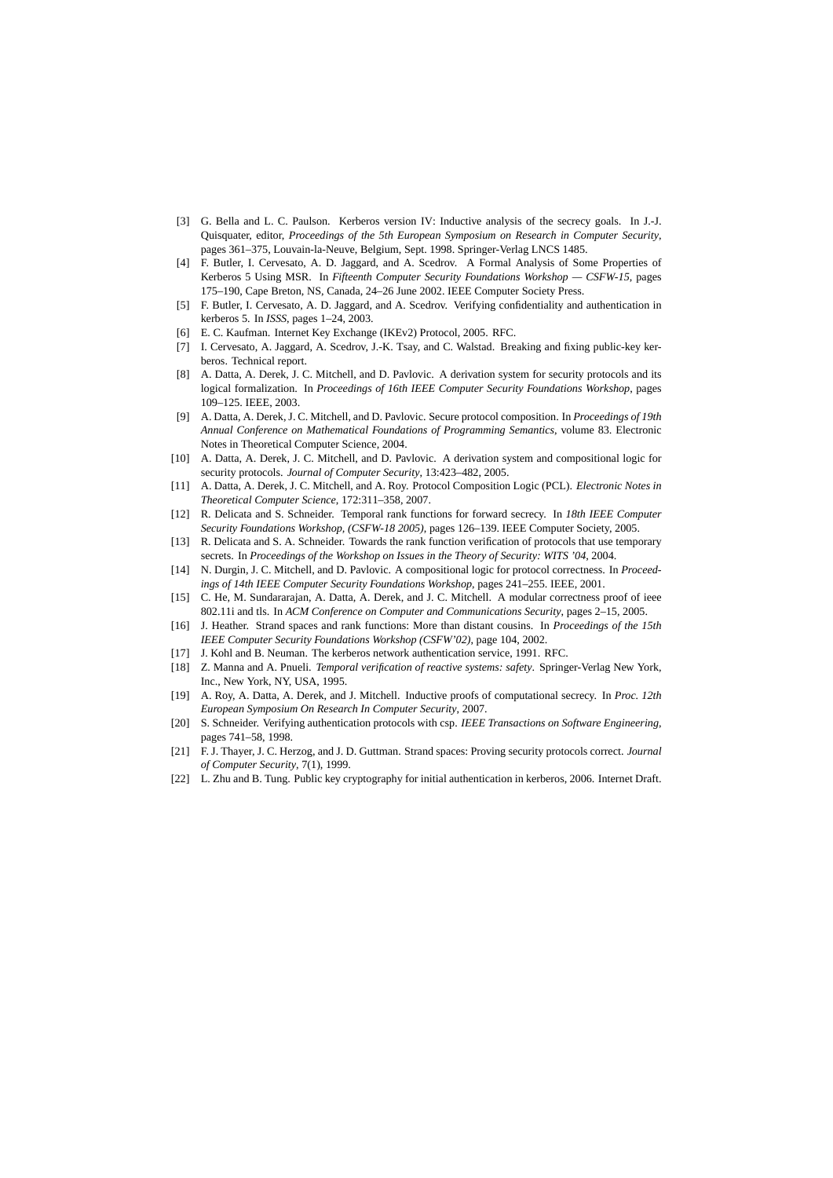[3] G. Bella and L. C. Paulson. Kerberos version IV: Inductive analysis of the secrecy goals. In J.-J. Quisquater, editor, *Proceedings of the 5th European Symposium on Research in Computer Security*, pages 361–375, Louvain-la-Neuve, Belgium, Sept. 1998. Springer-Verlag LNCS 1485.

[4] F. Butler, I. Cervesato, A. D. Jaggard, and A. Scedrov. A Formal Analysis of Some Properties of Kerberos 5 Using MSR. In *Fifteenth Computer Security Foundations Workshop — CSFW-15*, pages 175–190, Cape Breton, NS, Canada, 24–26 June 2002. IEEE Computer Society Press.

[5] F. Butler, I. Cervesato, A. D. Jaggard, and A. Scedrov. Verifying confidentiality and authentication in kerberos 5. In *ISSS*, pages 1–24, 2003.

[6] E. C. Kaufman. Internet Key Exchange (IKEv2) Protocol, 2005. RFC.

[7] I. Cervesato, A. Jaggard, A. Scedrov, J.-K. Tsay, and C. Walstad. Breaking and fixing public-key kerberos. Technical report.

[8] A. Datta, A. Derek, J. C. Mitchell, and D. Pavlovic. A derivation system for security protocols and its logical formalization. In *Proceedings of 16th IEEE Computer Security Foundations Workshop*, pages 109–125. IEEE, 2003.

[9] A. Datta, A. Derek, J. C. Mitchell, and D. Pavlovic. Secure protocol composition. In *Proceedings of 19th Annual Conference on Mathematical Foundations of Programming Semantics*, volume 83. Electronic Notes in Theoretical Computer Science, 2004.

[10] A. Datta, A. Derek, J. C. Mitchell, and D. Pavlovic. A derivation system and compositional logic for security protocols. *Journal of Computer Security*, 13:423–482, 2005.

[11] A. Datta, A. Derek, J. C. Mitchell, and A. Roy. Protocol Composition Logic (PCL). *Electronic Notes in Theoretical Computer Science*, 172:311–358, 2007.

[12] R. Delicata and S. Schneider. Temporal rank functions for forward secrecy. In *18th IEEE Computer Security Foundations Workshop, (CSFW-18 2005)*, pages 126–139. IEEE Computer Society, 2005.

[13] R. Delicata and S. A. Schneider. Towards the rank function verification of protocols that use temporary secrets. In *Proceedings of the Workshop on Issues in the Theory of Security: WITS '04*, 2004.

[14] N. Durgin, J. C. Mitchell, and D. Pavlovic. A compositional logic for protocol correctness. In *Proceedings of 14th IEEE Computer Security Foundations Workshop*, pages 241–255. IEEE, 2001.

[15] C. He, M. Sundararajan, A. Datta, A. Derek, and J. C. Mitchell. A modular correctness proof of ieee 802.11i and tls. In *ACM Conference on Computer and Communications Security*, pages 2–15, 2005.

[16] J. Heather. Strand spaces and rank functions: More than distant cousins. In *Proceedings of the 15th IEEE Computer Security Foundations Workshop (CSFW'02)*, page 104, 2002.

[17] J. Kohl and B. Neuman. The kerberos network authentication service, 1991. RFC.

[18] Z. Manna and A. Pnueli. *Temporal verification of reactive systems: safety*. Springer-Verlag New York, Inc., New York, NY, USA, 1995.

[19] A. Roy, A. Datta, A. Derek, and J. Mitchell. Inductive proofs of computational secrecy. In *Proc. 12th European Symposium On Research In Computer Security*, 2007.

[20] S. Schneider. Verifying authentication protocols with csp. *IEEE Transactions on Software Engineering*, pages 741–58, 1998.

[21] F. J. Thayer, J. C. Herzog, and J. D. Guttman. Strand spaces: Proving security protocols correct. *Journal of Computer Security*, 7(1), 1999.

[22] L. Zhu and B. Tung. Public key cryptography for initial authentication in kerberos, 2006. Internet Draft.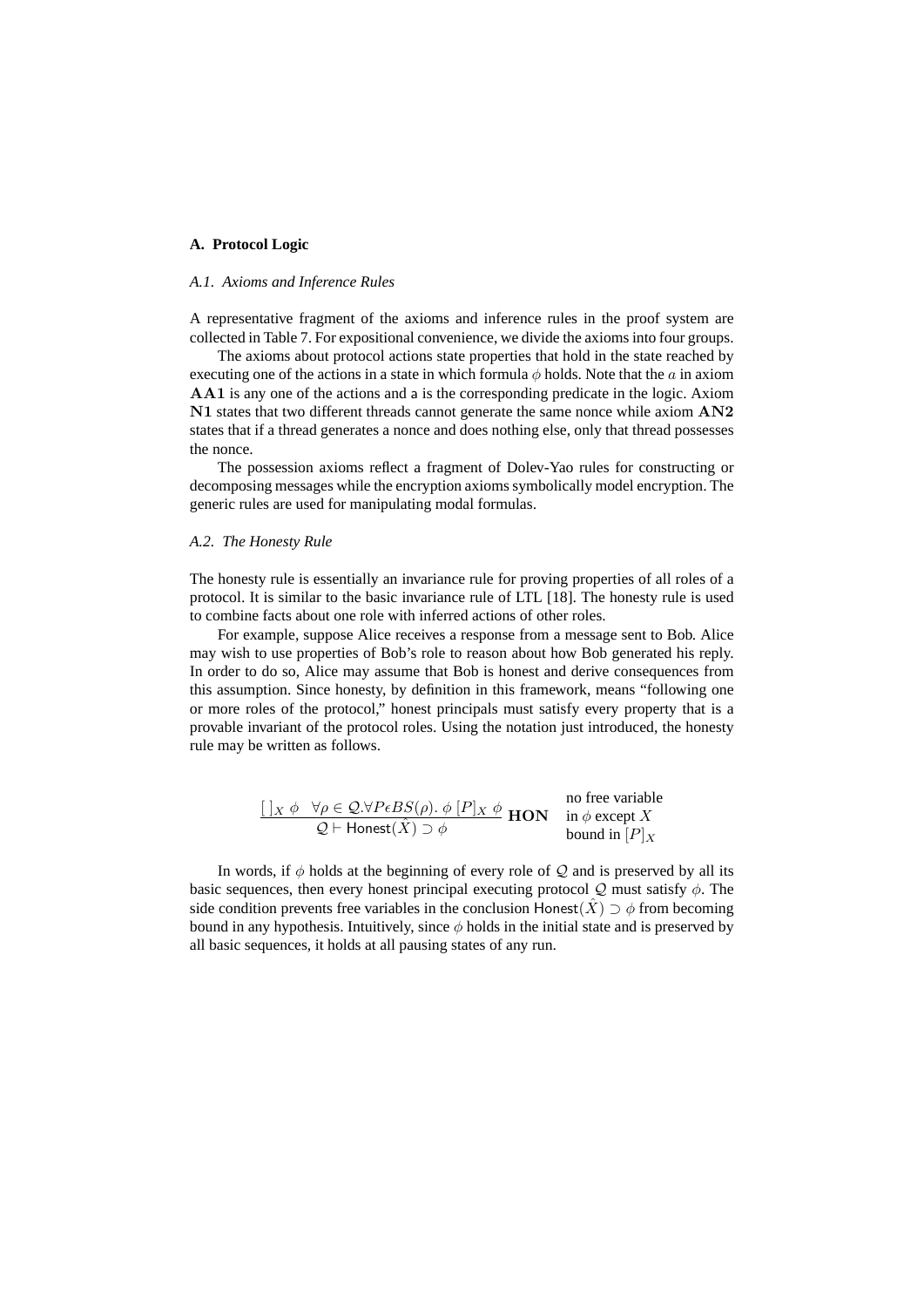## A. Protocol Logic

### *A.1. Axioms and Inference Rules*

A representative fragment of the axioms and inference rules in the proof system are collected in Table 7. For expositional convenience, we divide the axioms into four groups.

The axioms about protocol actions state properties that hold in the state reached by executing one of the actions in a state in which formula $\phi$ holds. Note that the $a$ in axiom $\mathbf{AA1}$ is any one of the actions and a is the corresponding predicate in the logic. Axiom $\mathbf{N1}$ states that two different threads cannot generate the same nonce while axiom $\mathbf{AN2}$ states that if a thread generates a nonce and does nothing else, only that thread possesses the nonce.

The possession axioms reflect a fragment of Dolev-Yao rules for constructing or decomposing messages while the encryption axioms symbolically model encryption. The generic rules are used for manipulating modal formulas.

### *A.2. The Honesty Rule*

The honesty rule is essentially an invariance rule for proving properties of all roles of a protocol. It is similar to the basic invariance rule of LTL [18]. The honesty rule is used to combine facts about one role with inferred actions of other roles.

For example, suppose Alice receives a response from a message sent to Bob. Alice may wish to use properties of Bob's role to reason about how Bob generated his reply. In order to do so, Alice may assume that Bob is honest and derive consequences from this assumption. Since honesty, by definition in this framework, means "following one or more roles of the protocol," honest principals must satisfy every property that is a provable invariant of the protocol roles. Using the notation just introduced, the honesty rule may be written as follows.

$$\frac{[\,]_X\ \phi \quad \forall \rho \in \mathcal{Q}.\forall P \epsilon BS(\rho).\ \phi\ [P]_X\ \phi}{\mathcal{Q} \vdash \mathsf{Honest}(\hat{X}) \supset \phi}\ \mathbf{HON} \qquad \text{no free variable in } \phi \text{ except } X \text{ bound in } [P]_X$$

In words, if $\phi$ holds at the beginning of every role of $\mathcal{Q}$ and is preserved by all its basic sequences, then every honest principal executing protocol $\mathcal{Q}$ must satisfy $\phi$. The side condition prevents free variables in the conclusion $\mathsf{Honest}(\hat{X}) \supset \phi$ from becoming bound in any hypothesis. Intuitively, since $\phi$ holds in the initial state and is preserved by all basic sequences, it holds at all pausing states of any run.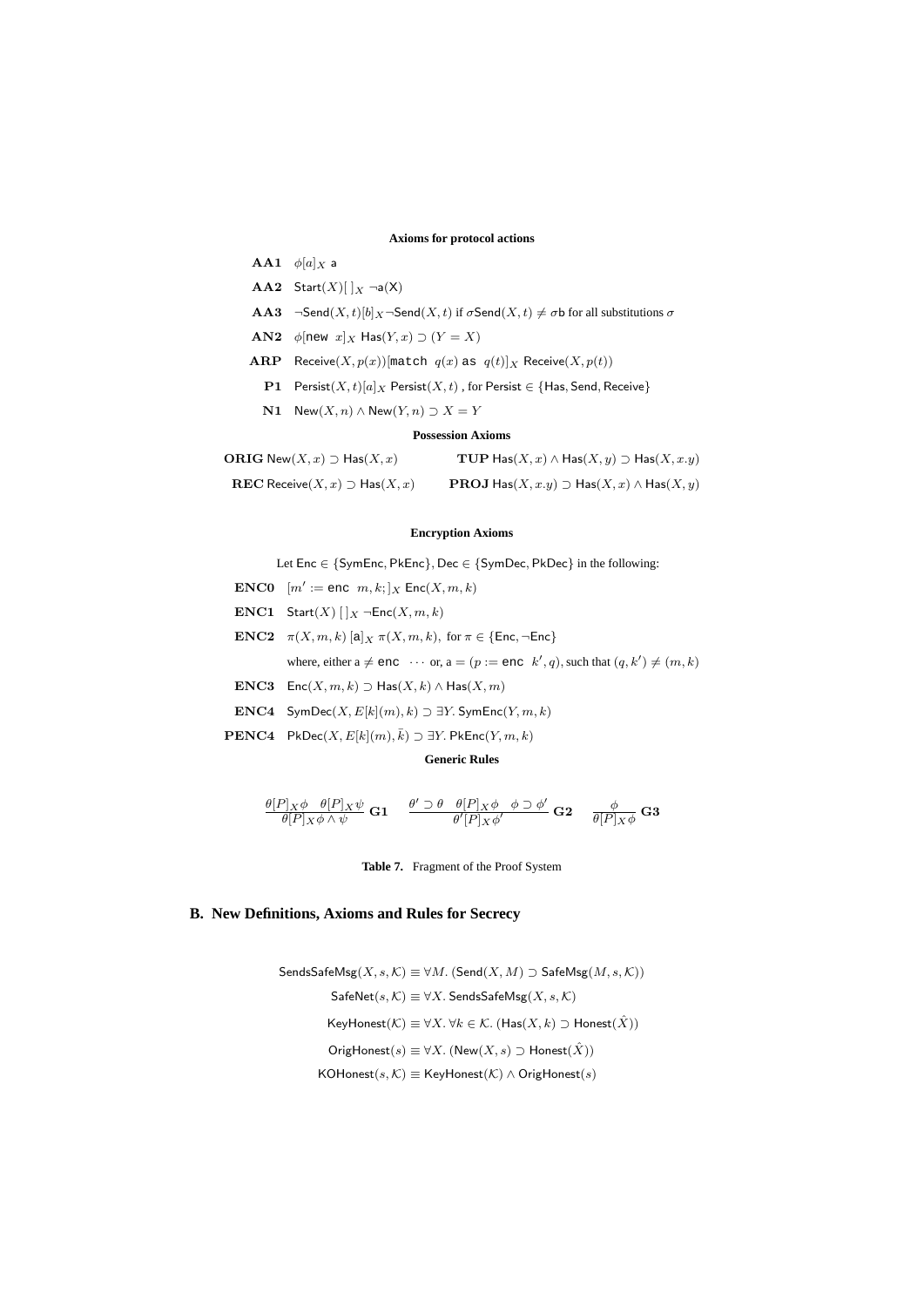**Axioms for protocol actions**

**AA1** $\phi[a]_X$ a

**AA2** $\mathsf{Start}(X)[\,]_X\ \neg \mathsf{a}(X)$

**AA3** $\neg\mathsf{Send}(X,t)[b]_X\neg\mathsf{Send}(X,t)$ if $\sigma\mathsf{Send}(X,t) \neq \sigma\mathsf{b}$ for all substitutions $\sigma$

**AN2** $\phi[\texttt{new}\ \ x]_X\ \mathsf{Has}(Y,x) \supset (Y = X)$

**ARP** $\mathsf{Receive}(X, p(x))[\texttt{match}\ \ q(x)\ \texttt{as}\ \ q(t)]_X\ \mathsf{Receive}(X, p(t))$

**P1** $\mathsf{Persist}(X,t)[a]_X\ \mathsf{Persist}(X,t)$ , for $\mathsf{Persist} \in \{\mathsf{Has}, \mathsf{Send}, \mathsf{Receive}\}$

**N1** $\mathsf{New}(X,n) \wedge \mathsf{New}(Y,n) \supset X = Y$

**Possession Axioms**

**ORIG** $\mathsf{New}(X,x) \supset \mathsf{Has}(X,x)$

**TUP** $\mathsf{Has}(X,x) \wedge \mathsf{Has}(X,y) \supset \mathsf{Has}(X,x.y)$

**REC** $\mathsf{Receive}(X,x) \supset \mathsf{Has}(X,x)$

**PROJ** $\mathsf{Has}(X,x.y) \supset \mathsf{Has}(X,x) \wedge \mathsf{Has}(X,y)$

**Encryption Axioms**

Let $\mathsf{Enc} \in \{\mathsf{SymEnc}, \mathsf{PkEnc}\}$, $\mathsf{Dec} \in \{\mathsf{SymDec}, \mathsf{PkDec}\}$ in the following:

**ENC0** $[m' := \texttt{enc}\ \ m, k;]_X\ \mathsf{Enc}(X,m,k)$

**ENC1** $\mathsf{Start}(X)\ [\,]_X\ \neg\mathsf{Enc}(X,m,k)$

**ENC2** $\pi(X,m,k)\ [\mathsf{a}]_X\ \pi(X,m,k),$ for $\pi \in \{\mathsf{Enc}, \neg\mathsf{Enc}\}$

where, either $\mathsf{a} \neq \texttt{enc}\ \ \cdots$ or, $\mathsf{a} = (p := \texttt{enc}\ \ k', q)$, such that $(q, k') \neq (m, k)$

**ENC3** $\mathsf{Enc}(X,m,k) \supset \mathsf{Has}(X,k) \wedge \mathsf{Has}(X,m)$

**ENC4** $\mathsf{SymDec}(X, E[k](m), k) \supset \exists Y.\ \mathsf{SymEnc}(Y,m,k)$

**PENC4** $\mathsf{PkDec}(X, E[k](m), \bar{k}) \supset \exists Y.\ \mathsf{PkEnc}(Y,m,k)$

**Generic Rules**

$$\frac{\theta[P]_X\phi \quad \theta[P]_X\psi}{\theta[P]_X\phi \wedge \psi}\ \mathbf{G1} \qquad \frac{\theta' \supset \theta \quad \theta[P]_X\phi \quad \phi \supset \phi'}{\theta'[P]_X\phi'}\ \mathbf{G2} \qquad \frac{\phi}{\theta[P]_X\phi}\ \mathbf{G3}$$

**Table 7.** Fragment of the Proof System

## B. New Definitions, Axioms and Rules for Secrecy

$$\mathsf{SendsSafeMsg}(X, s, \mathcal{K}) \equiv \forall M.\ (\mathsf{Send}(X, M) \supset \mathsf{SafeMsg}(M, s, \mathcal{K}))$$

$$\mathsf{SafeNet}(s, \mathcal{K}) \equiv \forall X.\ \mathsf{SendsSafeMsg}(X, s, \mathcal{K})$$

$$\mathsf{KeyHonest}(\mathcal{K}) \equiv \forall X.\ \forall k \in \mathcal{K}.\ (\mathsf{Has}(X,k) \supset \mathsf{Honest}(\hat{X}))$$

$$\mathsf{OrigHonest}(s) \equiv \forall X.\ (\mathsf{New}(X,s) \supset \mathsf{Honest}(\hat{X}))$$

$$\mathsf{KOHonest}(s, \mathcal{K}) \equiv \mathsf{KeyHonest}(\mathcal{K}) \wedge \mathsf{OrigHonest}(s)$$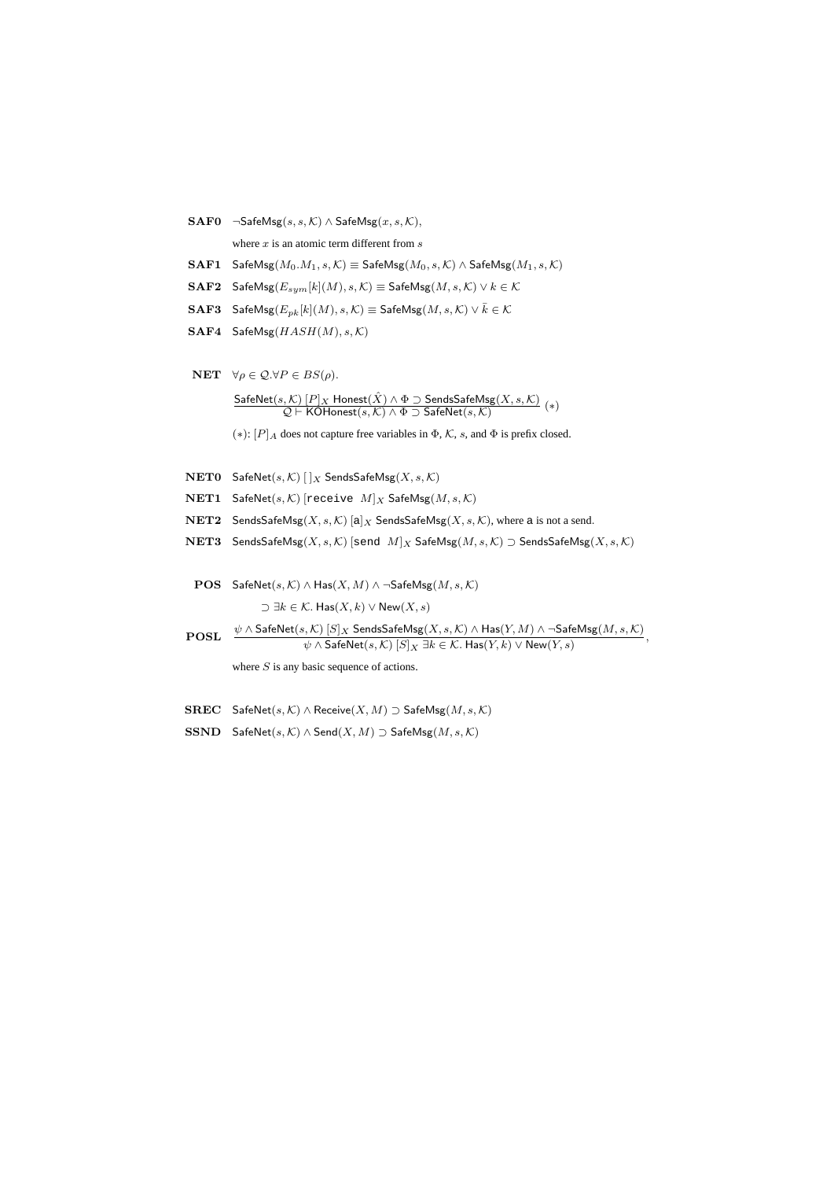**SAF0** $\neg\mathsf{SafeMsg}(s, s, \mathcal{K}) \wedge \mathsf{SafeMsg}(x, s, \mathcal{K})$,

where $x$ is an atomic term different from $s$

**SAF1** $\mathsf{SafeMsg}(M_0.M_1, s, \mathcal{K}) \equiv \mathsf{SafeMsg}(M_0, s, \mathcal{K}) \wedge \mathsf{SafeMsg}(M_1, s, \mathcal{K})$

**SAF2** $\mathsf{SafeMsg}(E_{sym}[k](M), s, \mathcal{K}) \equiv \mathsf{SafeMsg}(M, s, \mathcal{K}) \vee k \in \mathcal{K}$

**SAF3** $\mathsf{SafeMsg}(E_{pk}[k](M), s, \mathcal{K}) \equiv \mathsf{SafeMsg}(M, s, \mathcal{K}) \vee \bar{k} \in \mathcal{K}$

**SAF4** $\mathsf{SafeMsg}(HASH(M), s, \mathcal{K})$

**NET** $\forall \rho \in \mathcal{Q}. \forall P \in BS(\rho).$

$$\frac{\mathsf{SafeNet}(s, \mathcal{K})\ [P]_X\ \mathsf{Honest}(\hat{X}) \wedge \Phi \supset \mathsf{SendsSafeMsg}(X, s, \mathcal{K})}{\mathcal{Q} \vdash \mathsf{KOHonest}(s, \mathcal{K}) \wedge \Phi \supset \mathsf{SafeNet}(s, \mathcal{K})}\ (*)$$

$(*)$: $[P]_A$ does not capture free variables in $\Phi$, $\mathcal{K}$, $s$, and $\Phi$ is prefix closed.

**NET0** $\mathsf{SafeNet}(s, \mathcal{K})\ [\,]_X\ \mathsf{SendsSafeMsg}(X, s, \mathcal{K})$

**NET1** $\mathsf{SafeNet}(s, \mathcal{K})\ [\texttt{receive}\ \ M]_X\ \mathsf{SafeMsg}(M, s, \mathcal{K})$

**NET2** $\mathsf{SendsSafeMsg}(X, s, \mathcal{K})\ [\mathsf{a}]_X\ \mathsf{SendsSafeMsg}(X, s, \mathcal{K})$, where $\mathsf{a}$ is not a send.

**NET3** $\mathsf{SendsSafeMsg}(X, s, \mathcal{K})\ [\texttt{send}\ \ M]_X\ \mathsf{SafeMsg}(M, s, \mathcal{K}) \supset \mathsf{SendsSafeMsg}(X, s, \mathcal{K})$

**POS** $\mathsf{SafeNet}(s, \mathcal{K}) \wedge \mathsf{Has}(X, M) \wedge \neg\mathsf{SafeMsg}(M, s, \mathcal{K})$

$\supset \exists k \in \mathcal{K}.\ \mathsf{Has}(X, k) \vee \mathsf{New}(X, s)$

**POSL**
$$\frac{\psi \wedge \mathsf{SafeNet}(s, \mathcal{K})\ [S]_X\ \mathsf{SendsSafeMsg}(X, s, \mathcal{K}) \wedge \mathsf{Has}(Y, M) \wedge \neg\mathsf{SafeMsg}(M, s, \mathcal{K})}{\psi \wedge \mathsf{SafeNet}(s, \mathcal{K})\ [S]_X\ \exists k \in \mathcal{K}.\ \mathsf{Has}(Y, k) \vee \mathsf{New}(Y, s)},$$

where $S$ is any basic sequence of actions.

**SREC** $\mathsf{SafeNet}(s, \mathcal{K}) \wedge \mathsf{Receive}(X, M) \supset \mathsf{SafeMsg}(M, s, \mathcal{K})$

**SSND** $\mathsf{SafeNet}(s, \mathcal{K}) \wedge \mathsf{Send}(X, M) \supset \mathsf{SafeMsg}(M, s, \mathcal{K})$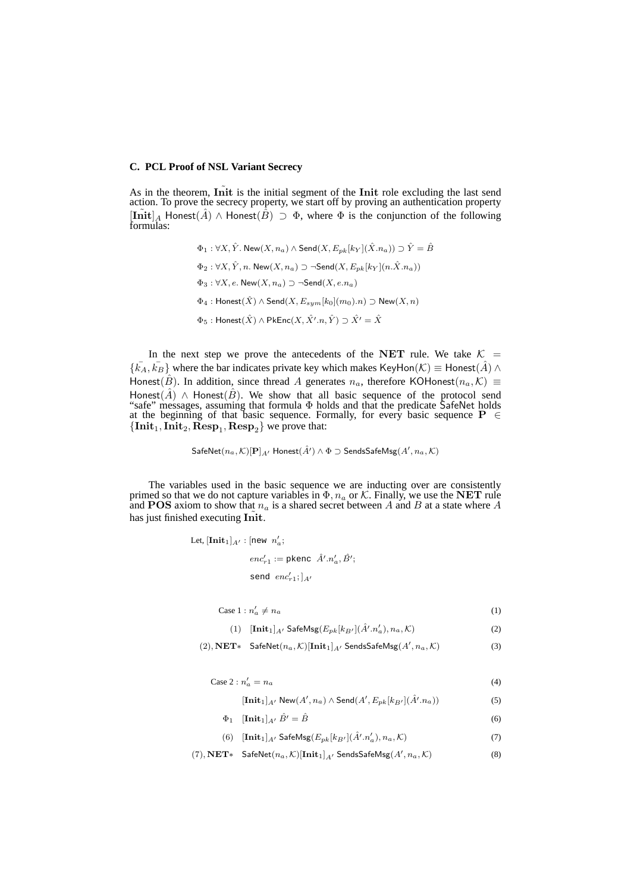### C. PCL Proof of NSL Variant Secrecy

As in the theorem, $\tilde{\mathbf{Init}}$ is the initial segment of the $\mathbf{Init}$ role excluding the last send action. To prove the secrecy property, we start off by proving an authentication property $[\tilde{\mathbf{Init}}]_A$ $\mathsf{Honest}(\hat{A}) \wedge \mathsf{Honest}(\hat{B}) \supset \Phi$, where $\Phi$ is the conjunction of the following formulas:

$$\Phi_1 : \forall X, \hat{Y}.\ \mathsf{New}(X, n_a) \wedge \mathsf{Send}(X, E_{pk}[k_Y](\hat{X}.n_a)) \supset \hat{Y} = \hat{B}$$

$$\Phi_2 : \forall X, \hat{Y}, n.\ \mathsf{New}(X, n_a) \supset \neg\mathsf{Send}(X, E_{pk}[k_Y](n.\hat{X}.n_a))$$

$$\Phi_3 : \forall X, e.\ \mathsf{New}(X, n_a) \supset \neg\mathsf{Send}(X, e.n_a)$$

$$\Phi_4 : \mathsf{Honest}(\hat{X}) \wedge \mathsf{Send}(X, E_{sym}[k_0](m_0).n) \supset \mathsf{New}(X, n)$$

$$\Phi_5 : \mathsf{Honest}(\hat{X}) \wedge \mathsf{PkEnc}(X, \hat{X}'.n, \hat{Y}) \supset \hat{X}' = \hat{X}$$

In the next step we prove the antecedents of the $\mathbf{NET}$ rule. We take $\mathcal{K} = \{\bar{k_A}, \bar{k_B}\}$ where the bar indicates private key which makes $\mathsf{KeyHon}(\mathcal{K}) \equiv \mathsf{Honest}(\hat{A}) \wedge \mathsf{Honest}(\hat{B})$. In addition, since thread $A$ generates $n_a$, therefore $\mathsf{KOHonest}(n_a, \mathcal{K}) \equiv \mathsf{Honest}(\hat{A}) \wedge \mathsf{Honest}(\hat{B})$. We show that all basic sequence of the protocol send "safe" messages, assuming that formula $\Phi$ holds and that the predicate SafeNet holds at the beginning of that basic sequence. Formally, for every basic sequence $\mathbf{P} \in \{\mathbf{Init}_1, \mathbf{Init}_2, \mathbf{Resp}_1, \mathbf{Resp}_2\}$ we prove that:

$$\mathsf{SafeNet}(n_a, \mathcal{K})[\mathbf{P}]_{A'}\ \mathsf{Honest}(\hat{A}') \wedge \Phi \supset \mathsf{SendsSafeMsg}(A', n_a, \mathcal{K})$$

The variables used in the basic sequence we are inducting over are consistently primed so that we do not capture variables in $\Phi$, $n_a$ or $\mathcal{K}$. Finally, we use the $\mathbf{NET}$ rule and $\mathbf{POS}$ axiom to show that $n_a$ is a shared secret between $A$ and $B$ at a state where $A$ has just finished executing $\tilde{\mathbf{Init}}$.

Let, $[\mathbf{Init}_1]_{A'}$ : $[\mathsf{new}\ \ n'_a;$

$\qquad enc'_{r1} := \mathsf{pkenc}\ \ \hat{A}'.n'_a, \hat{B}';$

$\qquad \mathsf{send}\ \ enc'_{r1};]_{A'}$

$$\text{Case 1}: n'_a \neq n_a \tag{1}$$

$$(1)\quad [\mathbf{Init}_1]_{A'}\ \mathsf{SafeMsg}(E_{pk}[k_{B'}](\hat{A}'.n'_a), n_a, \mathcal{K}) \tag{2}$$

$$(2), \mathbf{NET}*\quad \mathsf{SafeNet}(n_a, \mathcal{K})[\mathbf{Init}_1]_{A'}\ \mathsf{SendsSafeMsg}(A', n_a, \mathcal{K}) \tag{3}$$

$$\text{Case 2}: n'_a = n_a \tag{4}$$

$$[\mathbf{Init}_1]_{A'}\ \mathsf{New}(A', n_a) \wedge \mathsf{Send}(A', E_{pk}[k_{B'}](\hat{A}'.n_a)) \tag{5}$$

$$\Phi_1\quad [\mathbf{Init}_1]_{A'}\ \hat{B}' = \hat{B} \tag{6}$$

$$(6)\quad [\mathbf{Init}_1]_{A'}\ \mathsf{SafeMsg}(E_{pk}[k_{B'}](\hat{A}'.n'_a), n_a, \mathcal{K}) \tag{7}$$

$$(7), \mathbf{NET}*\quad \mathsf{SafeNet}(n_a, \mathcal{K})[\mathbf{Init}_1]_{A'}\ \mathsf{SendsSafeMsg}(A', n_a, \mathcal{K}) \tag{8}$$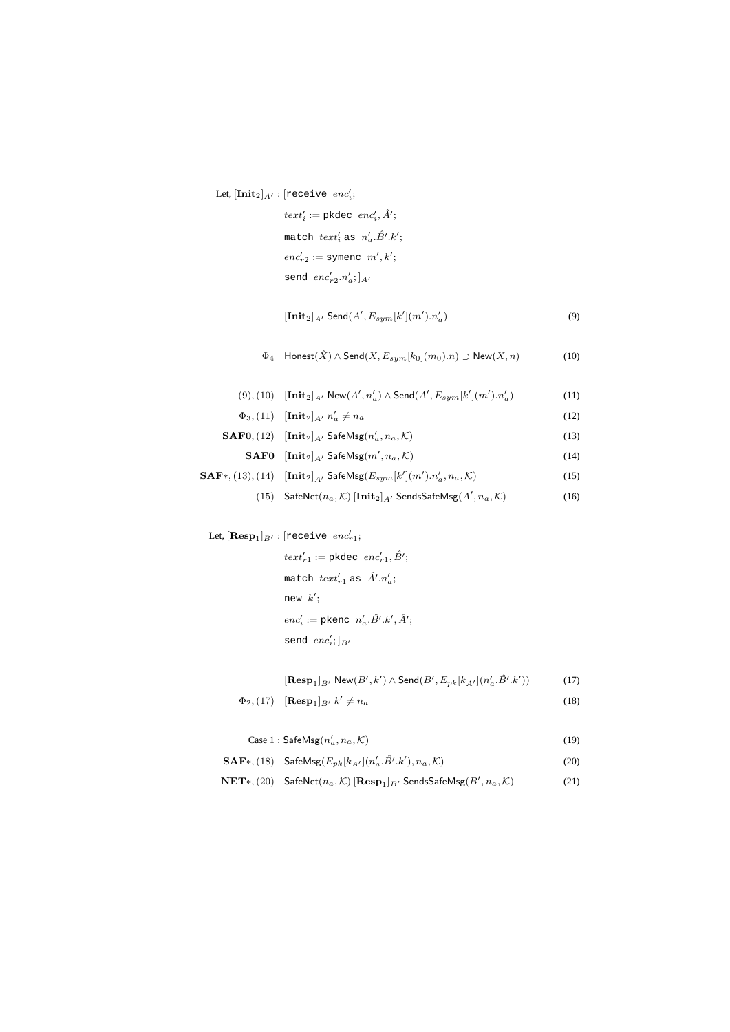Let, $[\mathbf{Init}_2]_{A'}$ : $[$`receive` $enc_i'$;

$text_i' :=$ `pkdec` $enc_i', \hat{A}'$;

`match` $text_i'$ `as` $n_a'.\hat{B}'.k'$;

$enc_{r2}' :=$ `symenc` $m', k'$;

`send` $enc_{r2}'.n_a';]_{A'}$

$$[\mathbf{Init}_2]_{A'}\ \mathsf{Send}(A', E_{sym}[k'](m').n_a') \tag{9}$$

$$\Phi_4 \quad \mathsf{Honest}(\hat{X}) \wedge \mathsf{Send}(X, E_{sym}[k_0](m_0).n) \supset \mathsf{New}(X, n) \tag{10}$$

$$(9),(10) \quad [\mathbf{Init}_2]_{A'}\ \mathsf{New}(A', n_a') \wedge \mathsf{Send}(A', E_{sym}[k'](m').n_a') \tag{11}$$

$$\Phi_3,(11) \quad [\mathbf{Init}_2]_{A'}\ n_a' \neq n_a \tag{12}$$

$$\mathbf{SAF0},(12) \quad [\mathbf{Init}_2]_{A'}\ \mathsf{SafeMsg}(n_a', n_a, \mathcal{K}) \tag{13}$$

$$\mathbf{SAF0} \quad [\mathbf{Init}_2]_{A'}\ \mathsf{SafeMsg}(m', n_a, \mathcal{K}) \tag{14}$$

$$\mathbf{SAF}*,(13),(14) \quad [\mathbf{Init}_2]_{A'}\ \mathsf{SafeMsg}(E_{sym}[k'](m').n_a', n_a, \mathcal{K}) \tag{15}$$

$$(15) \quad \mathsf{SafeNet}(n_a, \mathcal{K})\ [\mathbf{Init}_2]_{A'}\ \mathsf{SendsSafeMsg}(A', n_a, \mathcal{K}) \tag{16}$$

Let, $[\mathbf{Resp}_1]_{B'}$ : $[$`receive` $enc_{r1}'$;

$text_{r1}' :=$ `pkdec` $enc_{r1}', \hat{B}'$;

`match` $text_{r1}'$ `as` $\hat{A}'.n_a'$;

`new` $k'$;

$enc_i' :=$ `pkenc` $n_a'.\hat{B}'.k', \hat{A}'$;

`send` $enc_i';]_{B'}$

$$[\mathbf{Resp}_1]_{B'}\ \mathsf{New}(B', k') \wedge \mathsf{Send}(B', E_{pk}[k_{A'}](n_a'.\hat{B}'.k')) \tag{17}$$

$$\Phi_2,(17) \quad [\mathbf{Resp}_1]_{B'}\ k' \neq n_a \tag{18}$$

$$\text{Case 1}: \mathsf{SafeMsg}(n_a', n_a, \mathcal{K}) \tag{19}$$

$$\mathbf{SAF}*,(18) \quad \mathsf{SafeMsg}(E_{pk}[k_{A'}](n_a'.\hat{B}'.k'), n_a, \mathcal{K}) \tag{20}$$

$$\mathbf{NET}*,(20) \quad \mathsf{SafeNet}(n_a, \mathcal{K})\ [\mathbf{Resp}_1]_{B'}\ \mathsf{SendsSafeMsg}(B', n_a, \mathcal{K}) \tag{21}$$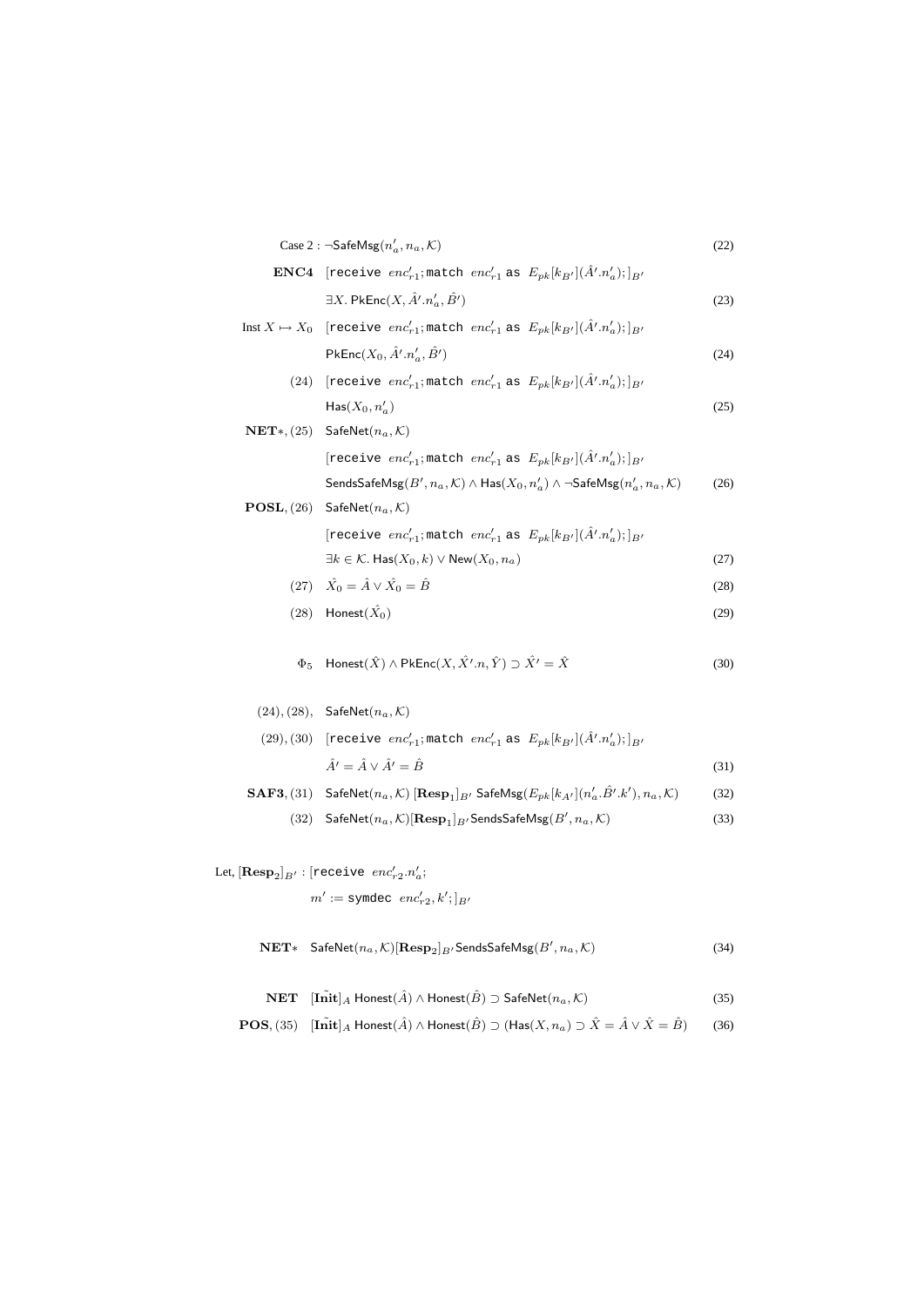$$\text{Case 2}: \neg\mathsf{SafeMsg}(n_a', n_a, \mathcal{K}) \tag{22}$$

$$\begin{array}{rl}
\mathbf{ENC4} & [\texttt{receive}\ enc_{r1}';\texttt{match}\ enc_{r1}'\ \texttt{as}\ E_{pk}[k_{B'}](\hat{A}'.n_a');]_{B'} \\
& \exists X.\ \mathsf{PkEnc}(X, \hat{A}'.n_a', \hat{B}')
\end{array} \tag{23}$$

$$\begin{array}{rl}
\text{Inst } X \mapsto X_0 & [\texttt{receive}\ enc_{r1}';\texttt{match}\ enc_{r1}'\ \texttt{as}\ E_{pk}[k_{B'}](\hat{A}'.n_a');]_{B'} \\
& \mathsf{PkEnc}(X_0, \hat{A}'.n_a', \hat{B}')
\end{array} \tag{24}$$

$$\begin{array}{rl}
(24) & [\texttt{receive}\ enc_{r1}';\texttt{match}\ enc_{r1}'\ \texttt{as}\ E_{pk}[k_{B'}](\hat{A}'.n_a');]_{B'} \\
& \mathsf{Has}(X_0, n_a')
\end{array} \tag{25}$$

$$\begin{array}{rl}
\mathbf{NET}*, (25) & \mathsf{SafeNet}(n_a, \mathcal{K}) \\
& [\texttt{receive}\ enc_{r1}';\texttt{match}\ enc_{r1}'\ \texttt{as}\ E_{pk}[k_{B'}](\hat{A}'.n_a');]_{B'} \\
& \mathsf{SendsSafeMsg}(B', n_a, \mathcal{K}) \wedge \mathsf{Has}(X_0, n_a') \wedge \neg\mathsf{SafeMsg}(n_a', n_a, \mathcal{K})
\end{array} \tag{26}$$

$$\begin{array}{rl}
\mathbf{POSL}, (26) & \mathsf{SafeNet}(n_a, \mathcal{K}) \\
& [\texttt{receive}\ enc_{r1}';\texttt{match}\ enc_{r1}'\ \texttt{as}\ E_{pk}[k_{B'}](\hat{A}'.n_a');]_{B'} \\
& \exists k \in \mathcal{K}.\ \mathsf{Has}(X_0, k) \vee \mathsf{New}(X_0, n_a)
\end{array} \tag{27}$$

$$(27)\quad \hat{X_0} = \hat{A} \vee \hat{X_0} = \hat{B} \tag{28}$$

$$(28)\quad \mathsf{Honest}(\hat{X_0}) \tag{29}$$

$$\Phi_5\quad \mathsf{Honest}(\hat{X}) \wedge \mathsf{PkEnc}(X, \hat{X}'.n, \hat{Y}) \supset \hat{X}' = \hat{X} \tag{30}$$

$$\begin{array}{rl}
(24), (28), & \mathsf{SafeNet}(n_a, \mathcal{K}) \\
(29), (30) & [\texttt{receive}\ enc_{r1}';\texttt{match}\ enc_{r1}'\ \texttt{as}\ E_{pk}[k_{B'}](\hat{A}'.n_a');]_{B'} \\
& \hat{A}' = \hat{A} \vee \hat{A}' = \hat{B}
\end{array} \tag{31}$$

$$\mathbf{SAF3}, (31)\quad \mathsf{SafeNet}(n_a, \mathcal{K})\ [\mathbf{Resp}_1]_{B'}\ \mathsf{SafeMsg}(E_{pk}[k_{A'}](n_a'.\hat{B}'.k'), n_a, \mathcal{K}) \tag{32}$$

$$(32)\quad \mathsf{SafeNet}(n_a, \mathcal{K})[\mathbf{Resp}_1]_{B'}\mathsf{SendsSafeMsg}(B', n_a, \mathcal{K}) \tag{33}$$

Let, $[\mathbf{Resp}_2]_{B'}$ : $[\texttt{receive}\ enc_{r2}'.n_a';$
$\quad m' := \texttt{symdec}\ enc_{r2}', k';]_{B'}$

$$\mathbf{NET}*\quad \mathsf{SafeNet}(n_a, \mathcal{K})[\mathbf{Resp}_2]_{B'}\mathsf{SendsSafeMsg}(B', n_a, \mathcal{K}) \tag{34}$$

$$\mathbf{NET}\quad [\tilde{\mathbf{Init}}]_A\ \mathsf{Honest}(\hat{A}) \wedge \mathsf{Honest}(\hat{B}) \supset \mathsf{SafeNet}(n_a, \mathcal{K}) \tag{35}$$

$$\mathbf{POS}, (35)\quad [\tilde{\mathbf{Init}}]_A\ \mathsf{Honest}(\hat{A}) \wedge \mathsf{Honest}(\hat{B}) \supset (\mathsf{Has}(X, n_a) \supset \hat{X} = \hat{A} \vee \hat{X} = \hat{B}) \tag{36}$$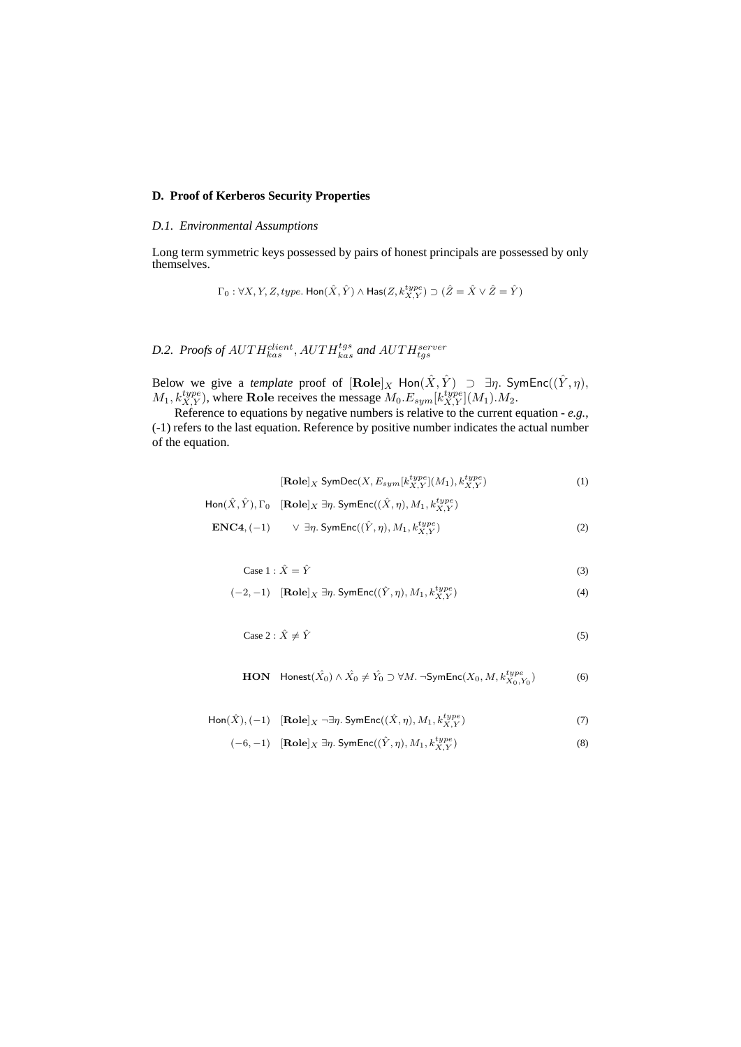## D. Proof of Kerberos Security Properties

### *D.1. Environmental Assumptions*

Long term symmetric keys possessed by pairs of honest principals are possessed by only themselves.

$$\Gamma_0 : \forall X, Y, Z, type.\ \mathsf{Hon}(\hat{X}, \hat{Y}) \wedge \mathsf{Has}(Z, k^{type}_{X,Y}) \supset (\hat{Z} = \hat{X} \vee \hat{Z} = \hat{Y})$$

### *D.2. Proofs of $AUTH^{client}_{kas}$, $AUTH^{tgs}_{kas}$ and $AUTH^{server}_{tgs}$*

Below we give a *template* proof of $[\mathbf{Role}]_X\ \mathsf{Hon}(\hat{X}, \hat{Y}) \supset \exists \eta.\ \mathsf{SymEnc}((\hat{Y}, \eta), M_1, k^{type}_{X,Y})$, where $\mathbf{Role}$ receives the message $M_0.E_{sym}[k^{type}_{X,Y}](M_1).M_2$.

Reference to equations by negative numbers is relative to the current equation - *e.g.*, (-1) refers to the last equation. Reference by positive number indicates the actual number of the equation.

$$[\mathbf{Role}]_X\ \mathsf{SymDec}(X, E_{sym}[k^{type}_{X,Y}](M_1), k^{type}_{X,Y}) \tag{1}$$

$$\begin{array}{ll} \mathsf{Hon}(\hat{X}, \hat{Y}), \Gamma_0 & [\mathbf{Role}]_X\ \exists \eta.\ \mathsf{SymEnc}((\hat{X}, \eta), M_1, k^{type}_{X,Y}) \\ \mathbf{ENC4}, (-1) & \quad \vee\ \exists \eta.\ \mathsf{SymEnc}((\hat{Y}, \eta), M_1, k^{type}_{X,Y}) \end{array} \tag{2}$$

$$\text{Case 1} : \hat{X} = \hat{Y} \tag{3}$$

$$(-2, -1) \quad [\mathbf{Role}]_X\ \exists \eta.\ \mathsf{SymEnc}((\hat{Y}, \eta), M_1, k^{type}_{X,Y}) \tag{4}$$

$$\text{Case 2} : \hat{X} \neq \hat{Y} \tag{5}$$

$$\mathbf{HON} \quad \mathsf{Honest}(\hat{X_0}) \wedge \hat{X_0} \neq \hat{Y_0} \supset \forall M.\ \neg\mathsf{SymEnc}(X_0, M, k^{type}_{X_0,Y_0}) \tag{6}$$

$$\mathsf{Hon}(\hat{X}), (-1) \quad [\mathbf{Role}]_X\ \neg\exists \eta.\ \mathsf{SymEnc}((\hat{X}, \eta), M_1, k^{type}_{X,Y}) \tag{7}$$

$$(-6, -1) \quad [\mathbf{Role}]_X\ \exists \eta.\ \mathsf{SymEnc}((\hat{Y}, \eta), M_1, k^{type}_{X,Y}) \tag{8}$$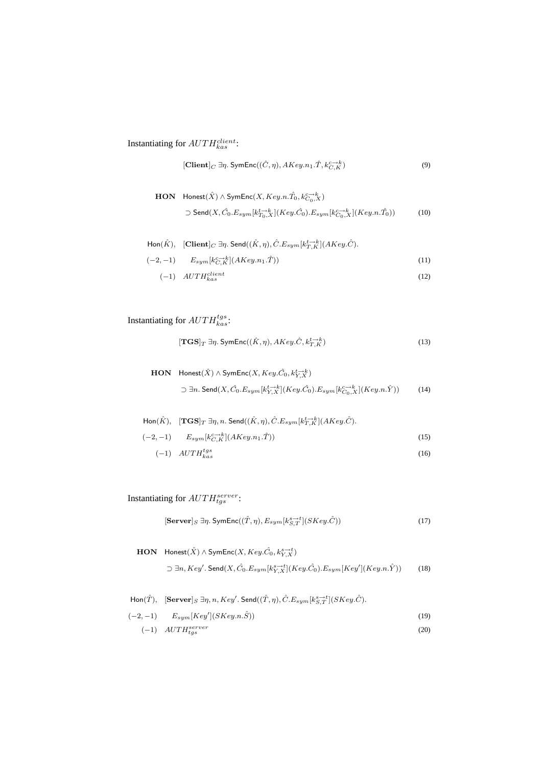Instantiating for $AUTH_{kas}^{client}$:

$$[\textbf{Client}]_C \; \exists \eta. \; \mathsf{SymEnc}((\hat{C}, \eta), AKey.n_1.\hat{T}, k_{C,K}^{c \to k}) \tag{9}$$

$$\begin{aligned} \textbf{HON} \quad & \mathsf{Honest}(\hat{X}) \wedge \mathsf{SymEnc}(X, Key.n.\hat{T_0}, k_{C_0,X}^{c \to k}) \\ & \supset \mathsf{Send}(X, \hat{C_0}.E_{sym}[k_{T_0,X}^{t \to k}](Key.\hat{C_0}).E_{sym}[k_{C_0,X}^{c \to k}](Key.n.\hat{T_0})) \end{aligned} \tag{10}$$

$$\begin{aligned} \mathsf{Hon}(\hat{K}), \quad & [\textbf{Client}]_C \; \exists \eta. \; \mathsf{Send}((\hat{K}, \eta), \hat{C}.E_{sym}[k_{T,K}^{t \to k}](AKey.\hat{C}). \\ (-2,-1) \quad & \quad E_{sym}[k_{C,K}^{c \to k}](AKey.n_1.\hat{T})) \end{aligned} \tag{11}$$

$$(-1) \quad AUTH_{kas}^{client} \tag{12}$$

Instantiating for $AUTH_{kas}^{tgs}$:

$$[\textbf{TGS}]_T \; \exists \eta. \; \mathsf{SymEnc}((\hat{K}, \eta), AKey.\hat{C}, k_{T,K}^{t \to k}) \tag{13}$$

$$\begin{aligned} \textbf{HON} \quad & \mathsf{Honest}(\hat{X}) \wedge \mathsf{SymEnc}(X, Key.\hat{C_0}, k_{Y,X}^{t \to k}) \\ & \supset \exists n. \; \mathsf{Send}(X, \hat{C_0}.E_{sym}[k_{Y,X}^{t \to k}](Key.\hat{C_0}).E_{sym}[k_{C_0,X}^{c \to k}](Key.n.\hat{Y})) \end{aligned} \tag{14}$$

$$\begin{aligned} \mathsf{Hon}(\hat{K}), \quad & [\textbf{TGS}]_T \; \exists \eta, n. \; \mathsf{Send}((\hat{K}, \eta), \hat{C}.E_{sym}[k_{T,K}^{t \to k}](AKey.\hat{C}). \\ (-2,-1) \quad & \quad E_{sym}[k_{C,K}^{c \to k}](AKey.n_1.\hat{T})) \end{aligned} \tag{15}$$

$$(-1) \quad AUTH_{kas}^{tgs} \tag{16}$$

Instantiating for $AUTH_{tgs}^{server}$:

$$[\textbf{Server}]_S \; \exists \eta. \; \mathsf{SymEnc}((\hat{T}, \eta), E_{sym}[k_{S,T}^{s \to t}](SKey.\hat{C})) \tag{17}$$

$$\begin{aligned} \textbf{HON} \quad & \mathsf{Honest}(\hat{X}) \wedge \mathsf{SymEnc}(X, Key.\hat{C_0}, k_{Y,X}^{s \to t}) \\ & \supset \exists n, Key'. \; \mathsf{Send}(X, \hat{C_0}.E_{sym}[k_{Y,X}^{s \to t}](Key.\hat{C_0}).E_{sym}[Key'](Key.n.\hat{Y})) \end{aligned} \tag{18}$$

$$\begin{aligned} \mathsf{Hon}(\hat{T}), \quad & [\textbf{Server}]_S \; \exists \eta, n, Key'. \; \mathsf{Send}((\hat{T}, \eta), \hat{C}.E_{sym}[k_{S,T}^{s \to t}](SKey.\hat{C}). \\ (-2,-1) \quad & \quad E_{sym}[Key'](SKey.n.\hat{S})) \end{aligned} \tag{19}$$

$$(-1) \quad AUTH_{tgs}^{server} \tag{20}$$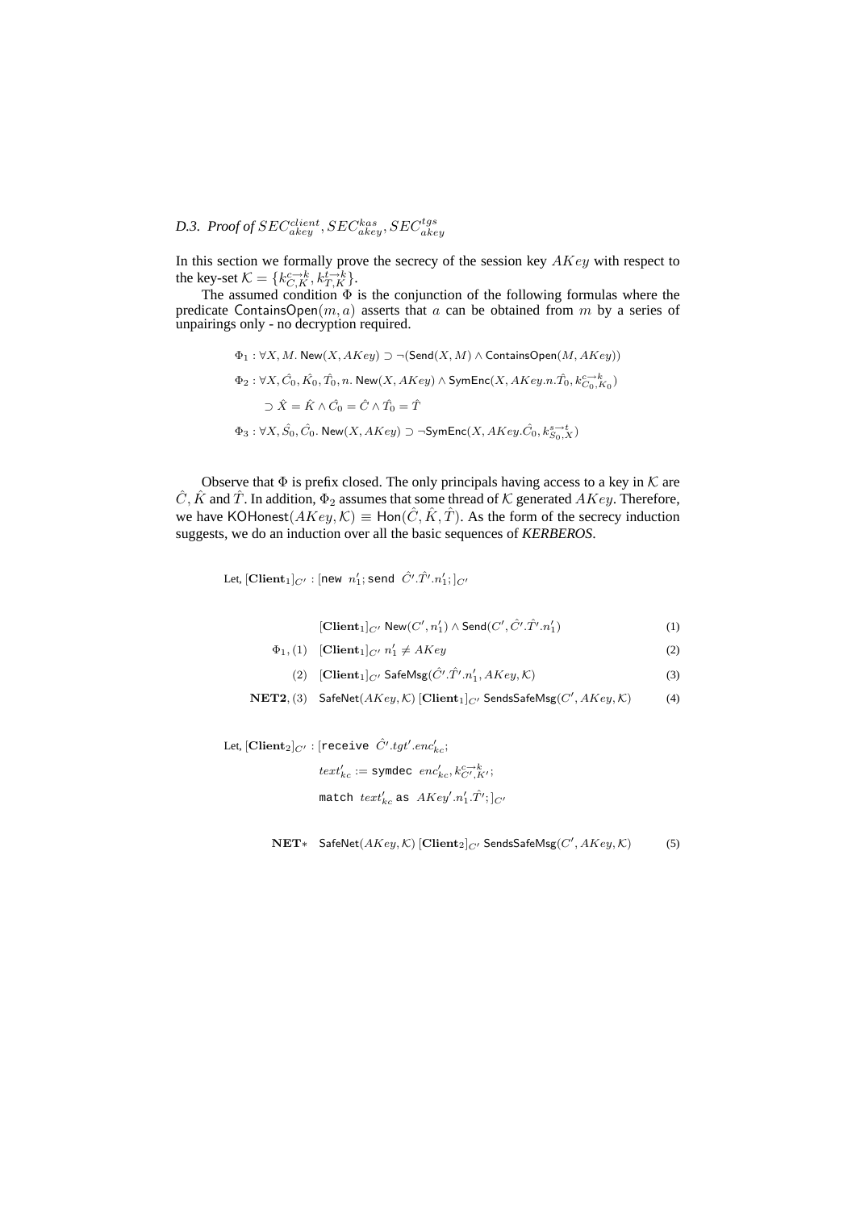### D.3. Proof of $SEC^{client}_{akey}, SEC^{kas}_{akey}, SEC^{tgs}_{akey}$

In this section we formally prove the secrecy of the session key $AKey$ with respect to the key-set $\mathcal{K} = \{k^{c \to k}_{C,K}, k^{t \to k}_{T,K}\}$.

The assumed condition $\Phi$ is the conjunction of the following formulas where the predicate $\mathsf{ContainsOpen}(m, a)$ asserts that $a$ can be obtained from $m$ by a series of unpairings only - no decryption required.

$$\Phi_1 : \forall X, M.\ \mathsf{New}(X, AKey) \supset \neg(\mathsf{Send}(X, M) \wedge \mathsf{ContainsOpen}(M, AKey))$$

$$\Phi_2 : \forall X, \hat{C_0}, \hat{K_0}, \hat{T_0}, n.\ \mathsf{New}(X, AKey) \wedge \mathsf{SymEnc}(X, AKey.n.\hat{T_0}, k^{c \to k}_{C_0, K_0})$$
$$\supset \hat{X} = \hat{K} \wedge \hat{C_0} = \hat{C} \wedge \hat{T_0} = \hat{T}$$

$$\Phi_3 : \forall X, \hat{S_0}, \hat{C_0}.\ \mathsf{New}(X, AKey) \supset \neg \mathsf{SymEnc}(X, AKey.\hat{C_0}, k^{s \to t}_{S_0, X})$$

Observe that $\Phi$ is prefix closed. The only principals having access to a key in $\mathcal{K}$ are $\hat{C}, \hat{K}$ and $\hat{T}$. In addition, $\Phi_2$ assumes that some thread of $\mathcal{K}$ generated $AKey$. Therefore, we have $\mathsf{KOHonest}(AKey, \mathcal{K}) \equiv \mathsf{Hon}(\hat{C}, \hat{K}, \hat{T})$. As the form of the secrecy induction suggests, we do an induction over all the basic sequences of *KERBEROS*.

Let, $[\mathbf{Client}_1]_{C'} : [\mathtt{new}\ n_1'; \mathtt{send}\ \hat{C'}.\hat{T'}.n_1';]_{C'}$

$$[\mathbf{Client}_1]_{C'}\ \mathsf{New}(C', n_1') \wedge \mathsf{Send}(C', \hat{C'}.\hat{T'}.n_1') \quad (1)$$

$$\Phi_1, (1) \quad [\mathbf{Client}_1]_{C'}\ n_1' \neq AKey \quad (2)$$

$$(2) \quad [\mathbf{Client}_1]_{C'}\ \mathsf{SafeMsg}(\hat{C'}.\hat{T'}.n_1', AKey, \mathcal{K}) \quad (3)$$

$$\mathbf{NET2}, (3) \quad \mathsf{SafeNet}(AKey, \mathcal{K})\ [\mathbf{Client}_1]_{C'}\ \mathsf{SendsSafeMsg}(C', AKey, \mathcal{K}) \quad (4)$$

Let, $[\mathbf{Client}_2]_{C'} : [\mathtt{receive}\ \hat{C'}.tgt'.enc_{kc}';$
$\quad text_{kc}' := \mathtt{symdec}\ enc_{kc}', k^{c \to k}_{C',K'};$
$\quad \mathtt{match}\ text_{kc}'\ \mathtt{as}\ AKey'.n_1'.\hat{T'};]_{C'}$

$$\mathbf{NET}* \quad \mathsf{SafeNet}(AKey, \mathcal{K})\ [\mathbf{Client}_2]_{C'}\ \mathsf{SendsSafeMsg}(C', AKey, \mathcal{K}) \quad (5)$$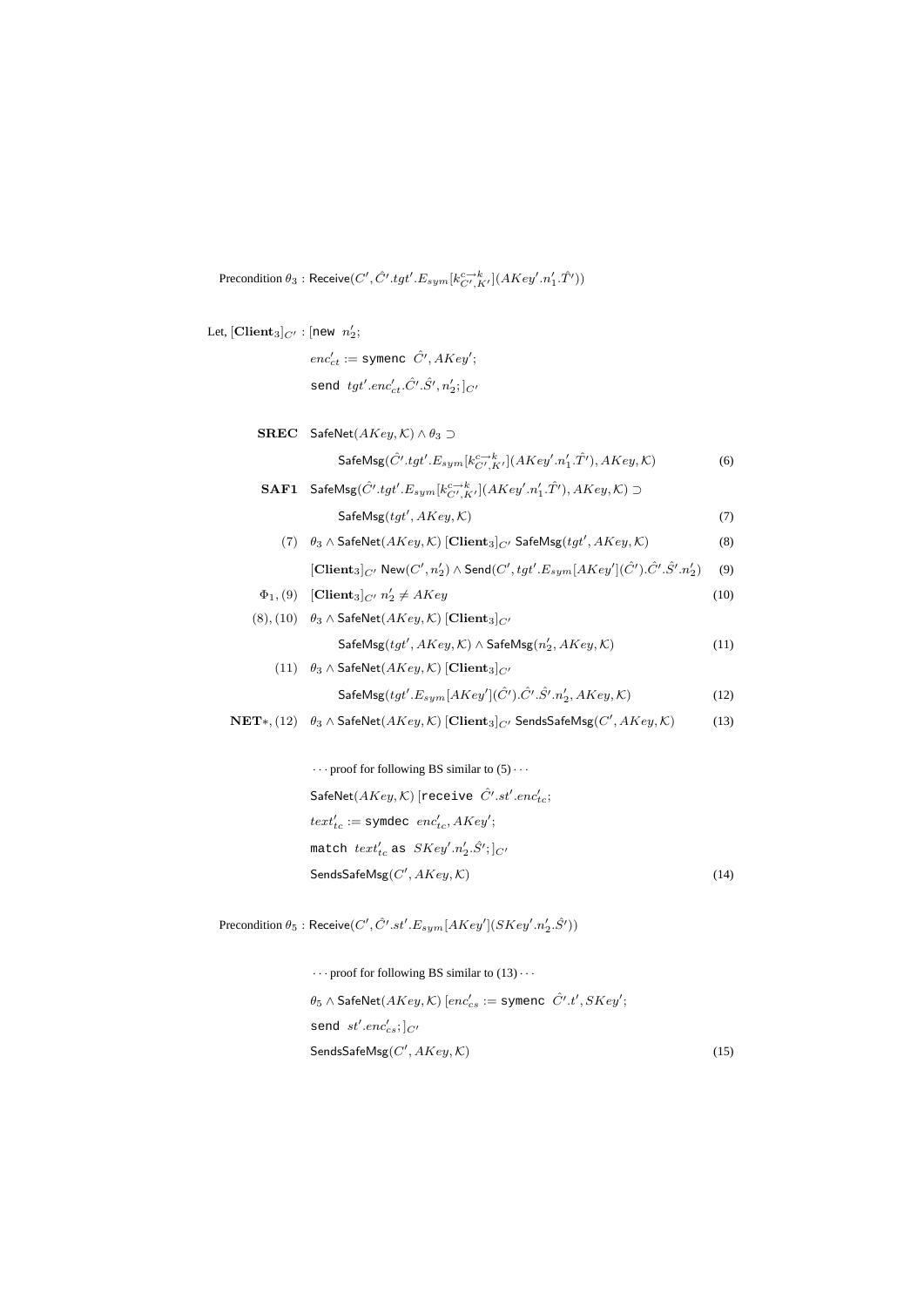Precondition $\theta_3$ : $\mathsf{Receive}(C', \hat{C}'.tgt'.E_{sym}[k^{c\to k}_{C',K'}](AKey'.n'_1.\hat{T}'))$

Let, $[\mathbf{Client}_3]_{C'}$ : $[\texttt{new}\ n'_2;$

$enc'_{ct} := \texttt{symenc}\ \hat{C}', AKey';$

$\texttt{send}\ tgt'.enc'_{ct}.\hat{C}'.\hat{S}', n'_2;]_{C'}$

$$\textbf{SREC} \quad \mathsf{SafeNet}(AKey, \mathcal{K}) \wedge \theta_3 \supset$$

$$\mathsf{SafeMsg}(\hat{C}'.tgt'.E_{sym}[k^{c\to k}_{C',K'}](AKey'.n'_1.\hat{T}'), AKey, \mathcal{K}) \tag{6}$$

$$\textbf{SAF1} \quad \mathsf{SafeMsg}(\hat{C}'.tgt'.E_{sym}[k^{c\to k}_{C',K'}](AKey'.n'_1.\hat{T}'), AKey, \mathcal{K}) \supset$$

$$\mathsf{SafeMsg}(tgt', AKey, \mathcal{K}) \tag{7}$$

$$(7) \quad \theta_3 \wedge \mathsf{SafeNet}(AKey, \mathcal{K})\ [\mathbf{Client}_3]_{C'}\ \mathsf{SafeMsg}(tgt', AKey, \mathcal{K}) \tag{8}$$

$$[\mathbf{Client}_3]_{C'}\ \mathsf{New}(C', n'_2) \wedge \mathsf{Send}(C', tgt'.E_{sym}[AKey'](\hat{C}').\hat{C}'.\hat{S}'.n'_2) \tag{9}$$

$$\Phi_1, (9) \quad [\mathbf{Client}_3]_{C'}\ n'_2 \neq AKey \tag{10}$$

$$(8), (10) \quad \theta_3 \wedge \mathsf{SafeNet}(AKey, \mathcal{K})\ [\mathbf{Client}_3]_{C'}$$

$$\mathsf{SafeMsg}(tgt', AKey, \mathcal{K}) \wedge \mathsf{SafeMsg}(n'_2, AKey, \mathcal{K}) \tag{11}$$

$$(11) \quad \theta_3 \wedge \mathsf{SafeNet}(AKey, \mathcal{K})\ [\mathbf{Client}_3]_{C'}$$

$$\mathsf{SafeMsg}(tgt'.E_{sym}[AKey'](\hat{C}').\hat{S}'.n'_2, AKey, \mathcal{K}) \tag{12}$$

$$\mathbf{NET}*, (12) \quad \theta_3 \wedge \mathsf{SafeNet}(AKey, \mathcal{K})\ [\mathbf{Client}_3]_{C'}\ \mathsf{SendsSafeMsg}(C', AKey, \mathcal{K}) \tag{13}$$

$\cdots$ proof for following BS similar to (5) $\cdots$

$\mathsf{SafeNet}(AKey, \mathcal{K})\ [\texttt{receive}\ \hat{C}'.st'.enc'_{tc};$

$text'_{tc} := \texttt{symdec}\ enc'_{tc}, AKey';$

$\texttt{match}\ text'_{tc}\ \texttt{as}\ SKey'.n'_2.\hat{S}';]_{C'}$

$$\mathsf{SendsSafeMsg}(C', AKey, \mathcal{K}) \tag{14}$$

Precondition $\theta_5$ : $\mathsf{Receive}(C', \hat{C}'.st'.E_{sym}[AKey'](SKey'.n'_2.\hat{S}'))$

$\cdots$ proof for following BS similar to (13) $\cdots$

$\theta_5 \wedge \mathsf{SafeNet}(AKey, \mathcal{K})\ [enc'_{cs} := \texttt{symenc}\ \hat{C}'.t', SKey';$

$\texttt{send}\ st'.enc'_{cs};]_{C'}$

$$\mathsf{SendsSafeMsg}(C', AKey, \mathcal{K}) \tag{15}$$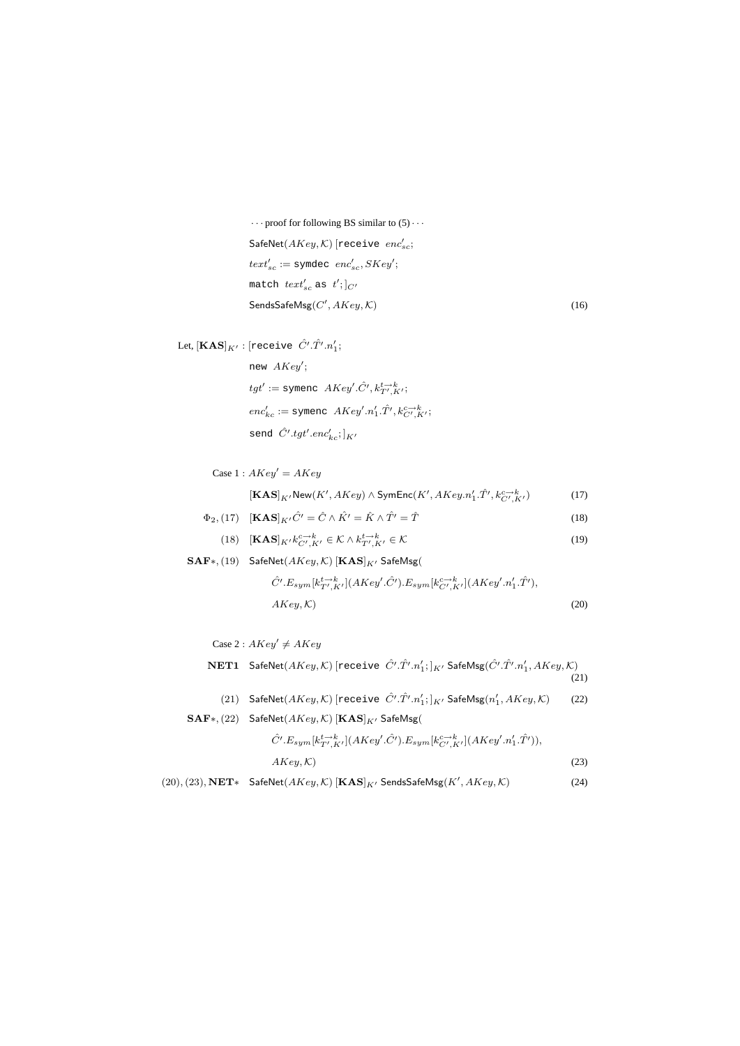$\cdots$ proof for following BS similar to (5) $\cdots$

$$\mathsf{SafeNet}(AKey, \mathcal{K})\ [\texttt{receive}\ \ enc'_{sc};$$
$$text'_{sc} := \texttt{symdec}\ \ enc'_{sc}, SKey';$$
$$\texttt{match}\ \ text'_{sc}\ \texttt{as}\ \ t';]_{C'}$$
$$\mathsf{SendsSafeMsg}(C', AKey, \mathcal{K}) \tag{16}$$

Let, $[\mathbf{KAS}]_{K'}$ : $[\texttt{receive}\ \ \hat{C}'.\hat{T}'.n'_1;$

$$\texttt{new}\ \ AKey';$$
$$tgt' := \texttt{symenc}\ \ AKey'.\hat{C}', k^{t\to k}_{T',K'};$$
$$enc'_{kc} := \texttt{symenc}\ \ AKey'.n'_1.\hat{T}', k^{c\to k}_{C',K'};$$
$$\texttt{send}\ \ \hat{C}'.tgt'.enc'_{kc};]_{K'}$$

Case 1 : $AKey' = AKey$

$$[\mathbf{KAS}]_{K'}\mathsf{New}(K', AKey) \wedge \mathsf{SymEnc}(K', AKey.n'_1.\hat{T}', k^{c\to k}_{C',K'}) \tag{17}$$

$$\Phi_2, (17) \quad [\mathbf{KAS}]_{K'}\hat{C}' = \hat{C} \wedge \hat{K}' = \hat{K} \wedge \hat{T}' = \hat{T} \tag{18}$$

$$(18) \quad [\mathbf{KAS}]_{K'}k^{c\to k}_{C',K'} \in \mathcal{K} \wedge k^{t\to k}_{T',K'} \in \mathcal{K} \tag{19}$$

$$\mathbf{SAF}*, (19) \quad \mathsf{SafeNet}(AKey, \mathcal{K})\ [\mathbf{KAS}]_{K'}\ \mathsf{SafeMsg}(\hat{C}'.E_{sym}[k^{t\to k}_{T',K'}](AKey'.\hat{C}').E_{sym}[k^{c\to k}_{C',K'}](AKey'.n'_1.\hat{T}'), AKey, \mathcal{K}) \tag{20}$$

Case 2 : $AKey' \neq AKey$

$$\mathbf{NET1} \quad \mathsf{SafeNet}(AKey, \mathcal{K})\ [\texttt{receive}\ \ \hat{C}'.\hat{T}'.n'_1;]_{K'}\ \mathsf{SafeMsg}(\hat{C}'.\hat{T}'.n'_1, AKey, \mathcal{K}) \tag{21}$$

$$(21) \quad \mathsf{SafeNet}(AKey, \mathcal{K})\ [\texttt{receive}\ \ \hat{C}'.\hat{T}'.n'_1;]_{K'}\ \mathsf{SafeMsg}(n'_1, AKey, \mathcal{K}) \tag{22}$$

$$\mathbf{SAF}*, (22) \quad \mathsf{SafeNet}(AKey, \mathcal{K})\ [\mathbf{KAS}]_{K'}\ \mathsf{SafeMsg}(\hat{C}'.E_{sym}[k^{t\to k}_{T',K'}](AKey'.\hat{C}').E_{sym}[k^{c\to k}_{C',K'}](AKey'.n'_1.\hat{T}')), AKey, \mathcal{K}) \tag{23}$$

$$(20), (23), \mathbf{NET}* \quad \mathsf{SafeNet}(AKey, \mathcal{K})\ [\mathbf{KAS}]_{K'}\ \mathsf{SendsSafeMsg}(K', AKey, \mathcal{K}) \tag{24}$$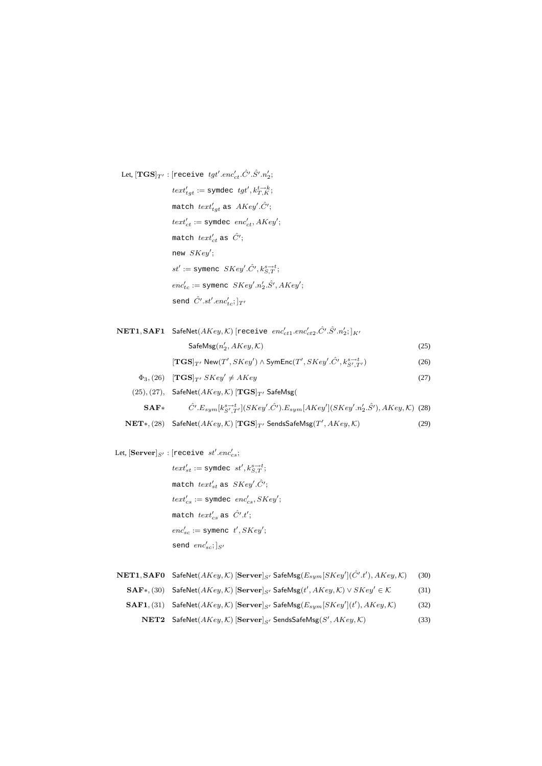Let, $[\mathbf{TGS}]_{T'}$ : $[\texttt{receive}\ tgt'.enc'_{ct}.\hat{C}'.\hat{S}'.n'_2;$

$$text'_{tgt} := \texttt{symdec}\ tgt', k^{t \rightarrow k}_{T,K};$$

$$\texttt{match}\ text'_{tgt}\ \texttt{as}\ AKey'.\hat{C}';$$

$$text'_{ct} := \texttt{symdec}\ enc'_{ct}, AKey';$$

$$\texttt{match}\ text'_{ct}\ \texttt{as}\ \hat{C}';$$

$$\texttt{new}\ SKey';$$

$$st' := \texttt{symenc}\ SKey'.\hat{C}', k^{s \rightarrow t}_{S,T};$$

$$enc'_{tc} := \texttt{symenc}\ SKey'.n'_2.\hat{S}', AKey';$$

$$\texttt{send}\ \hat{C}'.st'.enc'_{tc};]_{T'}$$

$$\mathbf{NET1}, \mathbf{SAF1} \quad \mathsf{SafeNet}(AKey, \mathcal{K})\ [\texttt{receive}\ enc'_{ct1}.enc'_{ct2}.\hat{C}'.\hat{S}'.n'_2;]_{K'}$$

$$\mathsf{SafeMsg}(n'_2, AKey, \mathcal{K}) \tag{25}$$

$$[\mathbf{TGS}]_{T'}\ \mathsf{New}(T', SKey') \wedge \mathsf{SymEnc}(T', SKey'.\hat{C}', k^{s \rightarrow t}_{S',T'}) \tag{26}$$

$$\Phi_3, (26) \quad [\mathbf{TGS}]_{T'}\ SKey' \neq AKey \tag{27}$$

$$(25), (27), \quad \mathsf{SafeNet}(AKey, \mathcal{K})\ [\mathbf{TGS}]_{T'}\ \mathsf{SafeMsg}($$

$$\mathbf{SAF*} \quad \hat{C}'.E_{sym}[k^{s \rightarrow t}_{S',T'}](SKey'.\hat{C}').E_{sym}[AKey'](SKey'.n'_2.\hat{S}'), AKey, \mathcal{K}) \tag{28}$$

$$\mathbf{NET*}, (28) \quad \mathsf{SafeNet}(AKey, \mathcal{K})\ [\mathbf{TGS}]_{T'}\ \mathsf{SendsSafeMsg}(T', AKey, \mathcal{K}) \tag{29}$$

Let, $[\mathbf{Server}]_{S'}$ : $[\texttt{receive}\ st'.enc'_{cs};$

$$text'_{st} := \texttt{symdec}\ st', k^{s \rightarrow t}_{S,T};$$

$$\texttt{match}\ text'_{st}\ \texttt{as}\ SKey'.\hat{C}';$$

$$text'_{cs} := \texttt{symdec}\ enc'_{cs}, SKey';$$

$$\texttt{match}\ text'_{cs}\ \texttt{as}\ \hat{C}'.t';$$

$$enc'_{sc} := \texttt{symenc}\ t', SKey';$$

$$\texttt{send}\ enc'_{sc};]_{S'}$$

$$\mathbf{NET1}, \mathbf{SAF0} \quad \mathsf{SafeNet}(AKey, \mathcal{K})\ [\mathbf{Server}]_{S'}\ \mathsf{SafeMsg}(E_{sym}[SKey'](\hat{C}'.t'), AKey, \mathcal{K}) \tag{30}$$

$$\mathbf{SAF*}, (30) \quad \mathsf{SafeNet}(AKey, \mathcal{K})\ [\mathbf{Server}]_{S'}\ \mathsf{SafeMsg}(t', AKey, \mathcal{K}) \vee SKey' \in \mathcal{K} \tag{31}$$

$$\mathbf{SAF1}, (31) \quad \mathsf{SafeNet}(AKey, \mathcal{K})\ [\mathbf{Server}]_{S'}\ \mathsf{SafeMsg}(E_{sym}[SKey'](t'), AKey, \mathcal{K}) \tag{32}$$

$$\mathbf{NET2} \quad \mathsf{SafeNet}(AKey, \mathcal{K})\ [\mathbf{Server}]_{S'}\ \mathsf{SendsSafeMsg}(S', AKey, \mathcal{K}) \tag{33}$$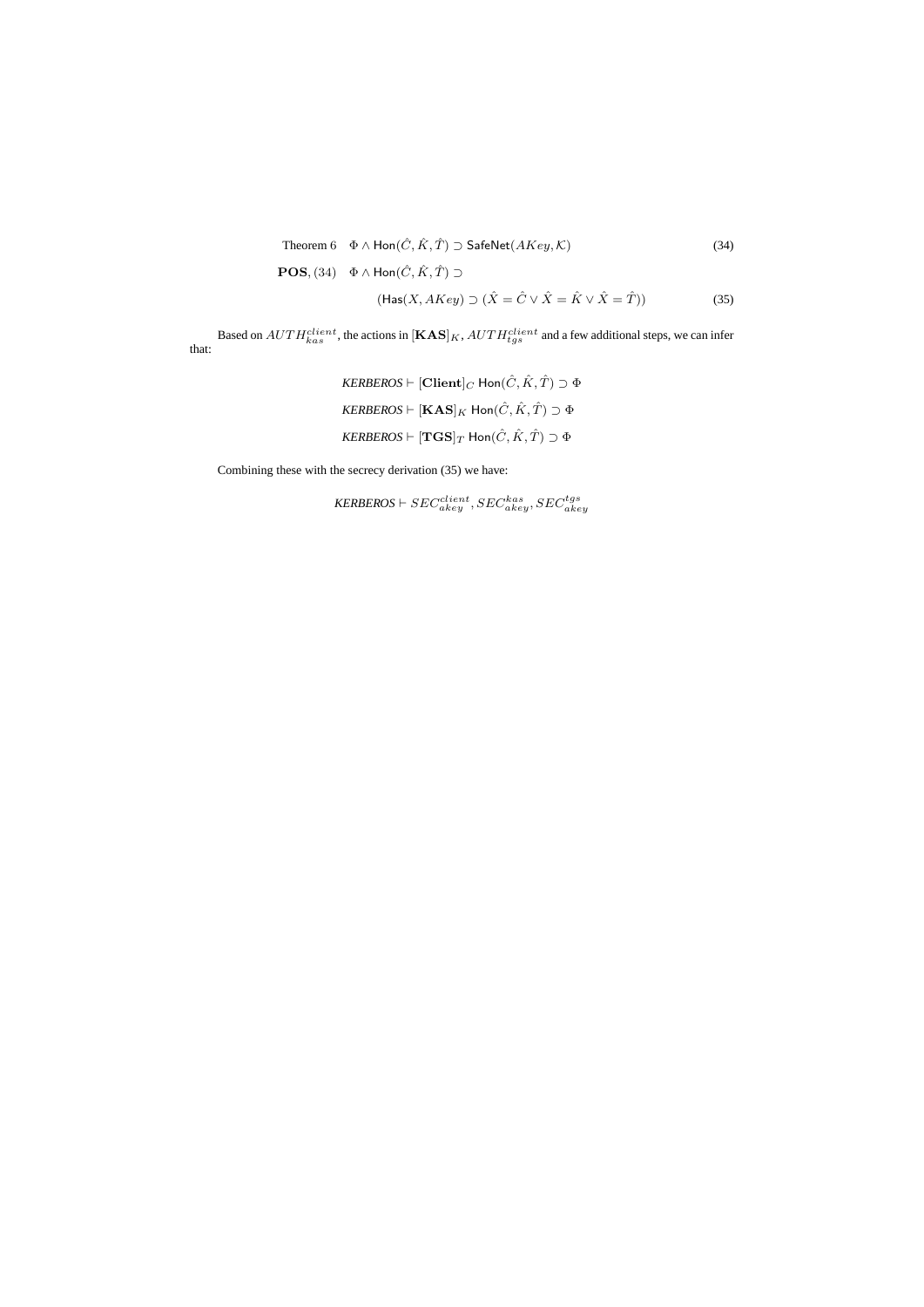$$\text{Theorem 6} \quad \Phi \wedge \mathsf{Hon}(\hat{C}, \hat{K}, \hat{T}) \supset \mathsf{SafeNet}(AKey, \mathcal{K}) \tag{34}$$

$$\mathbf{POS}, (34) \quad \Phi \wedge \mathsf{Hon}(\hat{C}, \hat{K}, \hat{T}) \supset$$

$$(\mathsf{Has}(X, AKey) \supset (\hat{X} = \hat{C} \vee \hat{X} = \hat{K} \vee \hat{X} = \hat{T})) \tag{35}$$

Based on $AUTH_{kas}^{client}$, the actions in $[\mathbf{KAS}]_K$, $AUTH_{tgs}^{client}$ and a few additional steps, we can infer that:

$$\mathit{KERBEROS} \vdash [\mathbf{Client}]_C \ \mathsf{Hon}(\hat{C}, \hat{K}, \hat{T}) \supset \Phi$$

$$\mathit{KERBEROS} \vdash [\mathbf{KAS}]_K \ \mathsf{Hon}(\hat{C}, \hat{K}, \hat{T}) \supset \Phi$$

$$\mathit{KERBEROS} \vdash [\mathbf{TGS}]_T \ \mathsf{Hon}(\hat{C}, \hat{K}, \hat{T}) \supset \Phi$$

Combining these with the secrecy derivation (35) we have:

$$\mathit{KERBEROS} \vdash SEC_{akey}^{client}, SEC_{akey}^{kas}, SEC_{akey}^{tgs}$$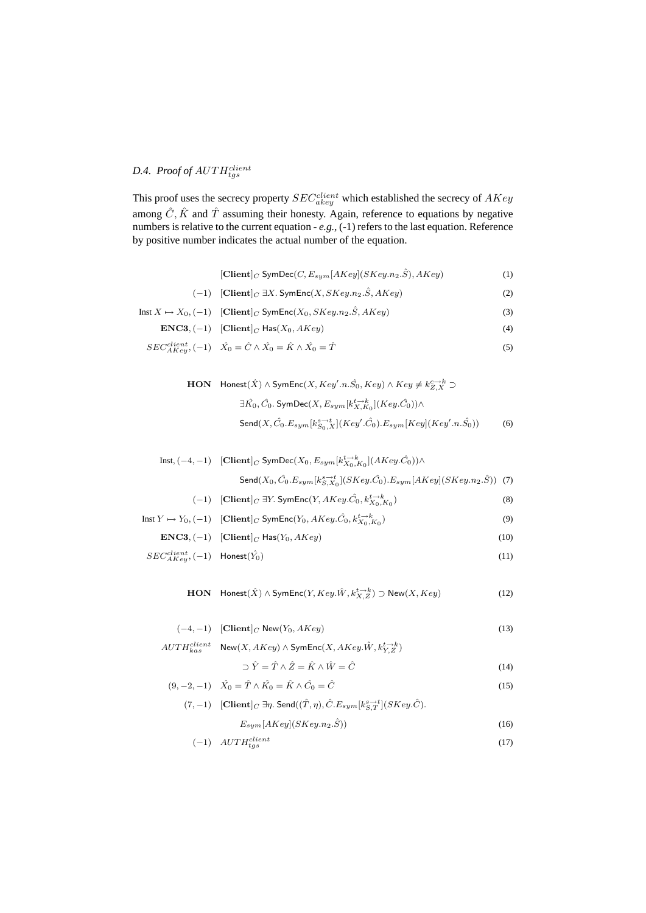### D.4. Proof of $AUTH^{client}_{tgs}$

This proof uses the secrecy property $SEC^{client}_{akey}$ which established the secrecy of $AKey$ among $\hat{C}$, $\hat{K}$ and $\hat{T}$ assuming their honesty. Again, reference to equations by negative numbers is relative to the current equation - *e.g.*, (-1) refers to the last equation. Reference by positive number indicates the actual number of the equation.

$$[\textbf{Client}]_C \ \mathsf{SymDec}(C, E_{sym}[AKey](SKey.n_2.\hat{S}), AKey) \tag{1}$$

$$(-1) \quad [\textbf{Client}]_C \ \exists X.\ \mathsf{SymEnc}(X, SKey.n_2.\hat{S}, AKey) \tag{2}$$

$$\text{Inst } X \mapsto X_0, (-1) \quad [\textbf{Client}]_C \ \mathsf{SymEnc}(X_0, SKey.n_2.\hat{S}, AKey) \tag{3}$$

$$\textbf{ENC3}, (-1) \quad [\textbf{Client}]_C \ \mathsf{Has}(X_0, AKey) \tag{4}$$

$$SEC^{client}_{AKey}, (-1) \quad \hat{X_0} = \hat{C} \wedge \hat{X_0} = \hat{K} \wedge \hat{X_0} = \hat{T} \tag{5}$$

$$\textbf{HON} \quad \mathsf{Honest}(\hat{X}) \wedge \mathsf{SymEnc}(X, Key'.n.\hat{S_0}, Key) \wedge Key \neq k^{c \to k}_{Z,X} \supset \exists \hat{K_0}, \hat{C_0}.\ \mathsf{SymDec}(X, E_{sym}[k^{t \to k}_{X,K_0}](Key.\hat{C_0})) \wedge \mathsf{Send}(X, \hat{C_0}.E_{sym}[k^{s \to t}_{S_0,X}](Key'.\hat{C_0}).E_{sym}[Key](Key'.n.\hat{S_0})) \tag{6}$$

$$\text{Inst}, (-4, -1) \quad [\textbf{Client}]_C \ \mathsf{SymDec}(X_0, E_{sym}[k^{t \to k}_{X_0,K_0}](AKey.\hat{C_0})) \wedge \mathsf{Send}(X_0, \hat{C_0}.E_{sym}[k^{s \to t}_{S,X_0}](SKey.\hat{C_0}).E_{sym}[AKey](SKey.n_2.\hat{S})) \tag{7}$$

$$(-1) \quad [\textbf{Client}]_C \ \exists Y.\ \mathsf{SymEnc}(Y, AKey.\hat{C_0}, k^{t \to k}_{X_0,K_0}) \tag{8}$$

$$\text{Inst } Y \mapsto Y_0, (-1) \quad [\textbf{Client}]_C \ \mathsf{SymEnc}(Y_0, AKey.\hat{C_0}, k^{t \to k}_{X_0,K_0}) \tag{9}$$

$$\textbf{ENC3}, (-1) \quad [\textbf{Client}]_C \ \mathsf{Has}(Y_0, AKey) \tag{10}$$

$$SEC^{client}_{AKey}, (-1) \quad \mathsf{Honest}(\hat{Y_0}) \tag{11}$$

$$\textbf{HON} \quad \mathsf{Honest}(\hat{X}) \wedge \mathsf{SymEnc}(Y, Key.\hat{W}, k^{t \to k}_{X,Z}) \supset \mathsf{New}(X, Key) \tag{12}$$

$$(-4, -1) \quad [\textbf{Client}]_C \ \mathsf{New}(Y_0, AKey) \tag{13}$$

$$AUTH^{client}_{kas} \quad \mathsf{New}(X, AKey) \wedge \mathsf{SymEnc}(X, AKey.\hat{W}, k^{t \to k}_{Y,Z}) \supset \hat{Y} = \hat{T} \wedge \hat{Z} = \hat{K} \wedge \hat{W} = \hat{C} \tag{14}$$

$$(9, -2, -1) \quad \hat{X_0} = \hat{T} \wedge \hat{K_0} = \hat{K} \wedge \hat{C_0} = \hat{C} \tag{15}$$

$$(7, -1) \quad [\textbf{Client}]_C \ \exists \eta.\ \mathsf{Send}((\hat{T}, \eta), \hat{C}.E_{sym}[k^{s \to t}_{S,T}](SKey.\hat{C}).E_{sym}[AKey](SKey.n_2.\hat{S})) \tag{16}$$

$$(-1) \quad AUTH^{client}_{tgs} \tag{17}$$